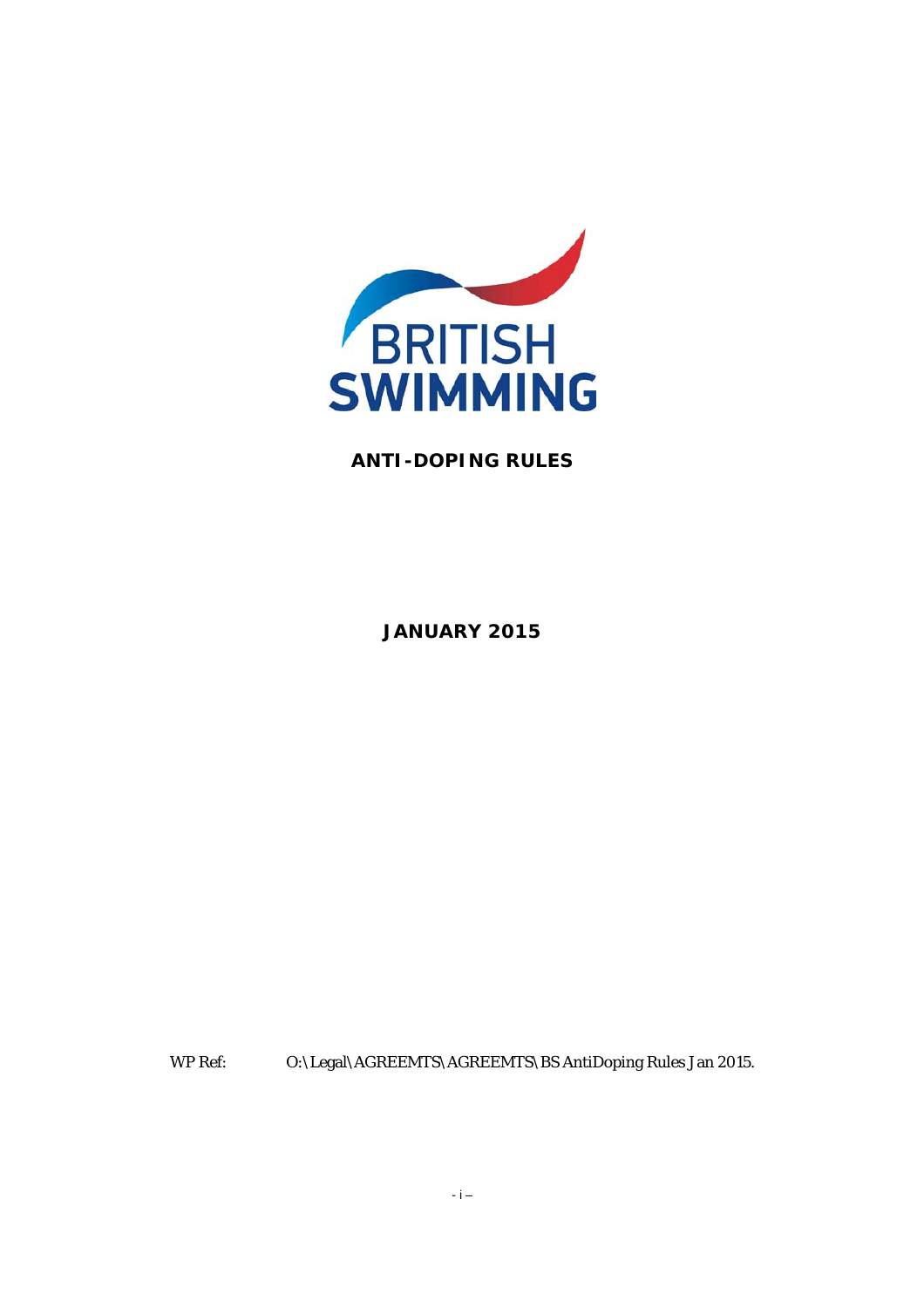BRITISH SWIMMING

# ANTI-DOPING RULES

**JANUARY 2015**

WP Ref: O:\Legal\AGREEMTS\AGREEMTS\BS AntiDoping Rules Jan 2015.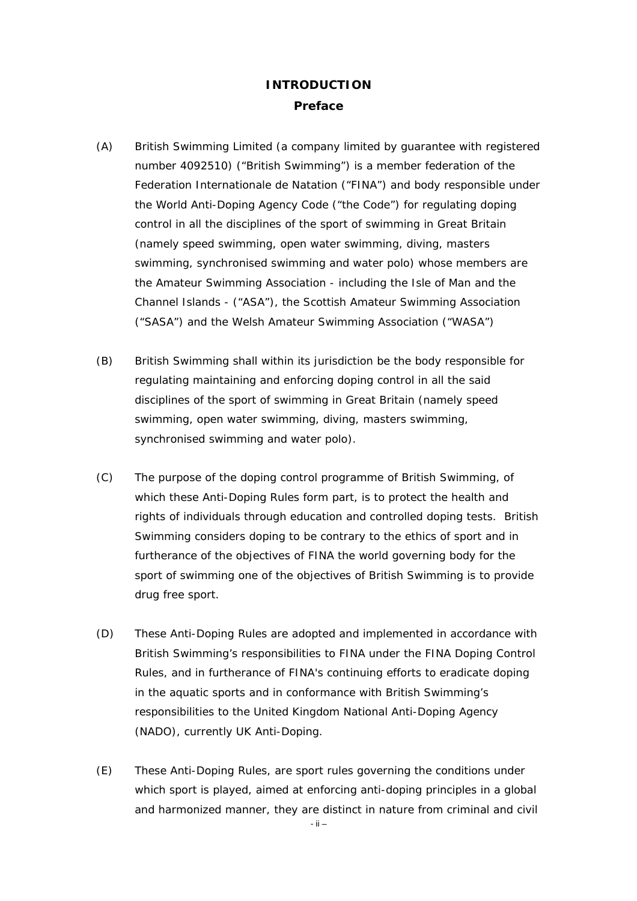# INTRODUCTION

## Preface

(A) British Swimming Limited (a company limited by guarantee with registered number 4092510) ("British Swimming") is a member federation of the Federation Internationale de Natation ("FINA") and body responsible under the World Anti-Doping Agency Code ("the Code") for regulating doping control in all the disciplines of the sport of swimming in Great Britain (namely speed swimming, open water swimming, diving, masters swimming, synchronised swimming and water polo) whose members are the Amateur Swimming Association - including the Isle of Man and the Channel Islands - ("ASA"), the Scottish Amateur Swimming Association ("SASA") and the Welsh Amateur Swimming Association ("WASA")

(B) British Swimming shall within its jurisdiction be the body responsible for regulating maintaining and enforcing doping control in all the said disciplines of the sport of swimming in Great Britain (namely speed swimming, open water swimming, diving, masters swimming, synchronised swimming and water polo).

(C) The purpose of the doping control programme of British Swimming, of which these Anti-Doping Rules form part, is to protect the health and rights of individuals through education and controlled doping tests. British Swimming considers doping to be contrary to the ethics of sport and in furtherance of the objectives of FINA the world governing body for the sport of swimming one of the objectives of British Swimming is to provide drug free sport.

(D) These Anti-Doping Rules are adopted and implemented in accordance with British Swimming's responsibilities to FINA under the FINA Doping Control Rules, and in furtherance of FINA's continuing efforts to eradicate doping in the aquatic sports and in conformance with British Swimming's responsibilities to the United Kingdom National Anti-Doping Agency (NADO), currently UK Anti-Doping.

(E) These Anti-Doping Rules, are sport rules governing the conditions under which sport is played, aimed at enforcing anti-doping principles in a global and harmonized manner, they are distinct in nature from criminal and civil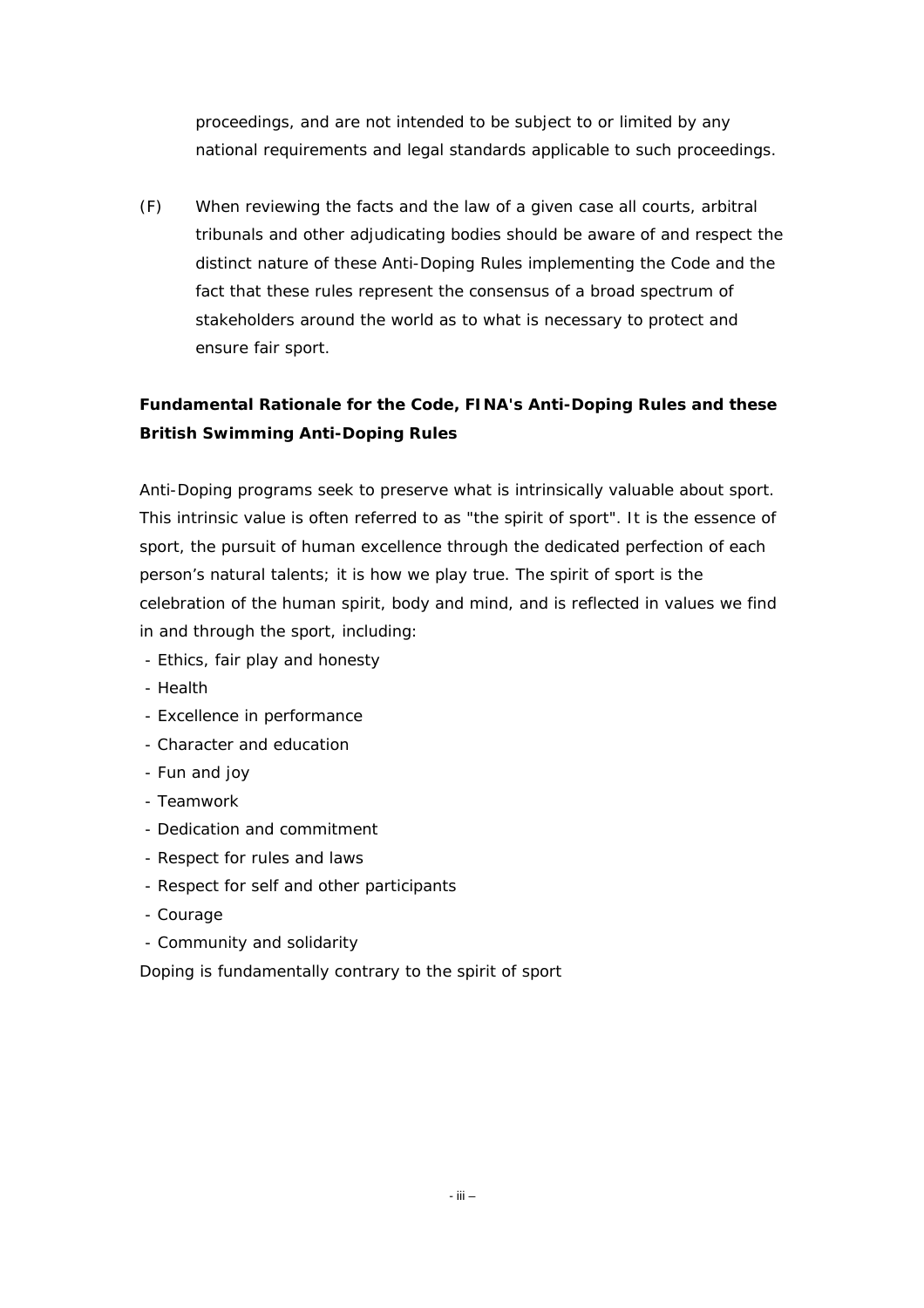proceedings, and are not intended to be subject to or limited by any national requirements and legal standards applicable to such proceedings.

(F) When reviewing the facts and the law of a given case all courts, arbitral tribunals and other adjudicating bodies should be aware of and respect the distinct nature of these Anti-Doping Rules implementing the Code and the fact that these rules represent the consensus of a broad spectrum of stakeholders around the world as to what is necessary to protect and ensure fair sport.

**Fundamental Rationale for the Code, FINA's Anti-Doping Rules and these British Swimming Anti-Doping Rules**

Anti-Doping programs seek to preserve what is intrinsically valuable about sport. This intrinsic value is often referred to as "the spirit of sport". It is the essence of sport, the pursuit of human excellence through the dedicated perfection of each person's natural talents; it is how we play true. The spirit of sport is the celebration of the human spirit, body and mind, and is reflected in values we find in and through the sport, including:

- Ethics, fair play and honesty
- Health
- Excellence in performance
- Character and education
- Fun and joy
- Teamwork
- Dedication and commitment
- Respect for rules and laws
- Respect for self and other participants
- Courage
- Community and solidarity

Doping is fundamentally contrary to the spirit of sport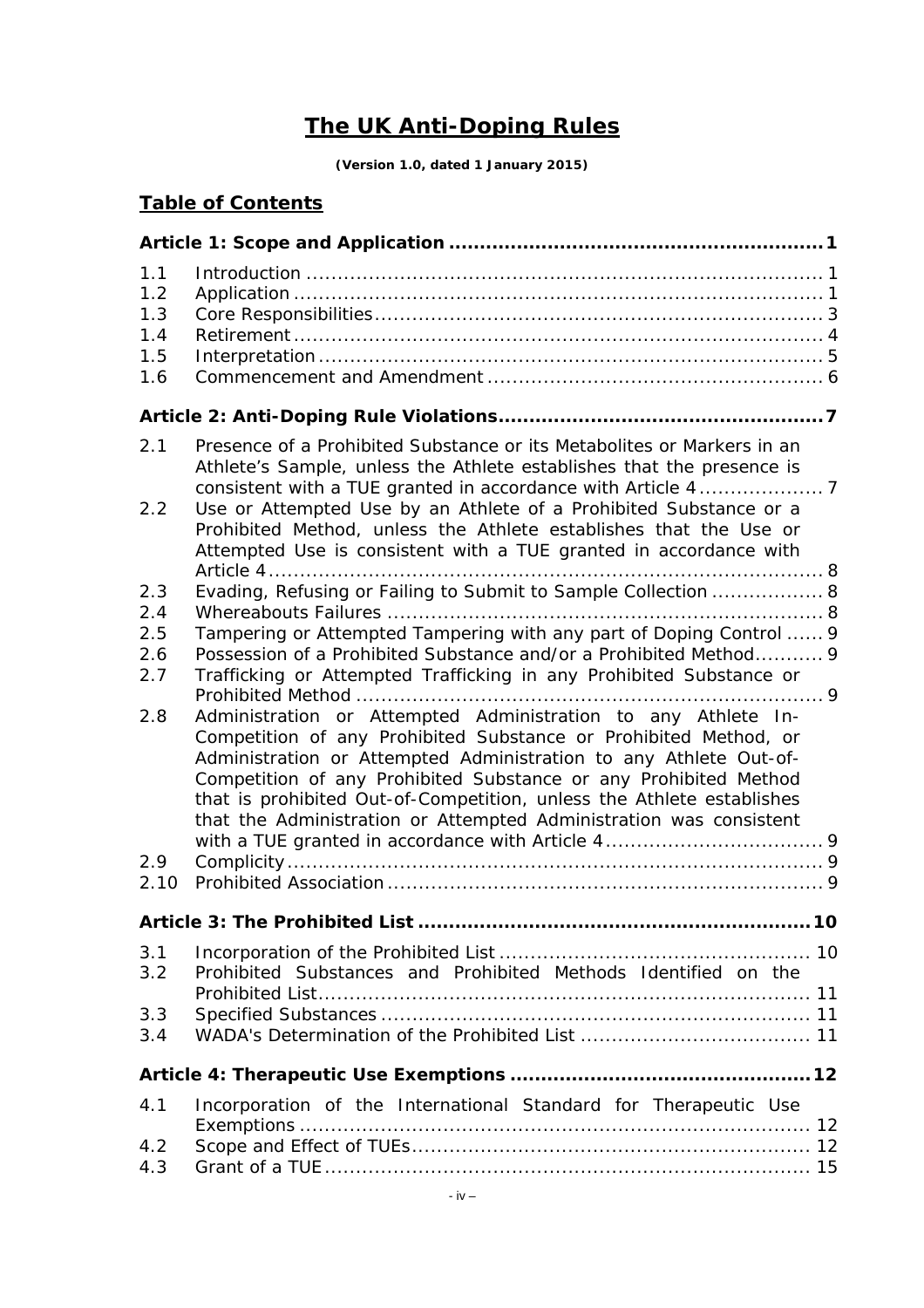# The UK Anti-Doping Rules

**(Version 1.0, dated 1 January 2015)**

## Table of Contents

**Article 1: Scope and Application ........................................................... 1**

1.1 Introduction ........................................................................... 1
1.2 Application ............................................................................. 1
1.3 Core Responsibilities ................................................................ 3
1.4 Retirement ............................................................................. 4
1.5 Interpretation ......................................................................... 5
1.6 Commencement and Amendment ............................................... 6

**Article 2: Anti-Doping Rule Violations .................................................... 7**

2.1 Presence of a Prohibited Substance or its Metabolites or Markers in an Athlete's Sample, unless the Athlete establishes that the presence is consistent with a TUE granted in accordance with Article 4 .................... 7
2.2 Use or Attempted Use by an Athlete of a Prohibited Substance or a Prohibited Method, unless the Athlete establishes that the Use or Attempted Use is consistent with a TUE granted in accordance with Article 4 ........................................................................................... 8
2.3 Evading, Refusing or Failing to Submit to Sample Collection .................. 8
2.4 Whereabouts Failures ..................................................................... 8
2.5 Tampering or Attempted Tampering with any part of Doping Control ...... 9
2.6 Possession of a Prohibited Substance and/or a Prohibited Method ........... 9
2.7 Trafficking or Attempted Trafficking in any Prohibited Substance or Prohibited Method .......................................................................... 9
2.8 Administration or Attempted Administration to any Athlete In-Competition of any Prohibited Substance or Prohibited Method, or Administration or Attempted Administration to any Athlete Out-of-Competition of any Prohibited Substance or any Prohibited Method that is prohibited Out-of-Competition, unless the Athlete establishes that the Administration or Attempted Administration was consistent with a TUE granted in accordance with Article 4 ................................... 9
2.9 Complicity ..................................................................................... 9
2.10 Prohibited Association ...................................................................... 9

**Article 3: The Prohibited List ............................................................... 10**

3.1 Incorporation of the Prohibited List ................................................. 10
3.2 Prohibited Substances and Prohibited Methods Identified on the Prohibited List ............................................................................... 11
3.3 Specified Substances ..................................................................... 11
3.4 WADA's Determination of the Prohibited List ..................................... 11

**Article 4: Therapeutic Use Exemptions ................................................. 12**

4.1 Incorporation of the International Standard for Therapeutic Use Exemptions .................................................................................. 12
4.2 Scope and Effect of TUEs ................................................................ 12
4.3 Grant of a TUE .............................................................................. 15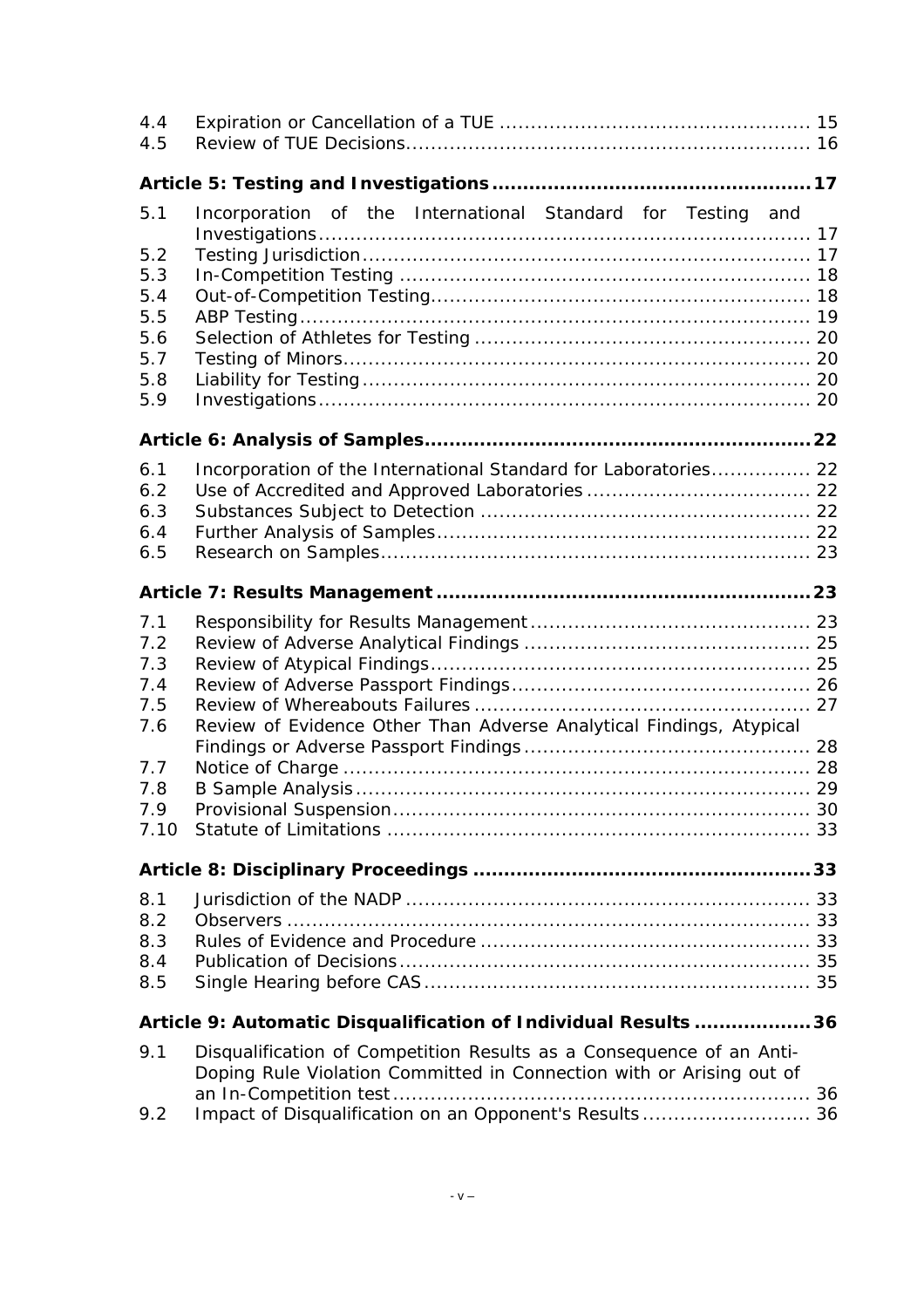| | | |
|---|---|---|
| 4.4 | Expiration or Cancellation of a TUE | 15 |
| 4.5 | Review of TUE Decisions | 16 |
| **Article 5: Testing and Investigations** | | **17** |
| 5.1 | Incorporation of the International Standard for Testing and Investigations | 17 |
| 5.2 | Testing Jurisdiction | 17 |
| 5.3 | In-Competition Testing | 18 |
| 5.4 | Out-of-Competition Testing | 18 |
| 5.5 | ABP Testing | 19 |
| 5.6 | Selection of Athletes for Testing | 20 |
| 5.7 | Testing of Minors | 20 |
| 5.8 | Liability for Testing | 20 |
| 5.9 | Investigations | 20 |
| **Article 6: Analysis of Samples** | | **22** |
| 6.1 | Incorporation of the International Standard for Laboratories | 22 |
| 6.2 | Use of Accredited and Approved Laboratories | 22 |
| 6.3 | Substances Subject to Detection | 22 |
| 6.4 | Further Analysis of Samples | 22 |
| 6.5 | Research on Samples | 23 |
| **Article 7: Results Management** | | **23** |
| 7.1 | Responsibility for Results Management | 23 |
| 7.2 | Review of Adverse Analytical Findings | 25 |
| 7.3 | Review of Atypical Findings | 25 |
| 7.4 | Review of Adverse Passport Findings | 26 |
| 7.5 | Review of Whereabouts Failures | 27 |
| 7.6 | Review of Evidence Other Than Adverse Analytical Findings, Atypical Findings or Adverse Passport Findings | 28 |
| 7.7 | Notice of Charge | 28 |
| 7.8 | B Sample Analysis | 29 |
| 7.9 | Provisional Suspension | 30 |
| 7.10 | Statute of Limitations | 33 |
| **Article 8: Disciplinary Proceedings** | | **33** |
| 8.1 | Jurisdiction of the NADP | 33 |
| 8.2 | Observers | 33 |
| 8.3 | Rules of Evidence and Procedure | 33 |
| 8.4 | Publication of Decisions | 35 |
| 8.5 | Single Hearing before CAS | 35 |
| **Article 9: Automatic Disqualification of Individual Results** | | **36** |
| 9.1 | Disqualification of Competition Results as a Consequence of an Anti-Doping Rule Violation Committed in Connection with or Arising out of an In-Competition test | 36 |
| 9.2 | Impact of Disqualification on an Opponent's Results | 36 |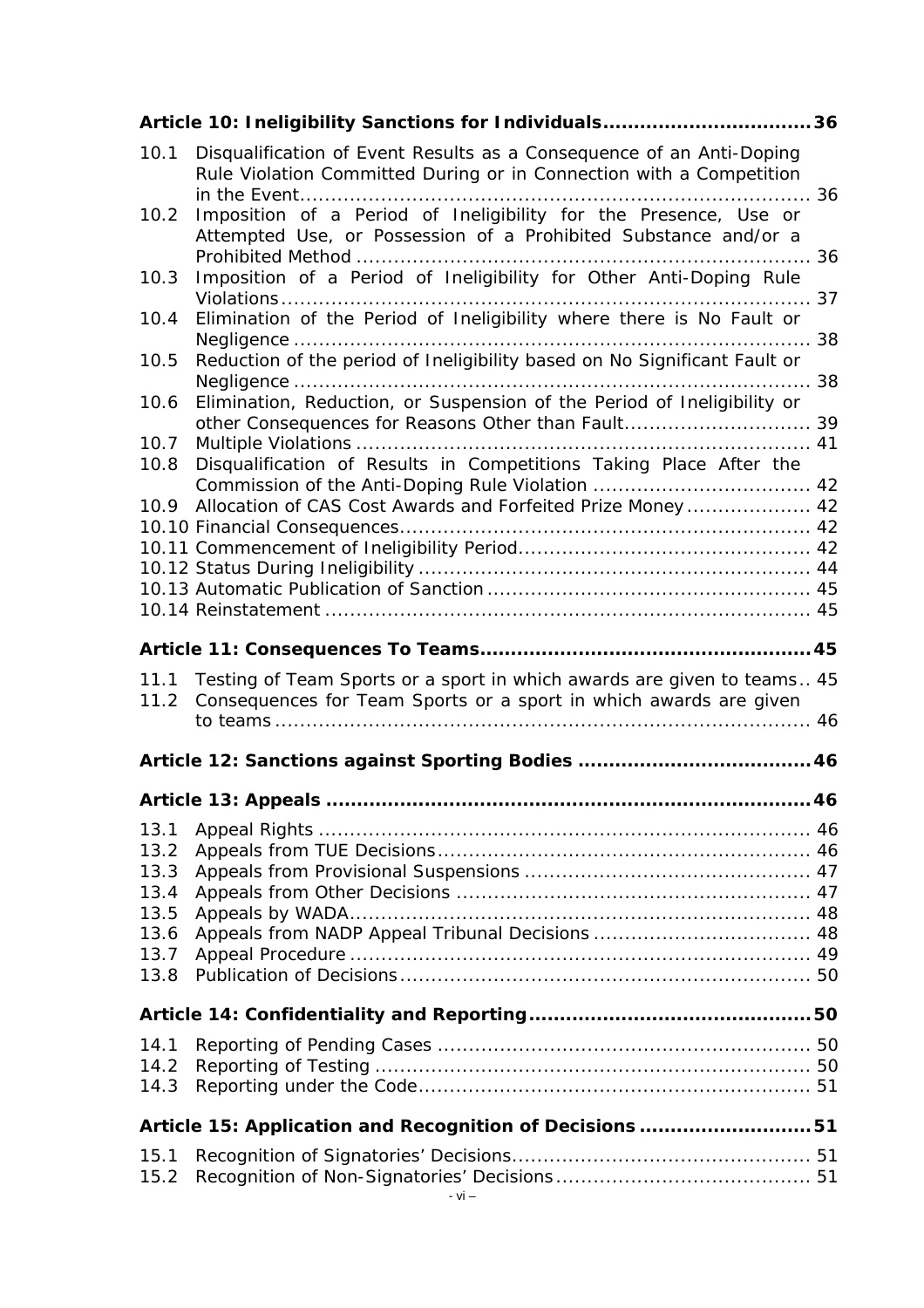**Article 10: Ineligibility Sanctions for Individuals.................................36**

10.1 Disqualification of Event Results as a Consequence of an Anti-Doping Rule Violation Committed During or in Connection with a Competition in the Event.................................................................................. 36

10.2 Imposition of a Period of Ineligibility for the Presence, Use or Attempted Use, or Possession of a Prohibited Substance and/or a Prohibited Method ......................................................................... 36

10.3 Imposition of a Period of Ineligibility for Other Anti-Doping Rule Violations.................................................................................... 37

10.4 Elimination of the Period of Ineligibility where there is No Fault or Negligence .................................................................................. 38

10.5 Reduction of the period of Ineligibility based on No Significant Fault or Negligence .................................................................................. 38

10.6 Elimination, Reduction, or Suspension of the Period of Ineligibility or other Consequences for Reasons Other than Fault.............................. 39

10.7 Multiple Violations ........................................................................ 41

10.8 Disqualification of Results in Competitions Taking Place After the Commission of the Anti-Doping Rule Violation ................................... 42

10.9 Allocation of CAS Cost Awards and Forfeited Prize Money.................... 42

10.10 Financial Consequences................................................................. 42

10.11 Commencement of Ineligibility Period............................................... 42

10.12 Status During Ineligibility .............................................................. 44

10.13 Automatic Publication of Sanction ................................................... 45

10.14 Reinstatement ............................................................................. 45

**Article 11: Consequences To Teams.....................................................45**

11.1 Testing of Team Sports or a sport in which awards are given to teams.. 45

11.2 Consequences for Team Sports or a sport in which awards are given to teams ..................................................................................... 46

**Article 12: Sanctions against Sporting Bodies .....................................46**

**Article 13: Appeals ............................................................................46**

13.1 Appeal Rights .............................................................................. 46

13.2 Appeals from TUE Decisions........................................................... 46

13.3 Appeals from Provisional Suspensions ............................................. 47

13.4 Appeals from Other Decisions ........................................................ 47

13.5 Appeals by WADA......................................................................... 48

13.6 Appeals from NADP Appeal Tribunal Decisions ................................... 48

13.7 Appeal Procedure ......................................................................... 49

13.8 Publication of Decisions................................................................. 50

**Article 14: Confidentiality and Reporting.............................................50**

14.1 Reporting of Pending Cases ........................................................... 50

14.2 Reporting of Testing ..................................................................... 50

14.3 Reporting under the Code.............................................................. 51

**Article 15: Application and Recognition of Decisions ...........................51**

15.1 Recognition of Signatories' Decisions................................................ 51

15.2 Recognition of Non-Signatories' Decisions......................................... 51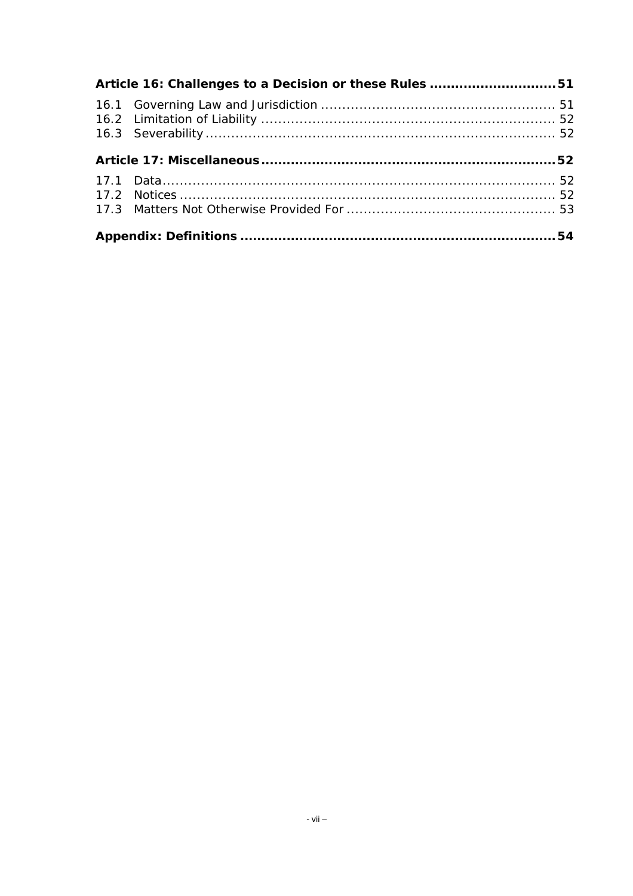**Article 16: Challenges to a Decision or these Rules .............................51**

16.1 Governing Law and Jurisdiction ...................................................... 51
16.2 Limitation of Liability ..................................................................... 52
16.3 Severability ................................................................................. 52

**Article 17: Miscellaneous ....................................................................52**

17.1 Data ........................................................................................... 52
17.2 Notices ....................................................................................... 52
17.3 Matters Not Otherwise Provided For ................................................ 53

**Appendix: Definitions .........................................................................54**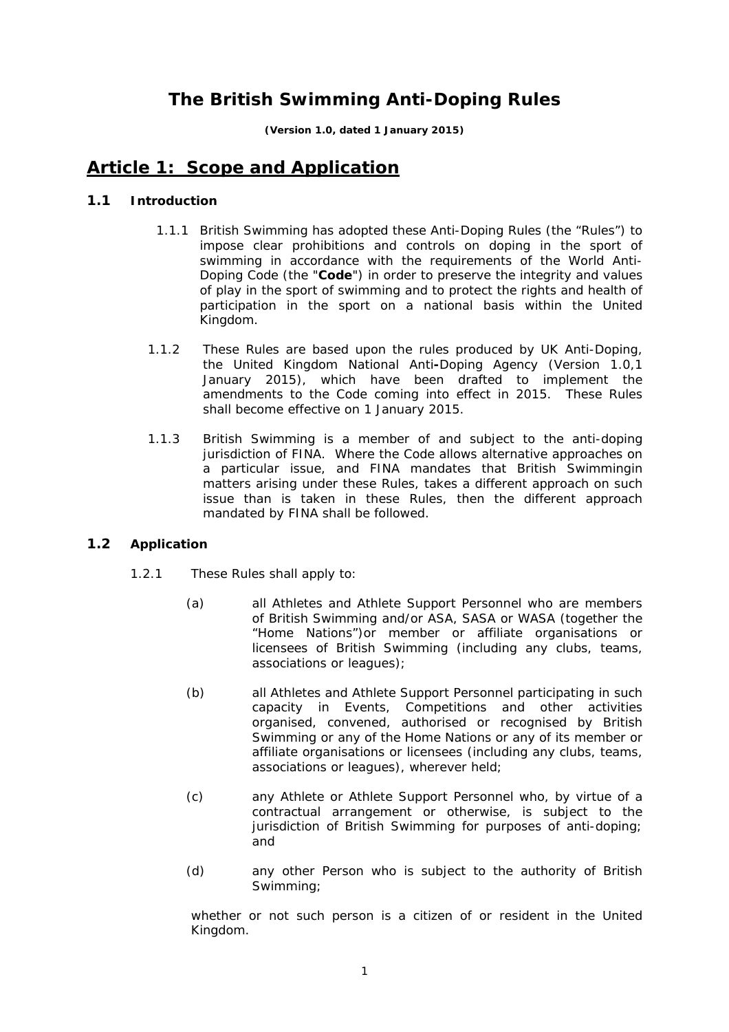# The British Swimming Anti-Doping Rules

**(Version 1.0, dated 1 January 2015)**

## Article 1: Scope and Application

### 1.1 Introduction

1.1.1 British Swimming has adopted these Anti-Doping Rules (the "Rules") to impose clear prohibitions and controls on doping in the sport of swimming in accordance with the requirements of the World Anti-Doping Code (the "**Code**") in order to preserve the integrity and values of play in the sport of swimming and to protect the rights and health of participation in the sport on a national basis within the United Kingdom.

1.1.2 These Rules are based upon the rules produced by UK Anti-Doping, the United Kingdom National Anti-Doping Agency (Version 1.0,1 January 2015), which have been drafted to implement the amendments to the Code coming into effect in 2015. These Rules shall become effective on 1 January 2015.

1.1.3 British Swimming is a member of and subject to the anti-doping jurisdiction of FINA. Where the Code allows alternative approaches on a particular issue, and FINA mandates that British Swimmingin matters arising under these Rules, takes a different approach on such issue than is taken in these Rules, then the different approach mandated by FINA shall be followed.

### 1.2 Application

1.2.1 These Rules shall apply to:

(a) all Athletes and Athlete Support Personnel who are members of British Swimming and/or ASA, SASA or WASA (together the "Home Nations")or member or affiliate organisations or licensees of British Swimming (including any clubs, teams, associations or leagues);

(b) all Athletes and Athlete Support Personnel participating in such capacity in Events, Competitions and other activities organised, convened, authorised or recognised by British Swimming or any of the Home Nations or any of its member or affiliate organisations or licensees (including any clubs, teams, associations or leagues), wherever held;

(c) any Athlete or Athlete Support Personnel who, by virtue of a contractual arrangement or otherwise, is subject to the jurisdiction of British Swimming for purposes of anti-doping; and

(d) any other Person who is subject to the authority of British Swimming;

whether or not such person is a citizen of or resident in the United Kingdom.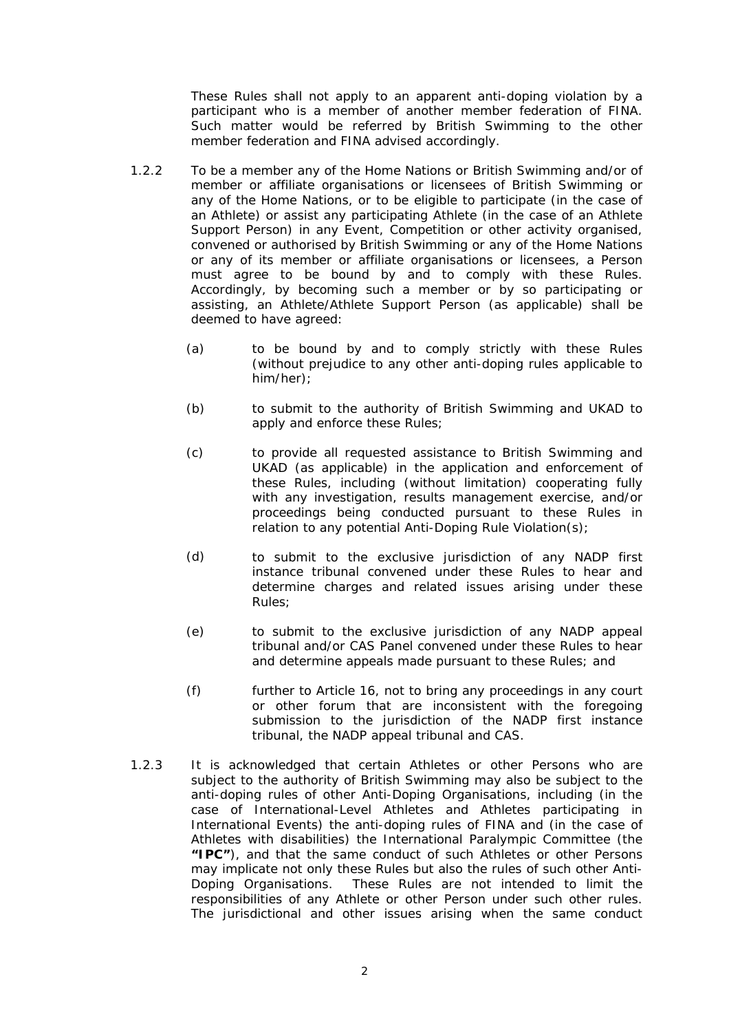These Rules shall not apply to an apparent anti-doping violation by a participant who is a member of another member federation of FINA. Such matter would be referred by British Swimming to the other member federation and FINA advised accordingly.

1.2.2 To be a member any of the Home Nations or British Swimming and/or of member or affiliate organisations or licensees of British Swimming or any of the Home Nations, or to be eligible to participate (in the case of an Athlete) or assist any participating Athlete (in the case of an Athlete Support Person) in any Event, Competition or other activity organised, convened or authorised by British Swimming or any of the Home Nations or any of its member or affiliate organisations or licensees, a Person must agree to be bound by and to comply with these Rules. Accordingly, by becoming such a member or by so participating or assisting, an Athlete/Athlete Support Person (as applicable) shall be deemed to have agreed:

(a) to be bound by and to comply strictly with these Rules (without prejudice to any other anti-doping rules applicable to him/her);

(b) to submit to the authority of British Swimming and UKAD to apply and enforce these Rules;

(c) to provide all requested assistance to British Swimming and UKAD (as applicable) in the application and enforcement of these Rules, including (without limitation) cooperating fully with any investigation, results management exercise, and/or proceedings being conducted pursuant to these Rules in relation to any potential Anti-Doping Rule Violation(s);

(d) to submit to the exclusive jurisdiction of any NADP first instance tribunal convened under these Rules to hear and determine charges and related issues arising under these Rules;

(e) to submit to the exclusive jurisdiction of any NADP appeal tribunal and/or CAS Panel convened under these Rules to hear and determine appeals made pursuant to these Rules; and

(f) further to Article 16, not to bring any proceedings in any court or other forum that are inconsistent with the foregoing submission to the jurisdiction of the NADP first instance tribunal, the NADP appeal tribunal and CAS.

1.2.3 It is acknowledged that certain Athletes or other Persons who are subject to the authority of British Swimming may also be subject to the anti-doping rules of other Anti-Doping Organisations, including (in the case of International-Level Athletes and Athletes participating in International Events) the anti-doping rules of FINA and (in the case of Athletes with disabilities) the International Paralympic Committee (the **"IPC"**), and that the same conduct of such Athletes or other Persons may implicate not only these Rules but also the rules of such other Anti-Doping Organisations. These Rules are not intended to limit the responsibilities of any Athlete or other Person under such other rules. The jurisdictional and other issues arising when the same conduct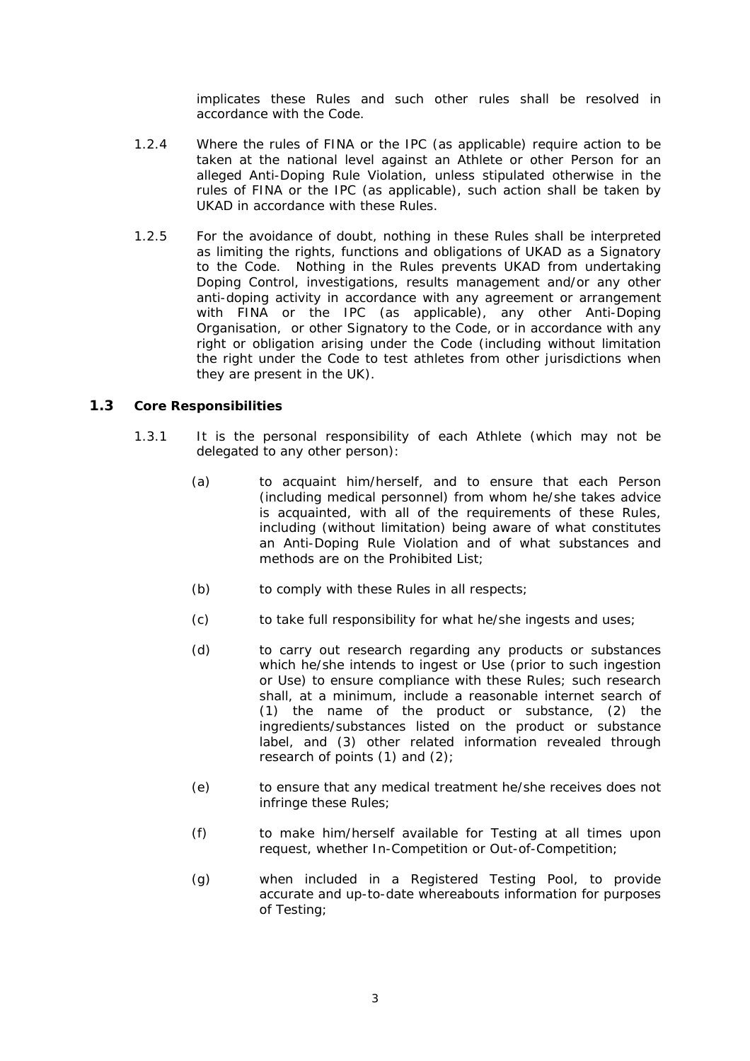implicates these Rules and such other rules shall be resolved in accordance with the Code.

1.2.4 Where the rules of FINA or the IPC (as applicable) require action to be taken at the national level against an Athlete or other Person for an alleged Anti-Doping Rule Violation, unless stipulated otherwise in the rules of FINA or the IPC (as applicable), such action shall be taken by UKAD in accordance with these Rules.

1.2.5 For the avoidance of doubt, nothing in these Rules shall be interpreted as limiting the rights, functions and obligations of UKAD as a Signatory to the Code. Nothing in the Rules prevents UKAD from undertaking Doping Control, investigations, results management and/or any other anti-doping activity in accordance with any agreement or arrangement with FINA or the IPC (as applicable), any other Anti-Doping Organisation, or other Signatory to the Code, or in accordance with any right or obligation arising under the Code (including without limitation the right under the Code to test athletes from other jurisdictions when they are present in the UK).

## 1.3 Core Responsibilities

1.3.1 It is the personal responsibility of each Athlete (which may not be delegated to any other person):

(a) to acquaint him/herself, and to ensure that each Person (including medical personnel) from whom he/she takes advice is acquainted, with all of the requirements of these Rules, including (without limitation) being aware of what constitutes an Anti-Doping Rule Violation and of what substances and methods are on the Prohibited List;

(b) to comply with these Rules in all respects;

(c) to take full responsibility for what he/she ingests and uses;

(d) to carry out research regarding any products or substances which he/she intends to ingest or Use (prior to such ingestion or Use) to ensure compliance with these Rules; such research shall, at a minimum, include a reasonable internet search of (1) the name of the product or substance, (2) the ingredients/substances listed on the product or substance label, and (3) other related information revealed through research of points (1) and (2);

(e) to ensure that any medical treatment he/she receives does not infringe these Rules;

(f) to make him/herself available for Testing at all times upon request, whether In-Competition or Out-of-Competition;

(g) when included in a Registered Testing Pool, to provide accurate and up-to-date whereabouts information for purposes of Testing;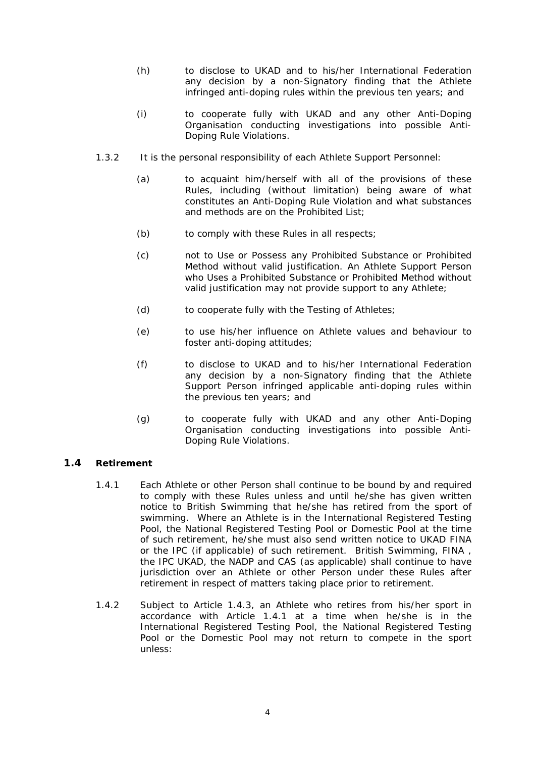(h) to disclose to UKAD and to his/her International Federation any decision by a non-Signatory finding that the Athlete infringed anti-doping rules within the previous ten years; and

(i) to cooperate fully with UKAD and any other Anti-Doping Organisation conducting investigations into possible Anti-Doping Rule Violations.

1.3.2 It is the personal responsibility of each Athlete Support Personnel:

(a) to acquaint him/herself with all of the provisions of these Rules, including (without limitation) being aware of what constitutes an Anti-Doping Rule Violation and what substances and methods are on the Prohibited List;

(b) to comply with these Rules in all respects;

(c) not to Use or Possess any Prohibited Substance or Prohibited Method without valid justification. An Athlete Support Person who Uses a Prohibited Substance or Prohibited Method without valid justification may not provide support to any Athlete;

(d) to cooperate fully with the Testing of Athletes;

(e) to use his/her influence on Athlete values and behaviour to foster anti-doping attitudes;

(f) to disclose to UKAD and to his/her International Federation any decision by a non-Signatory finding that the Athlete Support Person infringed applicable anti-doping rules within the previous ten years; and

(g) to cooperate fully with UKAD and any other Anti-Doping Organisation conducting investigations into possible Anti-Doping Rule Violations.

## 1.4 Retirement

1.4.1 Each Athlete or other Person shall continue to be bound by and required to comply with these Rules unless and until he/she has given written notice to British Swimming that he/she has retired from the sport of swimming. Where an Athlete is in the International Registered Testing Pool, the National Registered Testing Pool or Domestic Pool at the time of such retirement, he/she must also send written notice to UKAD FINA or the IPC (if applicable) of such retirement. British Swimming, FINA , the IPC UKAD, the NADP and CAS (as applicable) shall continue to have jurisdiction over an Athlete or other Person under these Rules after retirement in respect of matters taking place prior to retirement.

1.4.2 Subject to Article 1.4.3, an Athlete who retires from his/her sport in accordance with Article 1.4.1 at a time when he/she is in the International Registered Testing Pool, the National Registered Testing Pool or the Domestic Pool may not return to compete in the sport unless: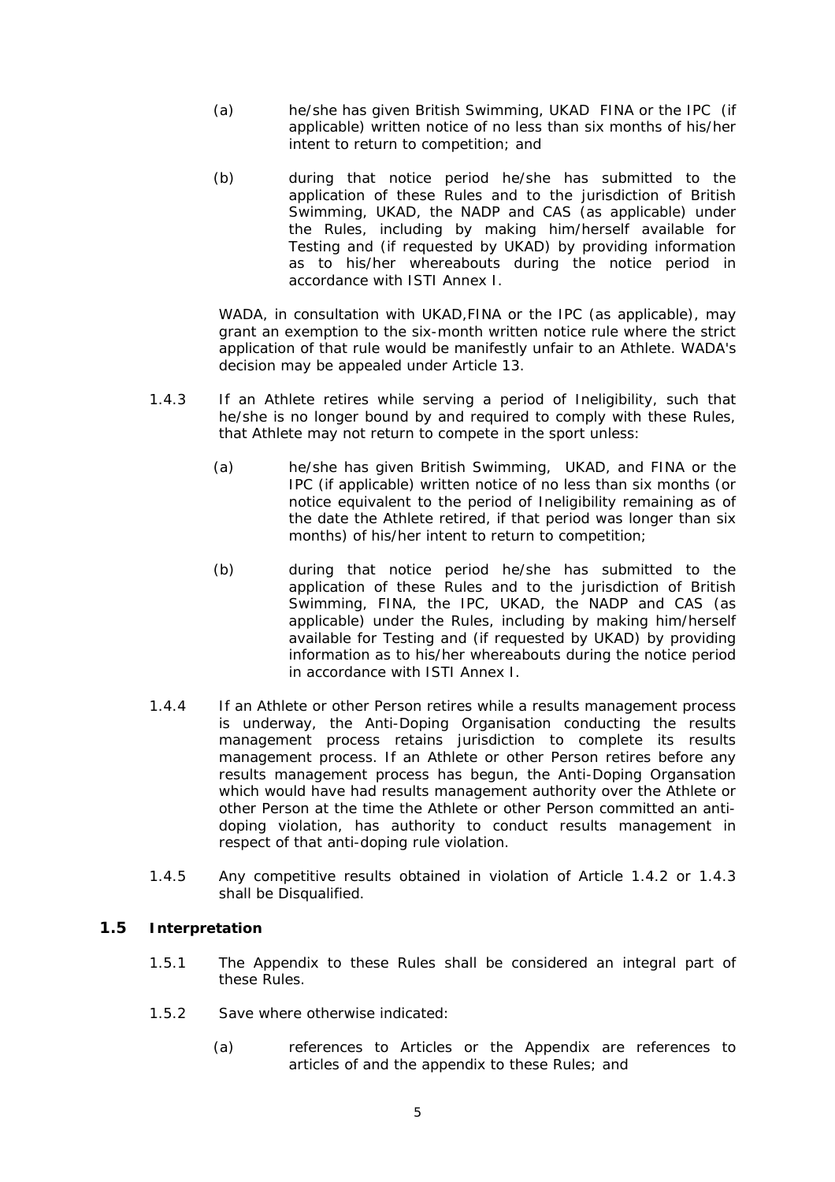(a) he/she has given British Swimming, UKAD FINA or the IPC (if applicable) written notice of no less than six months of his/her intent to return to competition; and

(b) during that notice period he/she has submitted to the application of these Rules and to the jurisdiction of British Swimming, UKAD, the NADP and CAS (as applicable) under the Rules, including by making him/herself available for Testing and (if requested by UKAD) by providing information as to his/her whereabouts during the notice period in accordance with ISTI Annex I.

WADA, in consultation with UKAD,FINA or the IPC (as applicable), may grant an exemption to the six-month written notice rule where the strict application of that rule would be manifestly unfair to an Athlete. WADA's decision may be appealed under Article 13.

1.4.3 If an Athlete retires while serving a period of Ineligibility, such that he/she is no longer bound by and required to comply with these Rules, that Athlete may not return to compete in the sport unless:

(a) he/she has given British Swimming, UKAD, and FINA or the IPC (if applicable) written notice of no less than six months (or notice equivalent to the period of Ineligibility remaining as of the date the Athlete retired, if that period was longer than six months) of his/her intent to return to competition;

(b) during that notice period he/she has submitted to the application of these Rules and to the jurisdiction of British Swimming, FINA, the IPC, UKAD, the NADP and CAS (as applicable) under the Rules, including by making him/herself available for Testing and (if requested by UKAD) by providing information as to his/her whereabouts during the notice period in accordance with ISTI Annex I.

1.4.4 If an Athlete or other Person retires while a results management process is underway, the Anti-Doping Organisation conducting the results management process retains jurisdiction to complete its results management process. If an Athlete or other Person retires before any results management process has begun, the Anti-Doping Organsation which would have had results management authority over the Athlete or other Person at the time the Athlete or other Person committed an anti-doping violation, has authority to conduct results management in respect of that anti-doping rule violation.

1.4.5 Any competitive results obtained in violation of Article 1.4.2 or 1.4.3 shall be Disqualified.

## 1.5 Interpretation

1.5.1 The Appendix to these Rules shall be considered an integral part of these Rules.

1.5.2 Save where otherwise indicated:

(a) references to Articles or the Appendix are references to articles of and the appendix to these Rules; and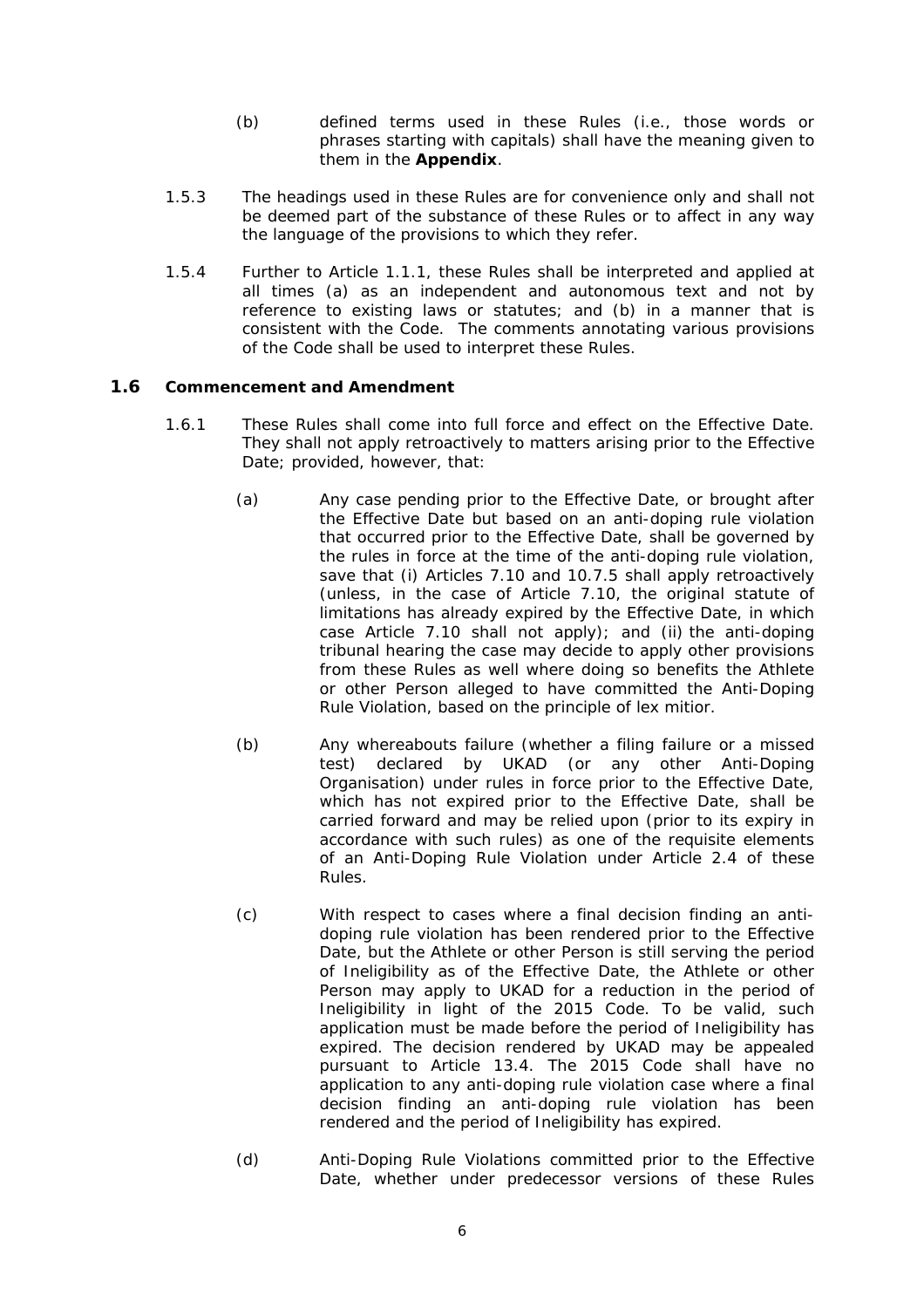(b) defined terms used in these Rules (i.e., those words or phrases starting with capitals) shall have the meaning given to them in the **Appendix**.

1.5.3 The headings used in these Rules are for convenience only and shall not be deemed part of the substance of these Rules or to affect in any way the language of the provisions to which they refer.

1.5.4 Further to Article 1.1.1, these Rules shall be interpreted and applied at all times (a) as an independent and autonomous text and not by reference to existing laws or statutes; and (b) in a manner that is consistent with the Code. The comments annotating various provisions of the Code shall be used to interpret these Rules.

### 1.6 Commencement and Amendment

1.6.1 These Rules shall come into full force and effect on the Effective Date. They shall not apply retroactively to matters arising prior to the Effective Date; provided, however, that:

(a) Any case pending prior to the Effective Date, or brought after the Effective Date but based on an anti-doping rule violation that occurred prior to the Effective Date, shall be governed by the rules in force at the time of the anti-doping rule violation, save that (i) Articles 7.10 and 10.7.5 shall apply retroactively (unless, in the case of Article 7.10, the original statute of limitations has already expired by the Effective Date, in which case Article 7.10 shall not apply); and (ii) the anti-doping tribunal hearing the case may decide to apply other provisions from these Rules as well where doing so benefits the Athlete or other Person alleged to have committed the Anti-Doping Rule Violation, based on the principle of lex mitior.

(b) Any whereabouts failure (whether a filing failure or a missed test) declared by UKAD (or any other Anti-Doping Organisation) under rules in force prior to the Effective Date, which has not expired prior to the Effective Date, shall be carried forward and may be relied upon (prior to its expiry in accordance with such rules) as one of the requisite elements of an Anti-Doping Rule Violation under Article 2.4 of these Rules.

(c) With respect to cases where a final decision finding an anti-doping rule violation has been rendered prior to the Effective Date, but the Athlete or other Person is still serving the period of Ineligibility as of the Effective Date, the Athlete or other Person may apply to UKAD for a reduction in the period of Ineligibility in light of the 2015 Code. To be valid, such application must be made before the period of Ineligibility has expired. The decision rendered by UKAD may be appealed pursuant to Article 13.4. The 2015 Code shall have no application to any anti-doping rule violation case where a final decision finding an anti-doping rule violation has been rendered and the period of Ineligibility has expired.

(d) Anti-Doping Rule Violations committed prior to the Effective Date, whether under predecessor versions of these Rules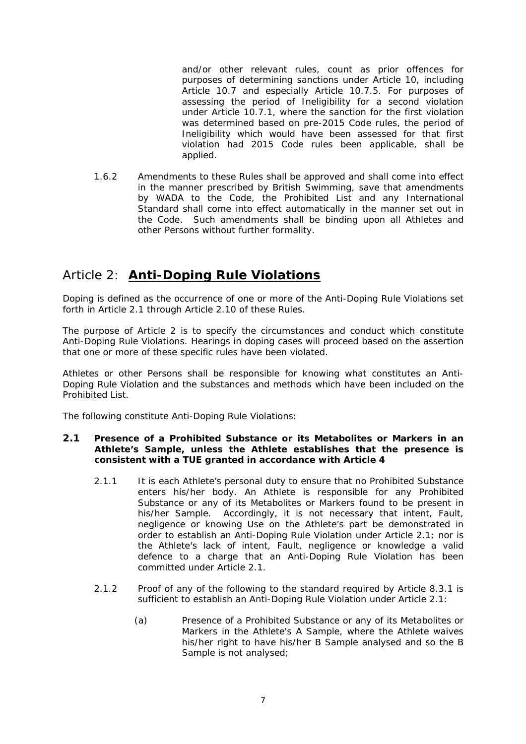and/or other relevant rules, count as prior offences for purposes of determining sanctions under Article 10, including Article 10.7 and especially Article 10.7.5. For purposes of assessing the period of Ineligibility for a second violation under Article 10.7.1, where the sanction for the first violation was determined based on pre-2015 Code rules, the period of Ineligibility which would have been assessed for that first violation had 2015 Code rules been applicable, shall be applied.

1.6.2 Amendments to these Rules shall be approved and shall come into effect in the manner prescribed by British Swimming, save that amendments by WADA to the Code, the Prohibited List and any International Standard shall come into effect automatically in the manner set out in the Code. Such amendments shall be binding upon all Athletes and other Persons without further formality.

## Article 2: **Anti-Doping Rule Violations**

Doping is defined as the occurrence of one or more of the Anti-Doping Rule Violations set forth in Article 2.1 through Article 2.10 of these Rules.

The purpose of Article 2 is to specify the circumstances and conduct which constitute Anti-Doping Rule Violations. Hearings in doping cases will proceed based on the assertion that one or more of these specific rules have been violated.

Athletes or other Persons shall be responsible for knowing what constitutes an Anti-Doping Rule Violation and the substances and methods which have been included on the Prohibited List.

The following constitute Anti-Doping Rule Violations:

### 2.1 Presence of a Prohibited Substance or its Metabolites or Markers in an Athlete's Sample, unless the Athlete establishes that the presence is consistent with a TUE granted in accordance with Article 4

2.1.1 It is each Athlete's personal duty to ensure that no Prohibited Substance enters his/her body. An Athlete is responsible for any Prohibited Substance or any of its Metabolites or Markers found to be present in his/her Sample. Accordingly, it is not necessary that intent, Fault, negligence or knowing Use on the Athlete's part be demonstrated in order to establish an Anti-Doping Rule Violation under Article 2.1; nor is the Athlete's lack of intent, Fault, negligence or knowledge a valid defence to a charge that an Anti-Doping Rule Violation has been committed under Article 2.1.

2.1.2 Proof of any of the following to the standard required by Article 8.3.1 is sufficient to establish an Anti-Doping Rule Violation under Article 2.1:

(a) Presence of a Prohibited Substance or any of its Metabolites or Markers in the Athlete's A Sample, where the Athlete waives his/her right to have his/her B Sample analysed and so the B Sample is not analysed;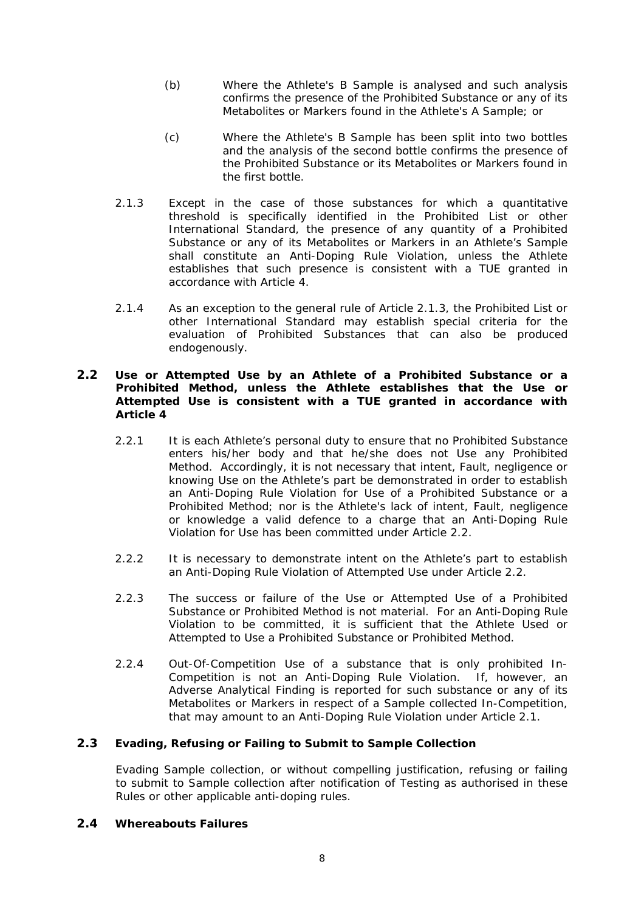(b) Where the Athlete's B Sample is analysed and such analysis confirms the presence of the Prohibited Substance or any of its Metabolites or Markers found in the Athlete's A Sample; or

(c) Where the Athlete's B Sample has been split into two bottles and the analysis of the second bottle confirms the presence of the Prohibited Substance or its Metabolites or Markers found in the first bottle.

2.1.3 Except in the case of those substances for which a quantitative threshold is specifically identified in the Prohibited List or other International Standard, the presence of any quantity of a Prohibited Substance or any of its Metabolites or Markers in an Athlete's Sample shall constitute an Anti-Doping Rule Violation, unless the Athlete establishes that such presence is consistent with a TUE granted in accordance with Article 4.

2.1.4 As an exception to the general rule of Article 2.1.3, the Prohibited List or other International Standard may establish special criteria for the evaluation of Prohibited Substances that can also be produced endogenously.

## 2.2 Use or Attempted Use by an Athlete of a Prohibited Substance or a Prohibited Method, unless the Athlete establishes that the Use or Attempted Use is consistent with a TUE granted in accordance with Article 4

2.2.1 It is each Athlete's personal duty to ensure that no Prohibited Substance enters his/her body and that he/she does not Use any Prohibited Method. Accordingly, it is not necessary that intent, Fault, negligence or knowing Use on the Athlete's part be demonstrated in order to establish an Anti-Doping Rule Violation for Use of a Prohibited Substance or a Prohibited Method; nor is the Athlete's lack of intent, Fault, negligence or knowledge a valid defence to a charge that an Anti-Doping Rule Violation for Use has been committed under Article 2.2.

2.2.2 It is necessary to demonstrate intent on the Athlete's part to establish an Anti-Doping Rule Violation of Attempted Use under Article 2.2.

2.2.3 The success or failure of the Use or Attempted Use of a Prohibited Substance or Prohibited Method is not material. For an Anti-Doping Rule Violation to be committed, it is sufficient that the Athlete Used or Attempted to Use a Prohibited Substance or Prohibited Method.

2.2.4 Out-Of-Competition Use of a substance that is only prohibited In-Competition is not an Anti-Doping Rule Violation. If, however, an Adverse Analytical Finding is reported for such substance or any of its Metabolites or Markers in respect of a Sample collected In-Competition, that may amount to an Anti-Doping Rule Violation under Article 2.1.

## 2.3 Evading, Refusing or Failing to Submit to Sample Collection

Evading Sample collection, or without compelling justification, refusing or failing to submit to Sample collection after notification of Testing as authorised in these Rules or other applicable anti-doping rules.

## 2.4 Whereabouts Failures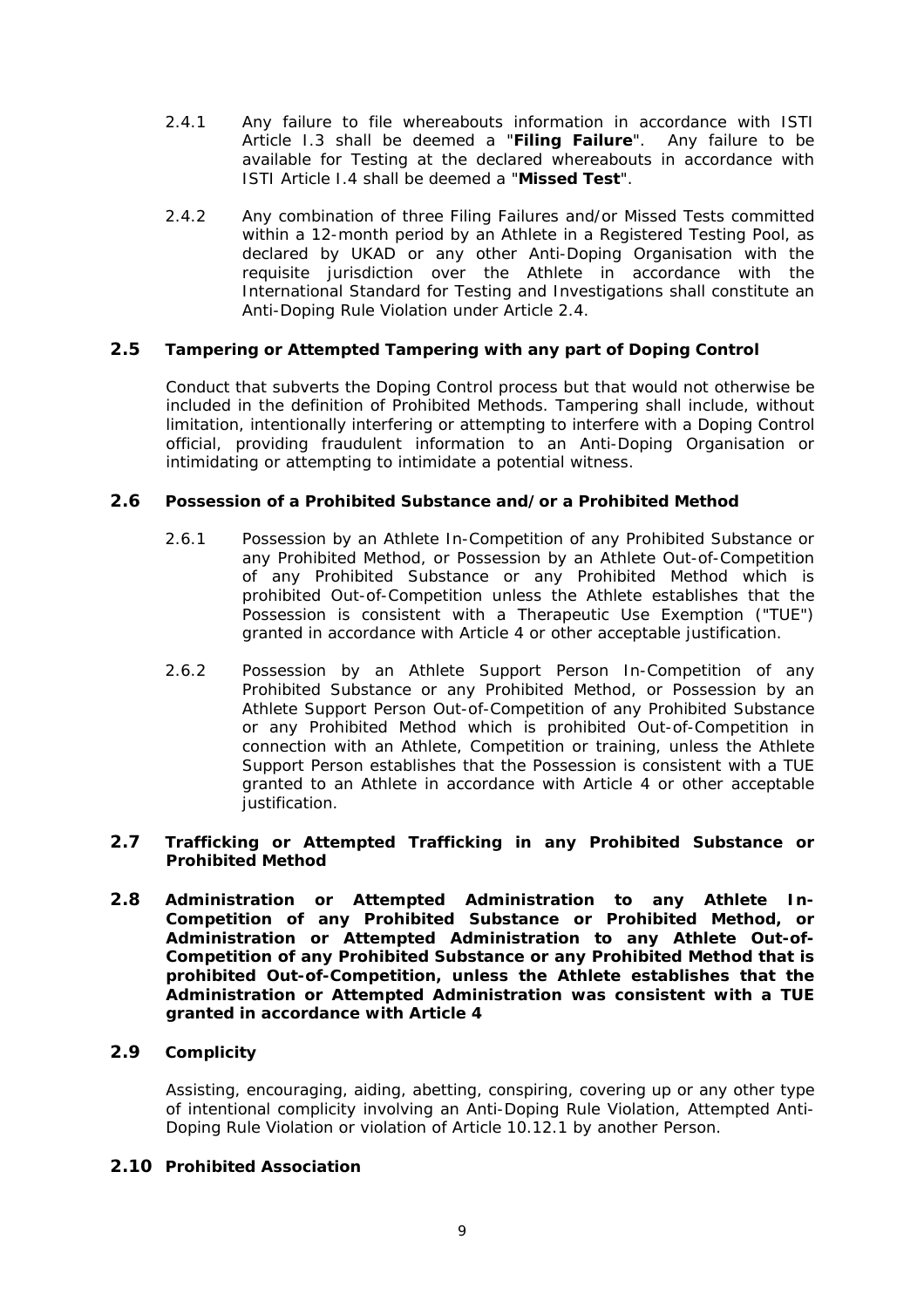2.4.1 Any failure to file whereabouts information in accordance with ISTI Article I.3 shall be deemed a "**Filing Failure**". Any failure to be available for Testing at the declared whereabouts in accordance with ISTI Article I.4 shall be deemed a "**Missed Test**".

2.4.2 Any combination of three Filing Failures and/or Missed Tests committed within a 12-month period by an Athlete in a Registered Testing Pool, as declared by UKAD or any other Anti-Doping Organisation with the requisite jurisdiction over the Athlete in accordance with the International Standard for Testing and Investigations shall constitute an Anti-Doping Rule Violation under Article 2.4.

### 2.5 Tampering or Attempted Tampering with any part of Doping Control

Conduct that subverts the Doping Control process but that would not otherwise be included in the definition of Prohibited Methods. Tampering shall include, without limitation, intentionally interfering or attempting to interfere with a Doping Control official, providing fraudulent information to an Anti-Doping Organisation or intimidating or attempting to intimidate a potential witness.

### 2.6 Possession of a Prohibited Substance and/or a Prohibited Method

2.6.1 Possession by an Athlete In-Competition of any Prohibited Substance or any Prohibited Method, or Possession by an Athlete Out-of-Competition of any Prohibited Substance or any Prohibited Method which is prohibited Out-of-Competition unless the Athlete establishes that the Possession is consistent with a Therapeutic Use Exemption ("TUE") granted in accordance with Article 4 or other acceptable justification.

2.6.2 Possession by an Athlete Support Person In-Competition of any Prohibited Substance or any Prohibited Method, or Possession by an Athlete Support Person Out-of-Competition of any Prohibited Substance or any Prohibited Method which is prohibited Out-of-Competition in connection with an Athlete, Competition or training, unless the Athlete Support Person establishes that the Possession is consistent with a TUE granted to an Athlete in accordance with Article 4 or other acceptable justification.

### 2.7 Trafficking or Attempted Trafficking in any Prohibited Substance or Prohibited Method

### 2.8 Administration or Attempted Administration to any Athlete In-Competition of any Prohibited Substance or Prohibited Method, or Administration or Attempted Administration to any Athlete Out-of-Competition of any Prohibited Substance or any Prohibited Method that is prohibited Out-of-Competition, unless the Athlete establishes that the Administration or Attempted Administration was consistent with a TUE granted in accordance with Article 4

### 2.9 Complicity

Assisting, encouraging, aiding, abetting, conspiring, covering up or any other type of intentional complicity involving an Anti-Doping Rule Violation, Attempted Anti-Doping Rule Violation or violation of Article 10.12.1 by another Person.

### 2.10 Prohibited Association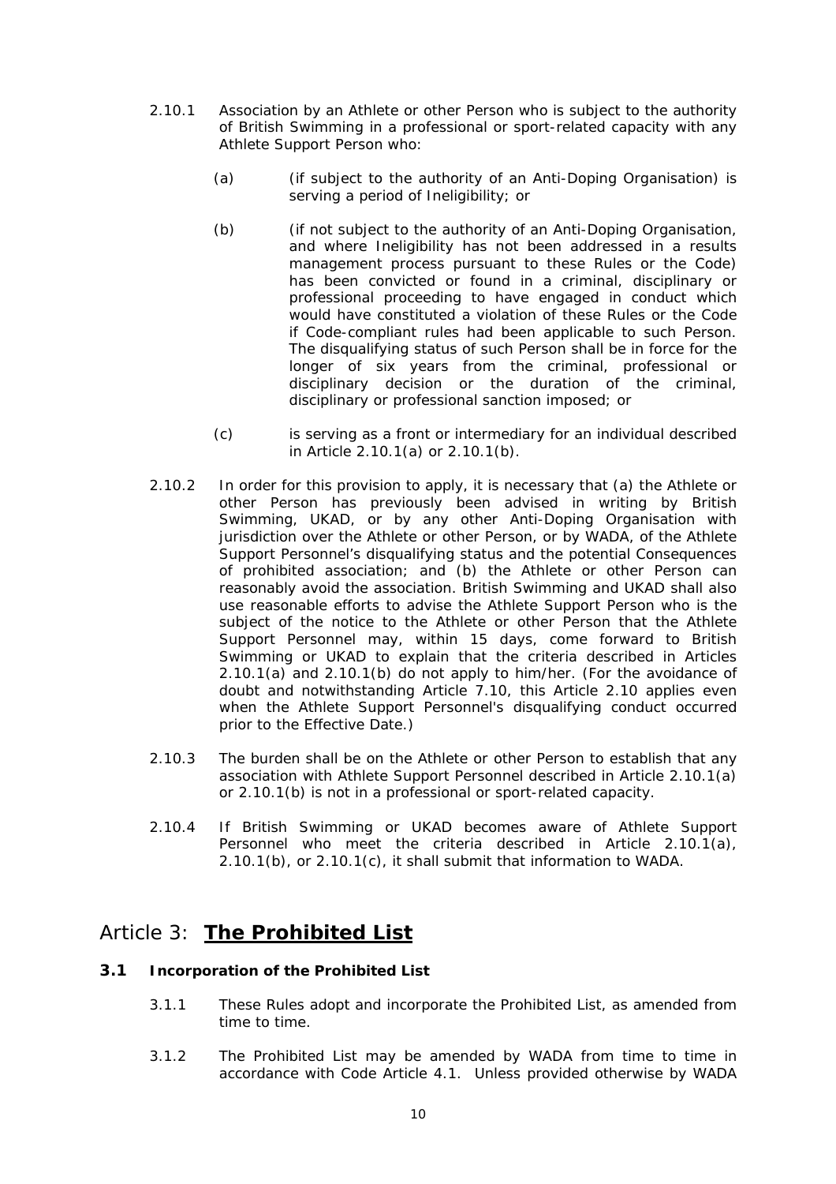2.10.1 Association by an Athlete or other Person who is subject to the authority of British Swimming in a professional or sport-related capacity with any Athlete Support Person who:

(a) (if subject to the authority of an Anti-Doping Organisation) is serving a period of Ineligibility; or

(b) (if not subject to the authority of an Anti-Doping Organisation, and where Ineligibility has not been addressed in a results management process pursuant to these Rules or the Code) has been convicted or found in a criminal, disciplinary or professional proceeding to have engaged in conduct which would have constituted a violation of these Rules or the Code if Code-compliant rules had been applicable to such Person. The disqualifying status of such Person shall be in force for the longer of six years from the criminal, professional or disciplinary decision or the duration of the criminal, disciplinary or professional sanction imposed; or

(c) is serving as a front or intermediary for an individual described in Article 2.10.1(a) or 2.10.1(b).

2.10.2 In order for this provision to apply, it is necessary that (a) the Athlete or other Person has previously been advised in writing by British Swimming, UKAD, or by any other Anti-Doping Organisation with jurisdiction over the Athlete or other Person, or by WADA, of the Athlete Support Personnel's disqualifying status and the potential Consequences of prohibited association; and (b) the Athlete or other Person can reasonably avoid the association. British Swimming and UKAD shall also use reasonable efforts to advise the Athlete Support Person who is the subject of the notice to the Athlete or other Person that the Athlete Support Personnel may, within 15 days, come forward to British Swimming or UKAD to explain that the criteria described in Articles 2.10.1(a) and 2.10.1(b) do not apply to him/her. (For the avoidance of doubt and notwithstanding Article 7.10, this Article 2.10 applies even when the Athlete Support Personnel's disqualifying conduct occurred prior to the Effective Date.)

2.10.3 The burden shall be on the Athlete or other Person to establish that any association with Athlete Support Personnel described in Article 2.10.1(a) or 2.10.1(b) is not in a professional or sport-related capacity.

2.10.4 If British Swimming or UKAD becomes aware of Athlete Support Personnel who meet the criteria described in Article 2.10.1(a), 2.10.1(b), or 2.10.1(c), it shall submit that information to WADA.

# Article 3: **The Prohibited List**

### 3.1 Incorporation of the Prohibited List

3.1.1 These Rules adopt and incorporate the Prohibited List, as amended from time to time.

3.1.2 The Prohibited List may be amended by WADA from time to time in accordance with Code Article 4.1. Unless provided otherwise by WADA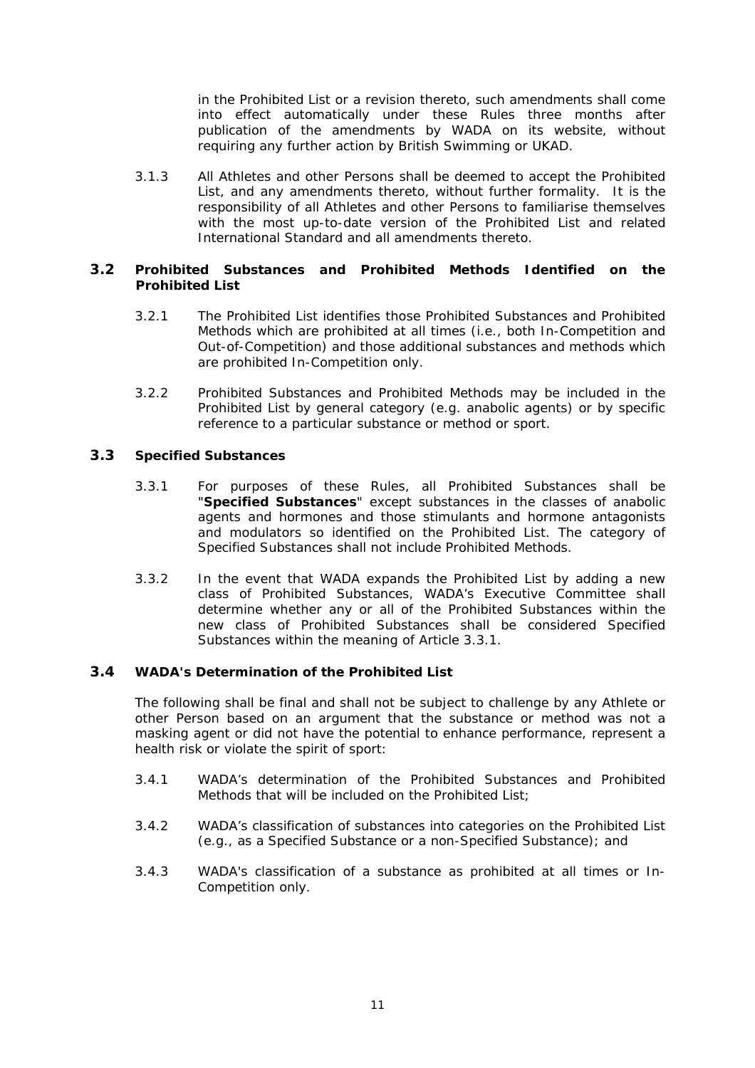in the Prohibited List or a revision thereto, such amendments shall come into effect automatically under these Rules three months after publication of the amendments by WADA on its website, without requiring any further action by British Swimming or UKAD.

3.1.3 All Athletes and other Persons shall be deemed to accept the Prohibited List, and any amendments thereto, without further formality. It is the responsibility of all Athletes and other Persons to familiarise themselves with the most up-to-date version of the Prohibited List and related International Standard and all amendments thereto.

## 3.2 Prohibited Substances and Prohibited Methods Identified on the Prohibited List

3.2.1 The Prohibited List identifies those Prohibited Substances and Prohibited Methods which are prohibited at all times (i.e., both In-Competition and Out-of-Competition) and those additional substances and methods which are prohibited In-Competition only.

3.2.2 Prohibited Substances and Prohibited Methods may be included in the Prohibited List by general category (e.g. anabolic agents) or by specific reference to a particular substance or method or sport.

## 3.3 Specified Substances

3.3.1 For purposes of these Rules, all Prohibited Substances shall be "**Specified Substances**" except substances in the classes of anabolic agents and hormones and those stimulants and hormone antagonists and modulators so identified on the Prohibited List. The category of Specified Substances shall not include Prohibited Methods.

3.3.2 In the event that WADA expands the Prohibited List by adding a new class of Prohibited Substances, WADA's Executive Committee shall determine whether any or all of the Prohibited Substances within the new class of Prohibited Substances shall be considered Specified Substances within the meaning of Article 3.3.1.

## 3.4 WADA's Determination of the Prohibited List

The following shall be final and shall not be subject to challenge by any Athlete or other Person based on an argument that the substance or method was not a masking agent or did not have the potential to enhance performance, represent a health risk or violate the spirit of sport:

3.4.1 WADA's determination of the Prohibited Substances and Prohibited Methods that will be included on the Prohibited List;

3.4.2 WADA's classification of substances into categories on the Prohibited List (e.g., as a Specified Substance or a non-Specified Substance); and

3.4.3 WADA's classification of a substance as prohibited at all times or In-Competition only.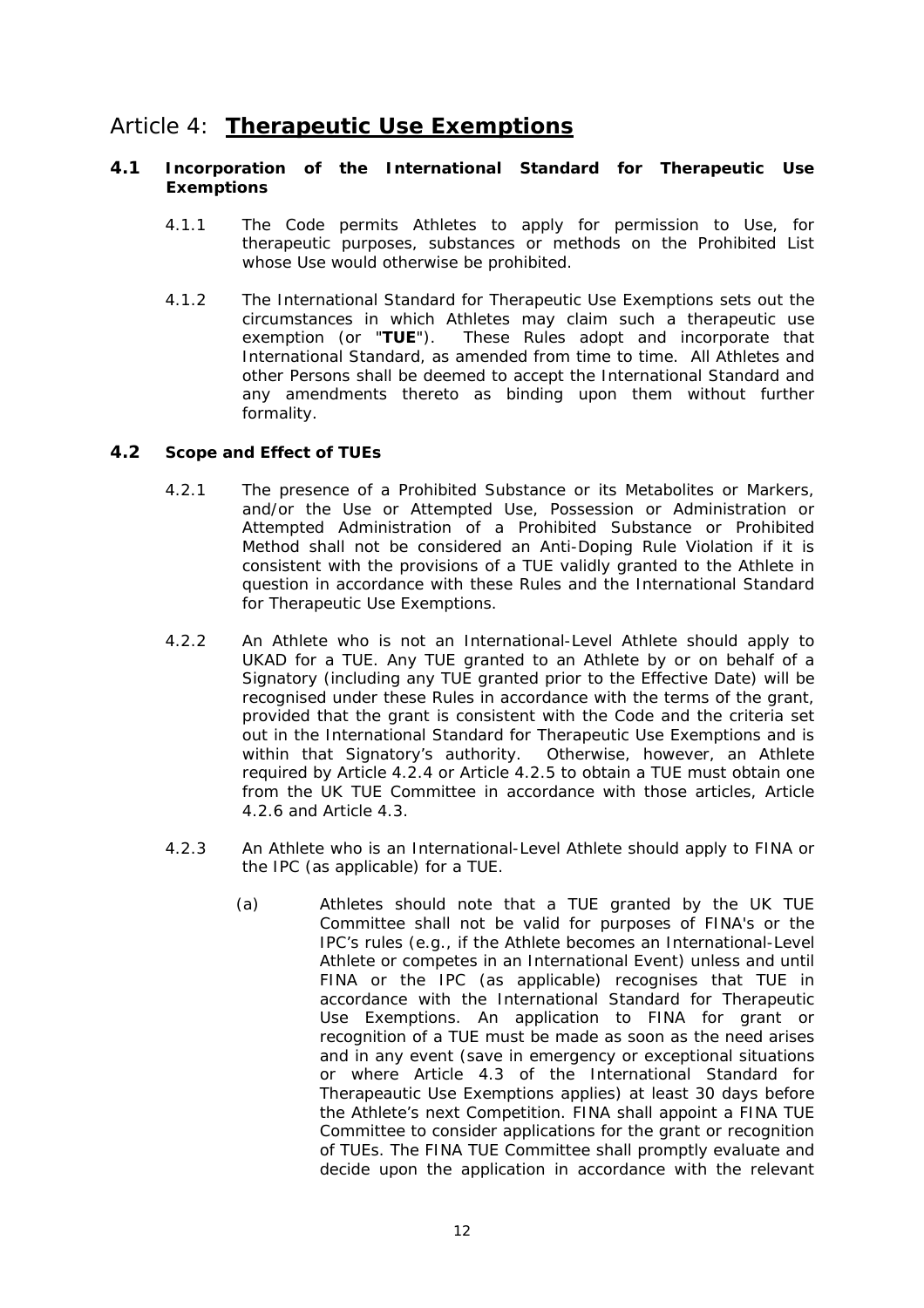# Article 4: **Therapeutic Use Exemptions**

## 4.1 Incorporation of the International Standard for Therapeutic Use Exemptions

4.1.1 The Code permits Athletes to apply for permission to Use, for therapeutic purposes, substances or methods on the Prohibited List whose Use would otherwise be prohibited.

4.1.2 The International Standard for Therapeutic Use Exemptions sets out the circumstances in which Athletes may claim such a therapeutic use exemption (or "**TUE**"). These Rules adopt and incorporate that International Standard, as amended from time to time. All Athletes and other Persons shall be deemed to accept the International Standard and any amendments thereto as binding upon them without further formality.

## 4.2 Scope and Effect of TUEs

4.2.1 The presence of a Prohibited Substance or its Metabolites or Markers, and/or the Use or Attempted Use, Possession or Administration or Attempted Administration of a Prohibited Substance or Prohibited Method shall not be considered an Anti-Doping Rule Violation if it is consistent with the provisions of a TUE validly granted to the Athlete in question in accordance with these Rules and the International Standard for Therapeutic Use Exemptions.

4.2.2 An Athlete who is not an International-Level Athlete should apply to UKAD for a TUE. Any TUE granted to an Athlete by or on behalf of a Signatory (including any TUE granted prior to the Effective Date) will be recognised under these Rules in accordance with the terms of the grant, provided that the grant is consistent with the Code and the criteria set out in the International Standard for Therapeutic Use Exemptions and is within that Signatory's authority. Otherwise, however, an Athlete required by Article 4.2.4 or Article 4.2.5 to obtain a TUE must obtain one from the UK TUE Committee in accordance with those articles, Article 4.2.6 and Article 4.3.

4.2.3 An Athlete who is an International-Level Athlete should apply to FINA or the IPC (as applicable) for a TUE.

(a) Athletes should note that a TUE granted by the UK TUE Committee shall not be valid for purposes of FINA's or the IPC's rules (e.g., if the Athlete becomes an International-Level Athlete or competes in an International Event) unless and until FINA or the IPC (as applicable) recognises that TUE in accordance with the International Standard for Therapeutic Use Exemptions. An application to FINA for grant or recognition of a TUE must be made as soon as the need arises and in any event (save in emergency or exceptional situations or where Article 4.3 of the International Standard for Therapeautic Use Exemptions applies) at least 30 days before the Athlete's next Competition. FINA shall appoint a FINA TUE Committee to consider applications for the grant or recognition of TUEs. The FINA TUE Committee shall promptly evaluate and decide upon the application in accordance with the relevant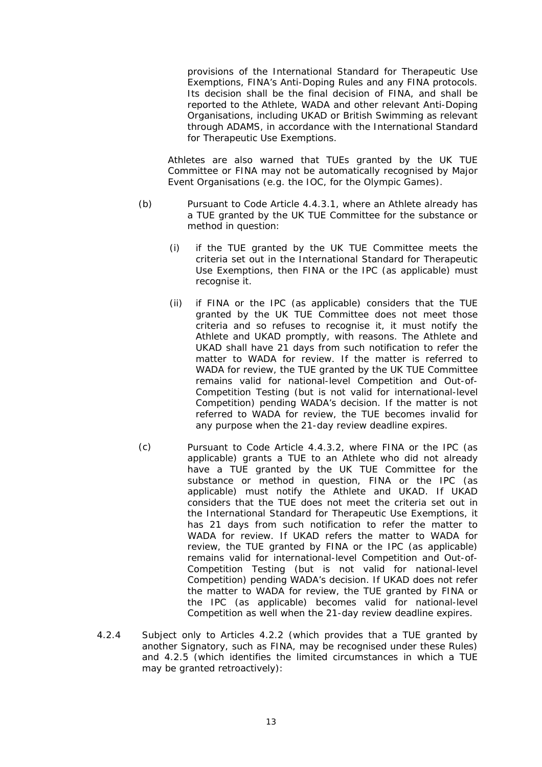provisions of the International Standard for Therapeutic Use Exemptions, FINA's Anti-Doping Rules and any FINA protocols. Its decision shall be the final decision of FINA, and shall be reported to the Athlete, WADA and other relevant Anti-Doping Organisations, including UKAD or British Swimming as relevant through ADAMS, in accordance with the International Standard for Therapeutic Use Exemptions.

Athletes are also warned that TUEs granted by the UK TUE Committee or FINA may not be automatically recognised by Major Event Organisations (e.g. the IOC, for the Olympic Games).

(b) Pursuant to Code Article 4.4.3.1, where an Athlete already has a TUE granted by the UK TUE Committee for the substance or method in question:

(i) if the TUE granted by the UK TUE Committee meets the criteria set out in the International Standard for Therapeutic Use Exemptions, then FINA or the IPC (as applicable) must recognise it.

(ii) if FINA or the IPC (as applicable) considers that the TUE granted by the UK TUE Committee does not meet those criteria and so refuses to recognise it, it must notify the Athlete and UKAD promptly, with reasons. The Athlete and UKAD shall have 21 days from such notification to refer the matter to WADA for review. If the matter is referred to WADA for review, the TUE granted by the UK TUE Committee remains valid for national-level Competition and Out-of-Competition Testing (but is not valid for international-level Competition) pending WADA's decision. If the matter is not referred to WADA for review, the TUE becomes invalid for any purpose when the 21-day review deadline expires.

(c) Pursuant to Code Article 4.4.3.2, where FINA or the IPC (as applicable) grants a TUE to an Athlete who did not already have a TUE granted by the UK TUE Committee for the substance or method in question, FINA or the IPC (as applicable) must notify the Athlete and UKAD. If UKAD considers that the TUE does not meet the criteria set out in the International Standard for Therapeutic Use Exemptions, it has 21 days from such notification to refer the matter to WADA for review. If UKAD refers the matter to WADA for review, the TUE granted by FINA or the IPC (as applicable) remains valid for international-level Competition and Out-of-Competition Testing (but is not valid for national-level Competition) pending WADA's decision. If UKAD does not refer the matter to WADA for review, the TUE granted by FINA or the IPC (as applicable) becomes valid for national-level Competition as well when the 21-day review deadline expires.

4.2.4 Subject only to Articles 4.2.2 (which provides that a TUE granted by another Signatory, such as FINA, may be recognised under these Rules) and 4.2.5 (which identifies the limited circumstances in which a TUE may be granted retroactively):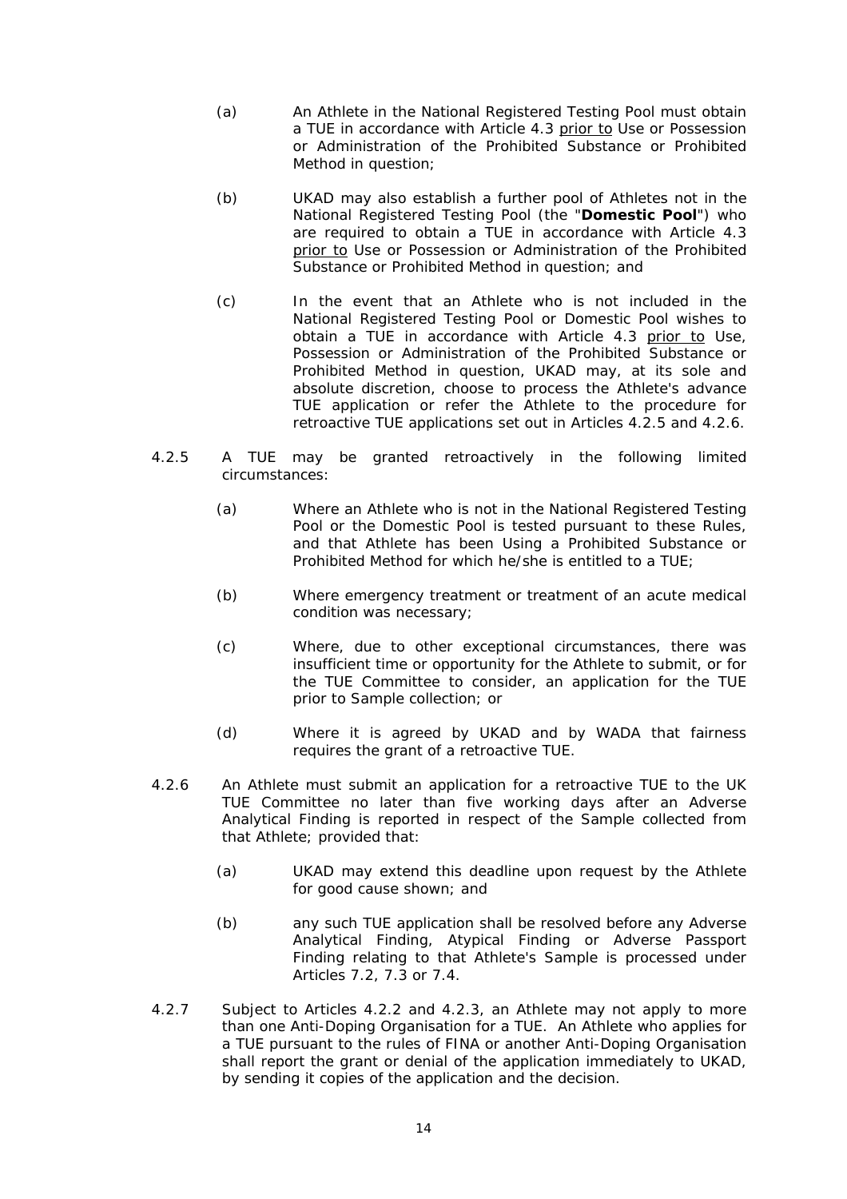(a) An Athlete in the National Registered Testing Pool must obtain a TUE in accordance with Article 4.3 prior to Use or Possession or Administration of the Prohibited Substance or Prohibited Method in question;

(b) UKAD may also establish a further pool of Athletes not in the National Registered Testing Pool (the "**Domestic Pool**") who are required to obtain a TUE in accordance with Article 4.3 prior to Use or Possession or Administration of the Prohibited Substance or Prohibited Method in question; and

(c) In the event that an Athlete who is not included in the National Registered Testing Pool or Domestic Pool wishes to obtain a TUE in accordance with Article 4.3 prior to Use, Possession or Administration of the Prohibited Substance or Prohibited Method in question, UKAD may, at its sole and absolute discretion, choose to process the Athlete's advance TUE application or refer the Athlete to the procedure for retroactive TUE applications set out in Articles 4.2.5 and 4.2.6.

4.2.5 A TUE may be granted retroactively in the following limited circumstances:

(a) Where an Athlete who is not in the National Registered Testing Pool or the Domestic Pool is tested pursuant to these Rules, and that Athlete has been Using a Prohibited Substance or Prohibited Method for which he/she is entitled to a TUE;

(b) Where emergency treatment or treatment of an acute medical condition was necessary;

(c) Where, due to other exceptional circumstances, there was insufficient time or opportunity for the Athlete to submit, or for the TUE Committee to consider, an application for the TUE prior to Sample collection; or

(d) Where it is agreed by UKAD and by WADA that fairness requires the grant of a retroactive TUE.

4.2.6 An Athlete must submit an application for a retroactive TUE to the UK TUE Committee no later than five working days after an Adverse Analytical Finding is reported in respect of the Sample collected from that Athlete; provided that:

(a) UKAD may extend this deadline upon request by the Athlete for good cause shown; and

(b) any such TUE application shall be resolved before any Adverse Analytical Finding, Atypical Finding or Adverse Passport Finding relating to that Athlete's Sample is processed under Articles 7.2, 7.3 or 7.4.

4.2.7 Subject to Articles 4.2.2 and 4.2.3, an Athlete may not apply to more than one Anti-Doping Organisation for a TUE. An Athlete who applies for a TUE pursuant to the rules of FINA or another Anti-Doping Organisation shall report the grant or denial of the application immediately to UKAD, by sending it copies of the application and the decision.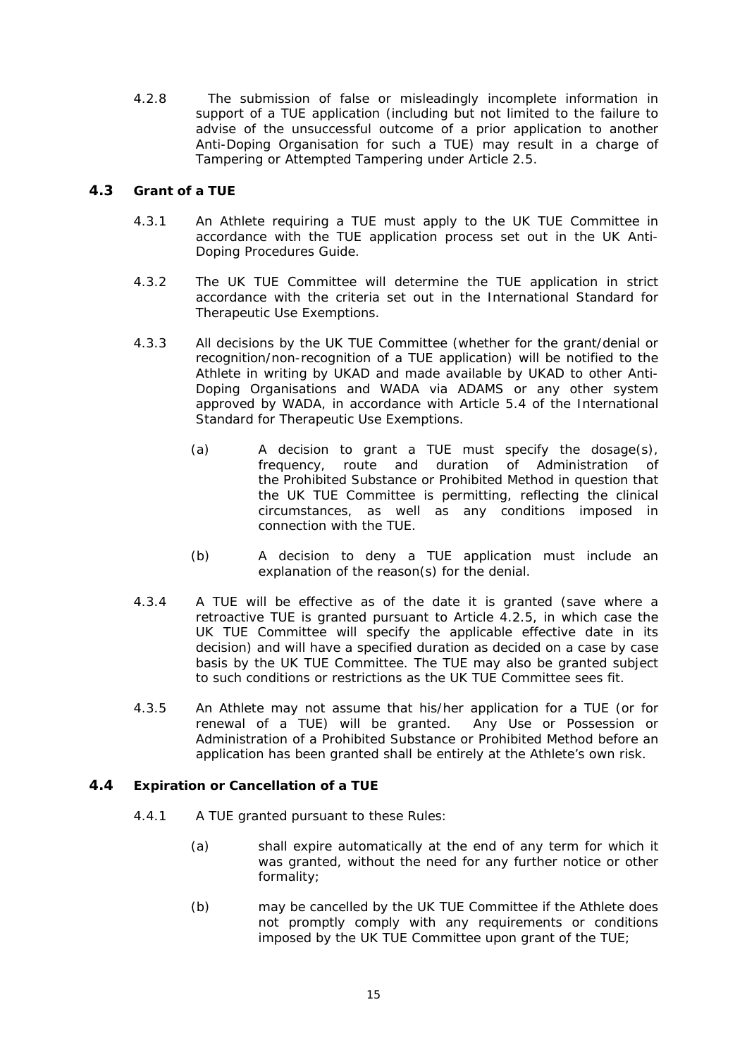4.2.8 The submission of false or misleadingly incomplete information in support of a TUE application (including but not limited to the failure to advise of the unsuccessful outcome of a prior application to another Anti-Doping Organisation for such a TUE) may result in a charge of Tampering or Attempted Tampering under Article 2.5.

### 4.3 Grant of a TUE

4.3.1 An Athlete requiring a TUE must apply to the UK TUE Committee in accordance with the TUE application process set out in the UK Anti-Doping Procedures Guide.

4.3.2 The UK TUE Committee will determine the TUE application in strict accordance with the criteria set out in the International Standard for Therapeutic Use Exemptions.

4.3.3 All decisions by the UK TUE Committee (whether for the grant/denial or recognition/non-recognition of a TUE application) will be notified to the Athlete in writing by UKAD and made available by UKAD to other Anti-Doping Organisations and WADA via ADAMS or any other system approved by WADA, in accordance with Article 5.4 of the International Standard for Therapeutic Use Exemptions.

(a) A decision to grant a TUE must specify the dosage(s), frequency, route and duration of Administration of the Prohibited Substance or Prohibited Method in question that the UK TUE Committee is permitting, reflecting the clinical circumstances, as well as any conditions imposed in connection with the TUE.

(b) A decision to deny a TUE application must include an explanation of the reason(s) for the denial.

4.3.4 A TUE will be effective as of the date it is granted (save where a retroactive TUE is granted pursuant to Article 4.2.5, in which case the UK TUE Committee will specify the applicable effective date in its decision) and will have a specified duration as decided on a case by case basis by the UK TUE Committee. The TUE may also be granted subject to such conditions or restrictions as the UK TUE Committee sees fit.

4.3.5 An Athlete may not assume that his/her application for a TUE (or for renewal of a TUE) will be granted. Any Use or Possession or Administration of a Prohibited Substance or Prohibited Method before an application has been granted shall be entirely at the Athlete's own risk.

### 4.4 Expiration or Cancellation of a TUE

4.4.1 A TUE granted pursuant to these Rules:

(a) shall expire automatically at the end of any term for which it was granted, without the need for any further notice or other formality;

(b) may be cancelled by the UK TUE Committee if the Athlete does not promptly comply with any requirements or conditions imposed by the UK TUE Committee upon grant of the TUE;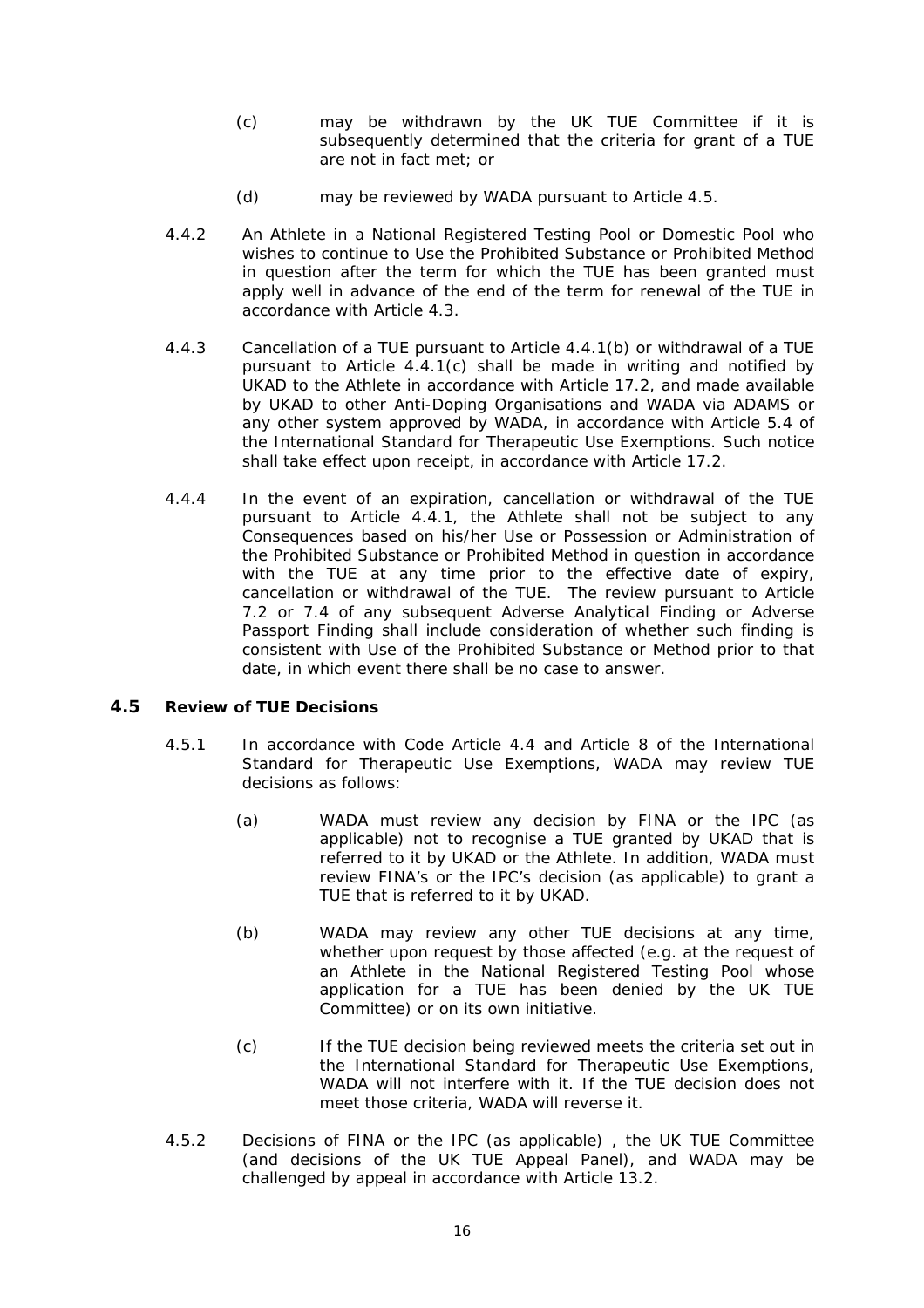(c) may be withdrawn by the UK TUE Committee if it is subsequently determined that the criteria for grant of a TUE are not in fact met; or

(d) may be reviewed by WADA pursuant to Article 4.5.

4.4.2 An Athlete in a National Registered Testing Pool or Domestic Pool who wishes to continue to Use the Prohibited Substance or Prohibited Method in question after the term for which the TUE has been granted must apply well in advance of the end of the term for renewal of the TUE in accordance with Article 4.3.

4.4.3 Cancellation of a TUE pursuant to Article 4.4.1(b) or withdrawal of a TUE pursuant to Article 4.4.1(c) shall be made in writing and notified by UKAD to the Athlete in accordance with Article 17.2, and made available by UKAD to other Anti-Doping Organisations and WADA via ADAMS or any other system approved by WADA, in accordance with Article 5.4 of the International Standard for Therapeutic Use Exemptions. Such notice shall take effect upon receipt, in accordance with Article 17.2.

4.4.4 In the event of an expiration, cancellation or withdrawal of the TUE pursuant to Article 4.4.1, the Athlete shall not be subject to any Consequences based on his/her Use or Possession or Administration of the Prohibited Substance or Prohibited Method in question in accordance with the TUE at any time prior to the effective date of expiry, cancellation or withdrawal of the TUE. The review pursuant to Article 7.2 or 7.4 of any subsequent Adverse Analytical Finding or Adverse Passport Finding shall include consideration of whether such finding is consistent with Use of the Prohibited Substance or Method prior to that date, in which event there shall be no case to answer.

## 4.5 Review of TUE Decisions

4.5.1 In accordance with Code Article 4.4 and Article 8 of the International Standard for Therapeutic Use Exemptions, WADA may review TUE decisions as follows:

(a) WADA must review any decision by FINA or the IPC (as applicable) not to recognise a TUE granted by UKAD that is referred to it by UKAD or the Athlete. In addition, WADA must review FINA's or the IPC's decision (as applicable) to grant a TUE that is referred to it by UKAD.

(b) WADA may review any other TUE decisions at any time, whether upon request by those affected (e.g. at the request of an Athlete in the National Registered Testing Pool whose application for a TUE has been denied by the UK TUE Committee) or on its own initiative.

(c) If the TUE decision being reviewed meets the criteria set out in the International Standard for Therapeutic Use Exemptions, WADA will not interfere with it. If the TUE decision does not meet those criteria, WADA will reverse it.

4.5.2 Decisions of FINA or the IPC (as applicable) , the UK TUE Committee (and decisions of the UK TUE Appeal Panel), and WADA may be challenged by appeal in accordance with Article 13.2.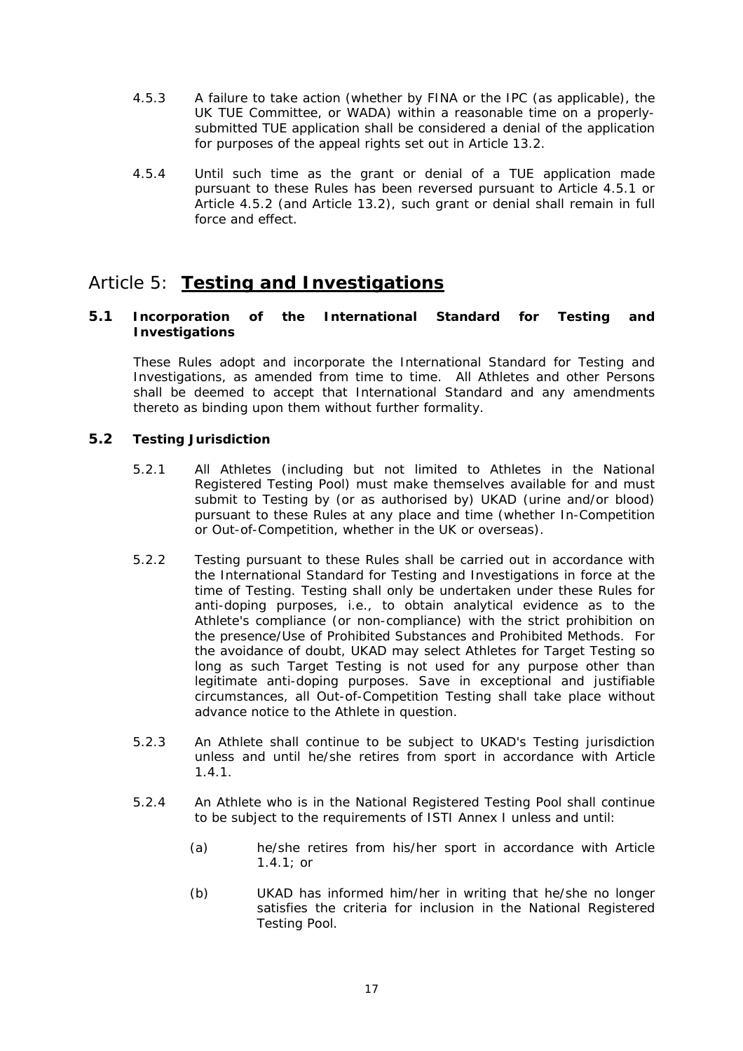4.5.3 A failure to take action (whether by FINA or the IPC (as applicable), the UK TUE Committee, or WADA) within a reasonable time on a properly-submitted TUE application shall be considered a denial of the application for purposes of the appeal rights set out in Article 13.2.

4.5.4 Until such time as the grant or denial of a TUE application made pursuant to these Rules has been reversed pursuant to Article 4.5.1 or Article 4.5.2 (and Article 13.2), such grant or denial shall remain in full force and effect.

# Article 5: **Testing and Investigations**

### 5.1 Incorporation of the International Standard for Testing and Investigations

These Rules adopt and incorporate the International Standard for Testing and Investigations, as amended from time to time. All Athletes and other Persons shall be deemed to accept that International Standard and any amendments thereto as binding upon them without further formality.

### 5.2 Testing Jurisdiction

5.2.1 All Athletes (including but not limited to Athletes in the National Registered Testing Pool) must make themselves available for and must submit to Testing by (or as authorised by) UKAD (urine and/or blood) pursuant to these Rules at any place and time (whether In-Competition or Out-of-Competition, whether in the UK or overseas).

5.2.2 Testing pursuant to these Rules shall be carried out in accordance with the International Standard for Testing and Investigations in force at the time of Testing. Testing shall only be undertaken under these Rules for anti-doping purposes, i.e., to obtain analytical evidence as to the Athlete's compliance (or non-compliance) with the strict prohibition on the presence/Use of Prohibited Substances and Prohibited Methods. For the avoidance of doubt, UKAD may select Athletes for Target Testing so long as such Target Testing is not used for any purpose other than legitimate anti-doping purposes. Save in exceptional and justifiable circumstances, all Out-of-Competition Testing shall take place without advance notice to the Athlete in question.

5.2.3 An Athlete shall continue to be subject to UKAD's Testing jurisdiction unless and until he/she retires from sport in accordance with Article 1.4.1.

5.2.4 An Athlete who is in the National Registered Testing Pool shall continue to be subject to the requirements of ISTI Annex I unless and until:

(a) he/she retires from his/her sport in accordance with Article 1.4.1; or

(b) UKAD has informed him/her in writing that he/she no longer satisfies the criteria for inclusion in the National Registered Testing Pool.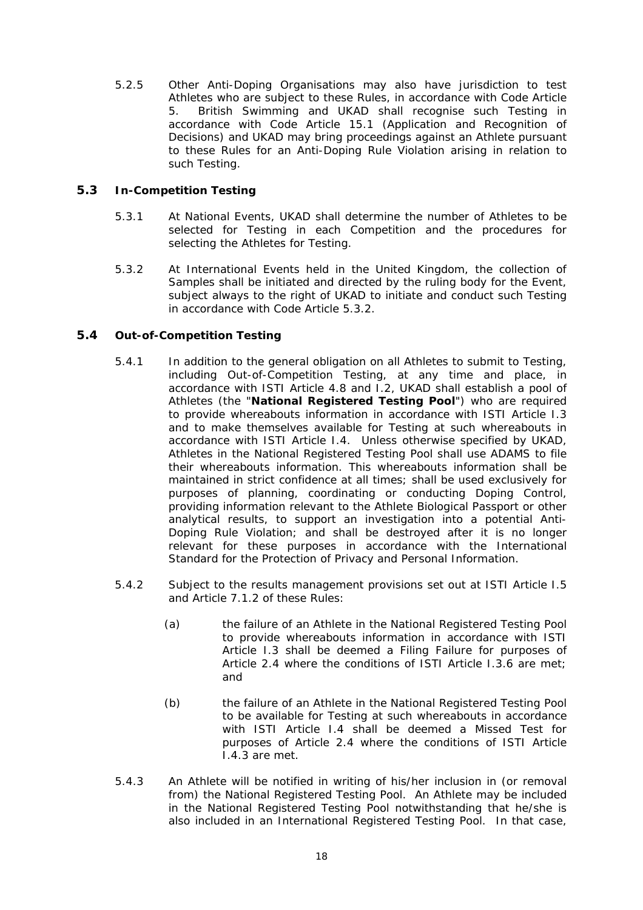5.2.5 Other Anti-Doping Organisations may also have jurisdiction to test Athletes who are subject to these Rules, in accordance with Code Article 5. British Swimming and UKAD shall recognise such Testing in accordance with Code Article 15.1 (Application and Recognition of Decisions) and UKAD may bring proceedings against an Athlete pursuant to these Rules for an Anti-Doping Rule Violation arising in relation to such Testing.

### 5.3 In-Competition Testing

5.3.1 At National Events, UKAD shall determine the number of Athletes to be selected for Testing in each Competition and the procedures for selecting the Athletes for Testing.

5.3.2 At International Events held in the United Kingdom, the collection of Samples shall be initiated and directed by the ruling body for the Event, subject always to the right of UKAD to initiate and conduct such Testing in accordance with Code Article 5.3.2.

### 5.4 Out-of-Competition Testing

5.4.1 In addition to the general obligation on all Athletes to submit to Testing, including Out-of-Competition Testing, at any time and place, in accordance with ISTI Article 4.8 and I.2, UKAD shall establish a pool of Athletes (the "**National Registered Testing Pool**") who are required to provide whereabouts information in accordance with ISTI Article I.3 and to make themselves available for Testing at such whereabouts in accordance with ISTI Article I.4. Unless otherwise specified by UKAD, Athletes in the National Registered Testing Pool shall use ADAMS to file their whereabouts information. This whereabouts information shall be maintained in strict confidence at all times; shall be used exclusively for purposes of planning, coordinating or conducting Doping Control, providing information relevant to the Athlete Biological Passport or other analytical results, to support an investigation into a potential Anti-Doping Rule Violation; and shall be destroyed after it is no longer relevant for these purposes in accordance with the International Standard for the Protection of Privacy and Personal Information.

5.4.2 Subject to the results management provisions set out at ISTI Article I.5 and Article 7.1.2 of these Rules:

(a) the failure of an Athlete in the National Registered Testing Pool to provide whereabouts information in accordance with ISTI Article I.3 shall be deemed a Filing Failure for purposes of Article 2.4 where the conditions of ISTI Article I.3.6 are met; and

(b) the failure of an Athlete in the National Registered Testing Pool to be available for Testing at such whereabouts in accordance with ISTI Article I.4 shall be deemed a Missed Test for purposes of Article 2.4 where the conditions of ISTI Article I.4.3 are met.

5.4.3 An Athlete will be notified in writing of his/her inclusion in (or removal from) the National Registered Testing Pool. An Athlete may be included in the National Registered Testing Pool notwithstanding that he/she is also included in an International Registered Testing Pool. In that case,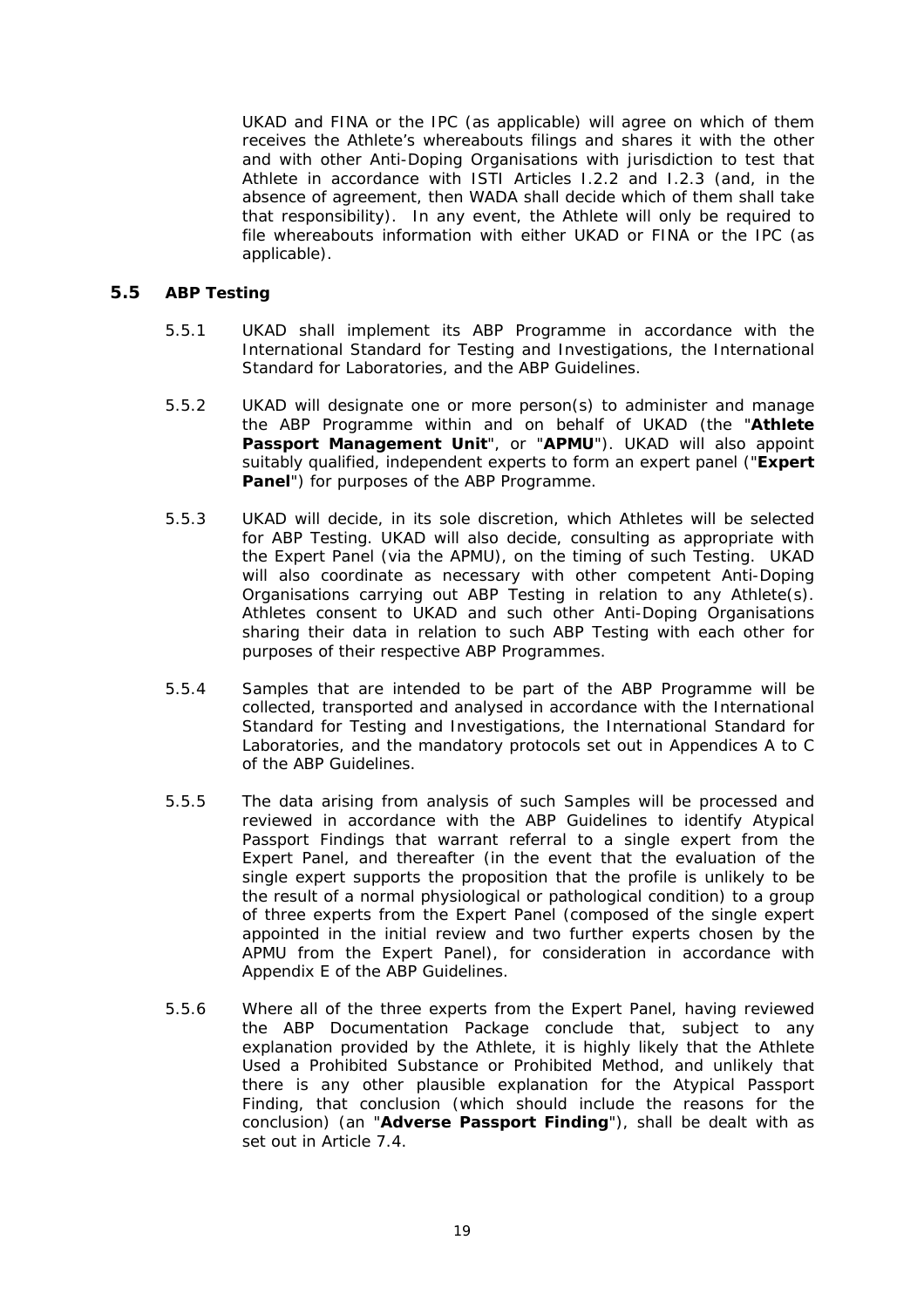UKAD and FINA or the IPC (as applicable) will agree on which of them receives the Athlete's whereabouts filings and shares it with the other and with other Anti-Doping Organisations with jurisdiction to test that Athlete in accordance with ISTI Articles I.2.2 and I.2.3 (and, in the absence of agreement, then WADA shall decide which of them shall take that responsibility). In any event, the Athlete will only be required to file whereabouts information with either UKAD or FINA or the IPC (as applicable).

### 5.5 ABP Testing

5.5.1 UKAD shall implement its ABP Programme in accordance with the International Standard for Testing and Investigations, the International Standard for Laboratories, and the ABP Guidelines.

5.5.2 UKAD will designate one or more person(s) to administer and manage the ABP Programme within and on behalf of UKAD (the "**Athlete Passport Management Unit**", or "**APMU**"). UKAD will also appoint suitably qualified, independent experts to form an expert panel ("**Expert Panel**") for purposes of the ABP Programme.

5.5.3 UKAD will decide, in its sole discretion, which Athletes will be selected for ABP Testing. UKAD will also decide, consulting as appropriate with the Expert Panel (via the APMU), on the timing of such Testing. UKAD will also coordinate as necessary with other competent Anti-Doping Organisations carrying out ABP Testing in relation to any Athlete(s). Athletes consent to UKAD and such other Anti-Doping Organisations sharing their data in relation to such ABP Testing with each other for purposes of their respective ABP Programmes.

5.5.4 Samples that are intended to be part of the ABP Programme will be collected, transported and analysed in accordance with the International Standard for Testing and Investigations, the International Standard for Laboratories, and the mandatory protocols set out in Appendices A to C of the ABP Guidelines.

5.5.5 The data arising from analysis of such Samples will be processed and reviewed in accordance with the ABP Guidelines to identify Atypical Passport Findings that warrant referral to a single expert from the Expert Panel, and thereafter (in the event that the evaluation of the single expert supports the proposition that the profile is unlikely to be the result of a normal physiological or pathological condition) to a group of three experts from the Expert Panel (composed of the single expert appointed in the initial review and two further experts chosen by the APMU from the Expert Panel), for consideration in accordance with Appendix E of the ABP Guidelines.

5.5.6 Where all of the three experts from the Expert Panel, having reviewed the ABP Documentation Package conclude that, subject to any explanation provided by the Athlete, it is highly likely that the Athlete Used a Prohibited Substance or Prohibited Method, and unlikely that there is any other plausible explanation for the Atypical Passport Finding, that conclusion (which should include the reasons for the conclusion) (an "**Adverse Passport Finding**"), shall be dealt with as set out in Article 7.4.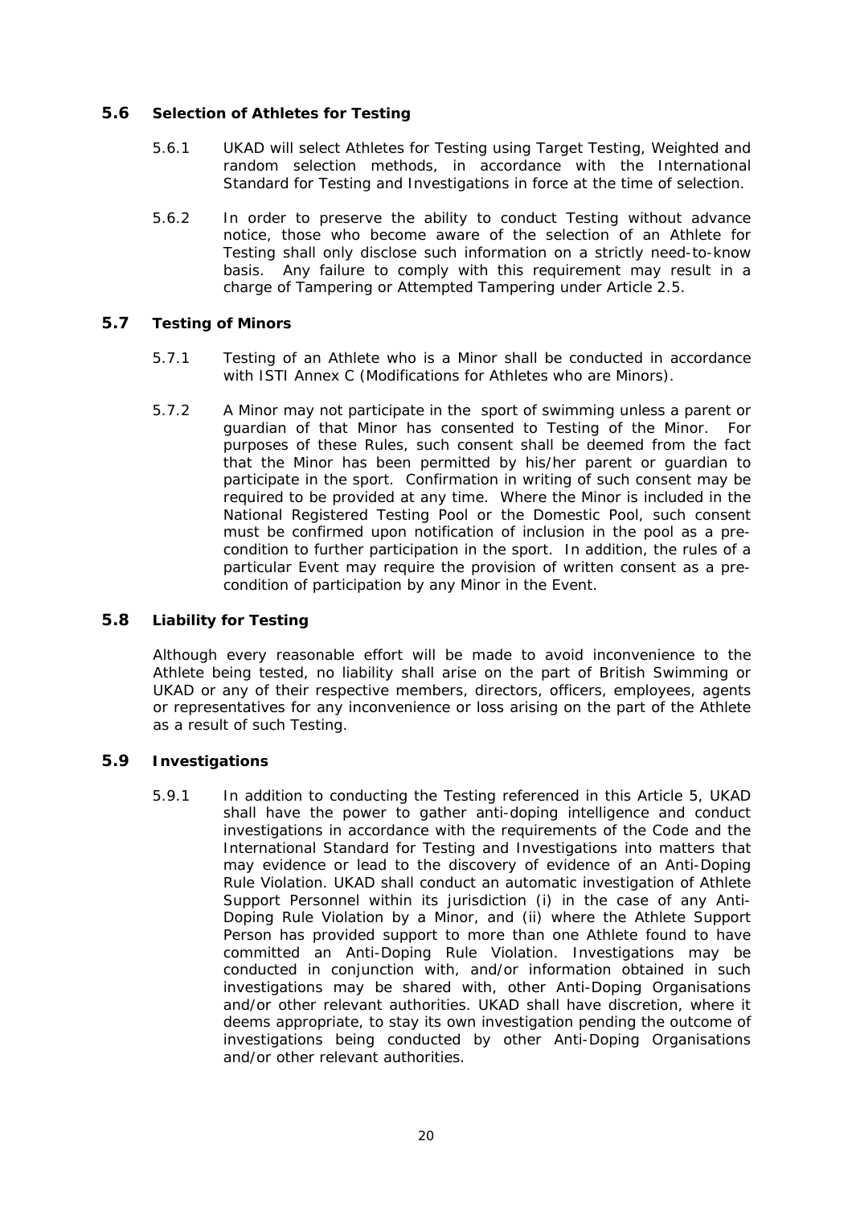### 5.6 Selection of Athletes for Testing

5.6.1 UKAD will select Athletes for Testing using Target Testing, Weighted and random selection methods, in accordance with the International Standard for Testing and Investigations in force at the time of selection.

5.6.2 In order to preserve the ability to conduct Testing without advance notice, those who become aware of the selection of an Athlete for Testing shall only disclose such information on a strictly need-to-know basis. Any failure to comply with this requirement may result in a charge of Tampering or Attempted Tampering under Article 2.5.

### 5.7 Testing of Minors

5.7.1 Testing of an Athlete who is a Minor shall be conducted in accordance with ISTI Annex C (Modifications for Athletes who are Minors).

5.7.2 A Minor may not participate in the sport of swimming unless a parent or guardian of that Minor has consented to Testing of the Minor. For purposes of these Rules, such consent shall be deemed from the fact that the Minor has been permitted by his/her parent or guardian to participate in the sport. Confirmation in writing of such consent may be required to be provided at any time. Where the Minor is included in the National Registered Testing Pool or the Domestic Pool, such consent must be confirmed upon notification of inclusion in the pool as a pre-condition to further participation in the sport. In addition, the rules of a particular Event may require the provision of written consent as a pre-condition of participation by any Minor in the Event.

### 5.8 Liability for Testing

Although every reasonable effort will be made to avoid inconvenience to the Athlete being tested, no liability shall arise on the part of British Swimming or UKAD or any of their respective members, directors, officers, employees, agents or representatives for any inconvenience or loss arising on the part of the Athlete as a result of such Testing.

### 5.9 Investigations

5.9.1 In addition to conducting the Testing referenced in this Article 5, UKAD shall have the power to gather anti-doping intelligence and conduct investigations in accordance with the requirements of the Code and the International Standard for Testing and Investigations into matters that may evidence or lead to the discovery of evidence of an Anti-Doping Rule Violation. UKAD shall conduct an automatic investigation of Athlete Support Personnel within its jurisdiction (i) in the case of any Anti-Doping Rule Violation by a Minor, and (ii) where the Athlete Support Person has provided support to more than one Athlete found to have committed an Anti-Doping Rule Violation. Investigations may be conducted in conjunction with, and/or information obtained in such investigations may be shared with, other Anti-Doping Organisations and/or other relevant authorities. UKAD shall have discretion, where it deems appropriate, to stay its own investigation pending the outcome of investigations being conducted by other Anti-Doping Organisations and/or other relevant authorities.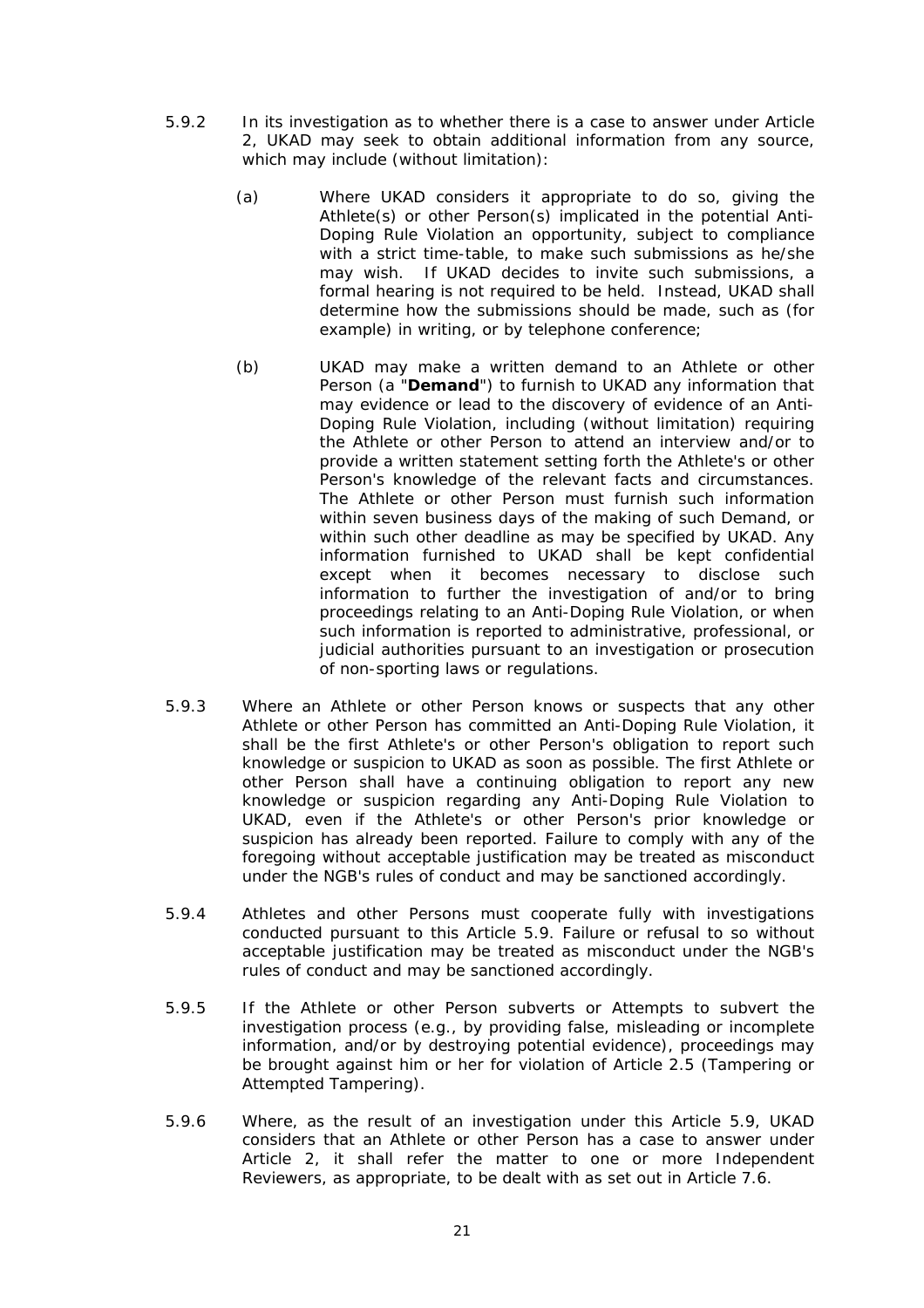5.9.2 In its investigation as to whether there is a case to answer under Article 2, UKAD may seek to obtain additional information from any source, which may include (without limitation):

(a) Where UKAD considers it appropriate to do so, giving the Athlete(s) or other Person(s) implicated in the potential Anti-Doping Rule Violation an opportunity, subject to compliance with a strict time-table, to make such submissions as he/she may wish. If UKAD decides to invite such submissions, a formal hearing is not required to be held. Instead, UKAD shall determine how the submissions should be made, such as (for example) in writing, or by telephone conference;

(b) UKAD may make a written demand to an Athlete or other Person (a "**Demand**") to furnish to UKAD any information that may evidence or lead to the discovery of evidence of an Anti-Doping Rule Violation, including (without limitation) requiring the Athlete or other Person to attend an interview and/or to provide a written statement setting forth the Athlete's or other Person's knowledge of the relevant facts and circumstances. The Athlete or other Person must furnish such information within seven business days of the making of such Demand, or within such other deadline as may be specified by UKAD. Any information furnished to UKAD shall be kept confidential except when it becomes necessary to disclose such information to further the investigation of and/or to bring proceedings relating to an Anti-Doping Rule Violation, or when such information is reported to administrative, professional, or judicial authorities pursuant to an investigation or prosecution of non-sporting laws or regulations.

5.9.3 Where an Athlete or other Person knows or suspects that any other Athlete or other Person has committed an Anti-Doping Rule Violation, it shall be the first Athlete's or other Person's obligation to report such knowledge or suspicion to UKAD as soon as possible. The first Athlete or other Person shall have a continuing obligation to report any new knowledge or suspicion regarding any Anti-Doping Rule Violation to UKAD, even if the Athlete's or other Person's prior knowledge or suspicion has already been reported. Failure to comply with any of the foregoing without acceptable justification may be treated as misconduct under the NGB's rules of conduct and may be sanctioned accordingly.

5.9.4 Athletes and other Persons must cooperate fully with investigations conducted pursuant to this Article 5.9. Failure or refusal to so without acceptable justification may be treated as misconduct under the NGB's rules of conduct and may be sanctioned accordingly.

5.9.5 If the Athlete or other Person subverts or Attempts to subvert the investigation process (e.g., by providing false, misleading or incomplete information, and/or by destroying potential evidence), proceedings may be brought against him or her for violation of Article 2.5 (Tampering or Attempted Tampering).

5.9.6 Where, as the result of an investigation under this Article 5.9, UKAD considers that an Athlete or other Person has a case to answer under Article 2, it shall refer the matter to one or more Independent Reviewers, as appropriate, to be dealt with as set out in Article 7.6.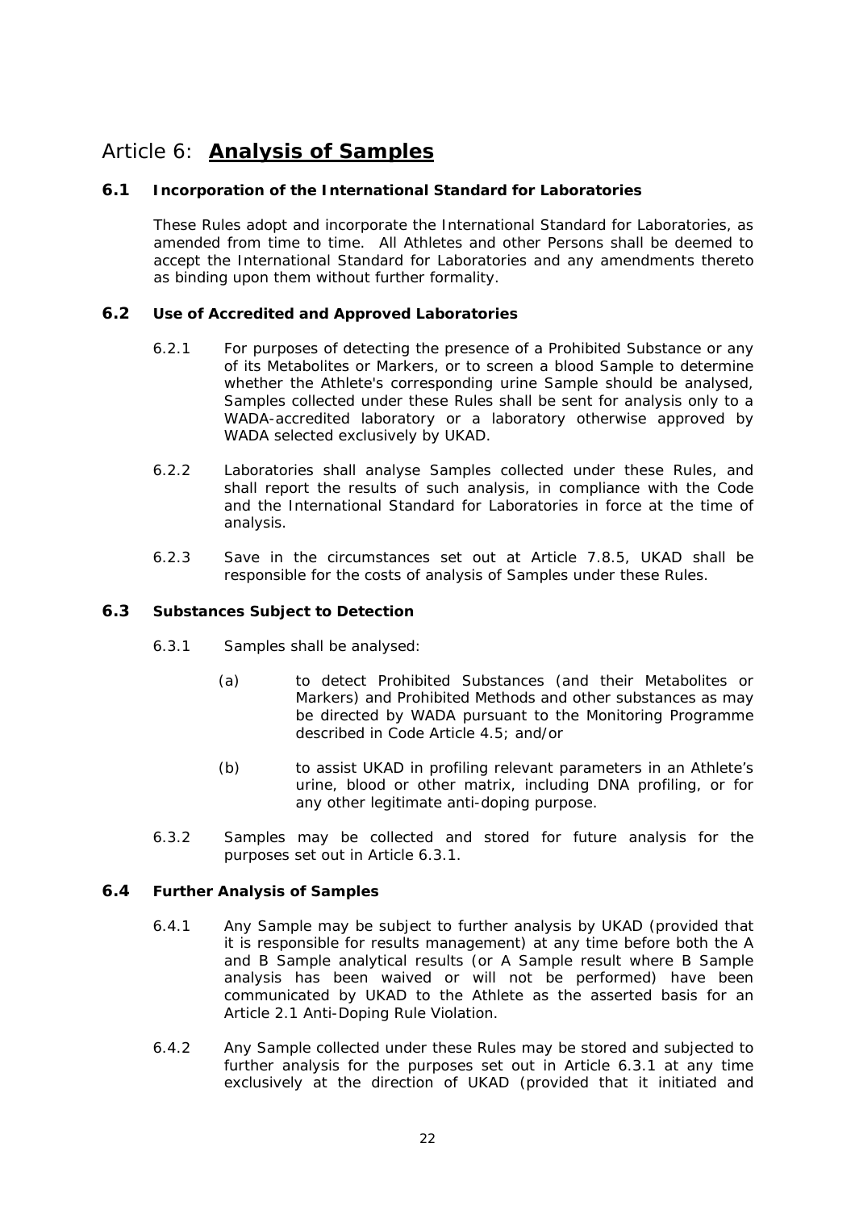# Article 6: **Analysis of Samples**

## 6.1 Incorporation of the International Standard for Laboratories

These Rules adopt and incorporate the International Standard for Laboratories, as amended from time to time. All Athletes and other Persons shall be deemed to accept the International Standard for Laboratories and any amendments thereto as binding upon them without further formality.

## 6.2 Use of Accredited and Approved Laboratories

6.2.1 For purposes of detecting the presence of a Prohibited Substance or any of its Metabolites or Markers, or to screen a blood Sample to determine whether the Athlete's corresponding urine Sample should be analysed, Samples collected under these Rules shall be sent for analysis only to a WADA-accredited laboratory or a laboratory otherwise approved by WADA selected exclusively by UKAD.

6.2.2 Laboratories shall analyse Samples collected under these Rules, and shall report the results of such analysis, in compliance with the Code and the International Standard for Laboratories in force at the time of analysis.

6.2.3 Save in the circumstances set out at Article 7.8.5, UKAD shall be responsible for the costs of analysis of Samples under these Rules.

## 6.3 Substances Subject to Detection

6.3.1 Samples shall be analysed:

(a) to detect Prohibited Substances (and their Metabolites or Markers) and Prohibited Methods and other substances as may be directed by WADA pursuant to the Monitoring Programme described in Code Article 4.5; and/or

(b) to assist UKAD in profiling relevant parameters in an Athlete's urine, blood or other matrix, including DNA profiling, or for any other legitimate anti-doping purpose.

6.3.2 Samples may be collected and stored for future analysis for the purposes set out in Article 6.3.1.

## 6.4 Further Analysis of Samples

6.4.1 Any Sample may be subject to further analysis by UKAD (provided that it is responsible for results management) at any time before both the A and B Sample analytical results (or A Sample result where B Sample analysis has been waived or will not be performed) have been communicated by UKAD to the Athlete as the asserted basis for an Article 2.1 Anti-Doping Rule Violation.

6.4.2 Any Sample collected under these Rules may be stored and subjected to further analysis for the purposes set out in Article 6.3.1 at any time exclusively at the direction of UKAD (provided that it initiated and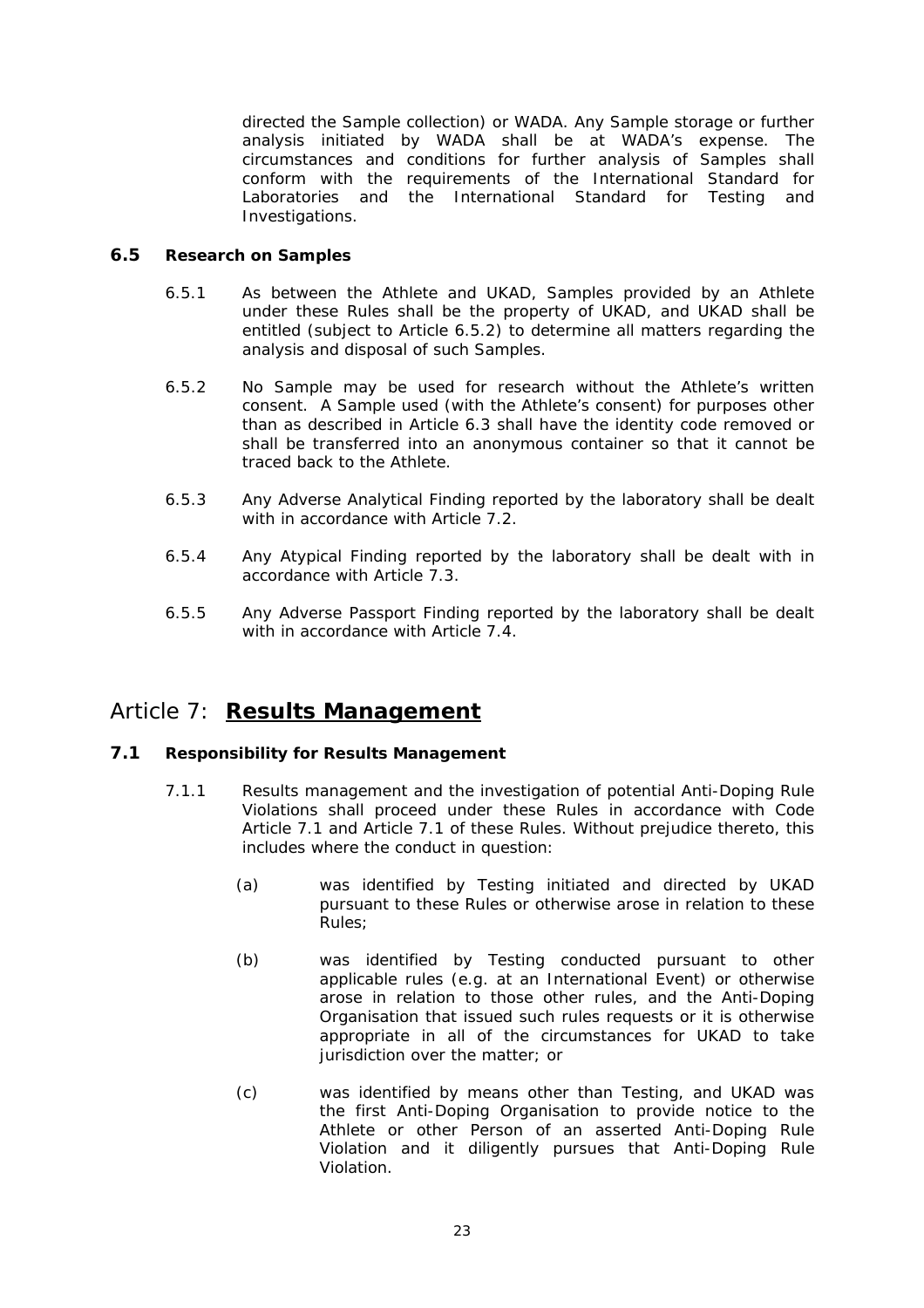directed the Sample collection) or WADA. Any Sample storage or further analysis initiated by WADA shall be at WADA's expense. The circumstances and conditions for further analysis of Samples shall conform with the requirements of the International Standard for Laboratories and the International Standard for Testing and Investigations.

### 6.5 Research on Samples

6.5.1 As between the Athlete and UKAD, Samples provided by an Athlete under these Rules shall be the property of UKAD, and UKAD shall be entitled (subject to Article 6.5.2) to determine all matters regarding the analysis and disposal of such Samples.

6.5.2 No Sample may be used for research without the Athlete's written consent. A Sample used (with the Athlete's consent) for purposes other than as described in Article 6.3 shall have the identity code removed or shall be transferred into an anonymous container so that it cannot be traced back to the Athlete.

6.5.3 Any Adverse Analytical Finding reported by the laboratory shall be dealt with in accordance with Article 7.2.

6.5.4 Any Atypical Finding reported by the laboratory shall be dealt with in accordance with Article 7.3.

6.5.5 Any Adverse Passport Finding reported by the laboratory shall be dealt with in accordance with Article 7.4.

## Article 7: **Results Management**

### 7.1 Responsibility for Results Management

7.1.1 Results management and the investigation of potential Anti-Doping Rule Violations shall proceed under these Rules in accordance with Code Article 7.1 and Article 7.1 of these Rules. Without prejudice thereto, this includes where the conduct in question:

(a) was identified by Testing initiated and directed by UKAD pursuant to these Rules or otherwise arose in relation to these Rules;

(b) was identified by Testing conducted pursuant to other applicable rules (e.g. at an International Event) or otherwise arose in relation to those other rules, and the Anti-Doping Organisation that issued such rules requests or it is otherwise appropriate in all of the circumstances for UKAD to take jurisdiction over the matter; or

(c) was identified by means other than Testing, and UKAD was the first Anti-Doping Organisation to provide notice to the Athlete or other Person of an asserted Anti-Doping Rule Violation and it diligently pursues that Anti-Doping Rule Violation.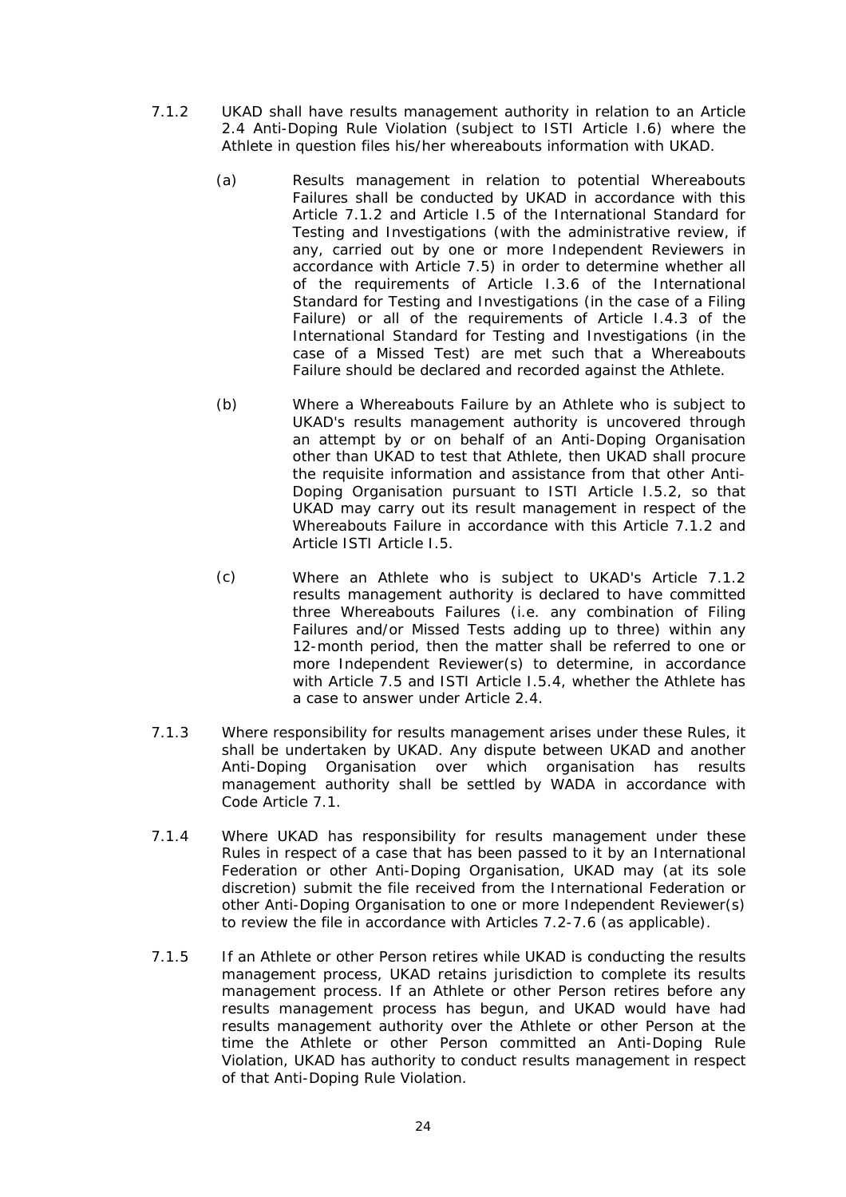7.1.2 UKAD shall have results management authority in relation to an Article 2.4 Anti-Doping Rule Violation (subject to ISTI Article I.6) where the Athlete in question files his/her whereabouts information with UKAD.

(a) Results management in relation to potential Whereabouts Failures shall be conducted by UKAD in accordance with this Article 7.1.2 and Article I.5 of the International Standard for Testing and Investigations (with the administrative review, if any, carried out by one or more Independent Reviewers in accordance with Article 7.5) in order to determine whether all of the requirements of Article I.3.6 of the International Standard for Testing and Investigations (in the case of a Filing Failure) or all of the requirements of Article I.4.3 of the International Standard for Testing and Investigations (in the case of a Missed Test) are met such that a Whereabouts Failure should be declared and recorded against the Athlete.

(b) Where a Whereabouts Failure by an Athlete who is subject to UKAD's results management authority is uncovered through an attempt by or on behalf of an Anti-Doping Organisation other than UKAD to test that Athlete, then UKAD shall procure the requisite information and assistance from that other Anti-Doping Organisation pursuant to ISTI Article I.5.2, so that UKAD may carry out its result management in respect of the Whereabouts Failure in accordance with this Article 7.1.2 and Article ISTI Article I.5.

(c) Where an Athlete who is subject to UKAD's Article 7.1.2 results management authority is declared to have committed three Whereabouts Failures (i.e. any combination of Filing Failures and/or Missed Tests adding up to three) within any 12-month period, then the matter shall be referred to one or more Independent Reviewer(s) to determine, in accordance with Article 7.5 and ISTI Article I.5.4, whether the Athlete has a case to answer under Article 2.4.

7.1.3 Where responsibility for results management arises under these Rules, it shall be undertaken by UKAD. Any dispute between UKAD and another Anti-Doping Organisation over which organisation has results management authority shall be settled by WADA in accordance with Code Article 7.1.

7.1.4 Where UKAD has responsibility for results management under these Rules in respect of a case that has been passed to it by an International Federation or other Anti-Doping Organisation, UKAD may (at its sole discretion) submit the file received from the International Federation or other Anti-Doping Organisation to one or more Independent Reviewer(s) to review the file in accordance with Articles 7.2-7.6 (as applicable).

7.1.5 If an Athlete or other Person retires while UKAD is conducting the results management process, UKAD retains jurisdiction to complete its results management process. If an Athlete or other Person retires before any results management process has begun, and UKAD would have had results management authority over the Athlete or other Person at the time the Athlete or other Person committed an Anti-Doping Rule Violation, UKAD has authority to conduct results management in respect of that Anti-Doping Rule Violation.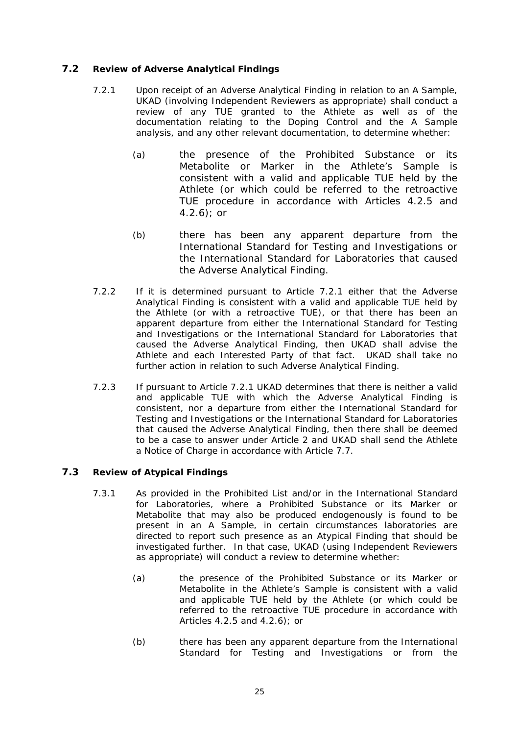## 7.2 Review of Adverse Analytical Findings

7.2.1 Upon receipt of an Adverse Analytical Finding in relation to an A Sample, UKAD (involving Independent Reviewers as appropriate) shall conduct a review of any TUE granted to the Athlete as well as of the documentation relating to the Doping Control and the A Sample analysis, and any other relevant documentation, to determine whether:

(a) the presence of the Prohibited Substance or its Metabolite or Marker in the Athlete's Sample is consistent with a valid and applicable TUE held by the Athlete (or which could be referred to the retroactive TUE procedure in accordance with Articles 4.2.5 and 4.2.6); or

(b) there has been any apparent departure from the International Standard for Testing and Investigations or the International Standard for Laboratories that caused the Adverse Analytical Finding.

7.2.2 If it is determined pursuant to Article 7.2.1 either that the Adverse Analytical Finding is consistent with a valid and applicable TUE held by the Athlete (or with a retroactive TUE), or that there has been an apparent departure from either the International Standard for Testing and Investigations or the International Standard for Laboratories that caused the Adverse Analytical Finding, then UKAD shall advise the Athlete and each Interested Party of that fact. UKAD shall take no further action in relation to such Adverse Analytical Finding.

7.2.3 If pursuant to Article 7.2.1 UKAD determines that there is neither a valid and applicable TUE with which the Adverse Analytical Finding is consistent, nor a departure from either the International Standard for Testing and Investigations or the International Standard for Laboratories that caused the Adverse Analytical Finding, then there shall be deemed to be a case to answer under Article 2 and UKAD shall send the Athlete a Notice of Charge in accordance with Article 7.7.

## 7.3 Review of Atypical Findings

7.3.1 As provided in the Prohibited List and/or in the International Standard for Laboratories, where a Prohibited Substance or its Marker or Metabolite that may also be produced endogenously is found to be present in an A Sample, in certain circumstances laboratories are directed to report such presence as an Atypical Finding that should be investigated further. In that case, UKAD (using Independent Reviewers as appropriate) will conduct a review to determine whether:

(a) the presence of the Prohibited Substance or its Marker or Metabolite in the Athlete's Sample is consistent with a valid and applicable TUE held by the Athlete (or which could be referred to the retroactive TUE procedure in accordance with Articles 4.2.5 and 4.2.6); or

(b) there has been any apparent departure from the International Standard for Testing and Investigations or from the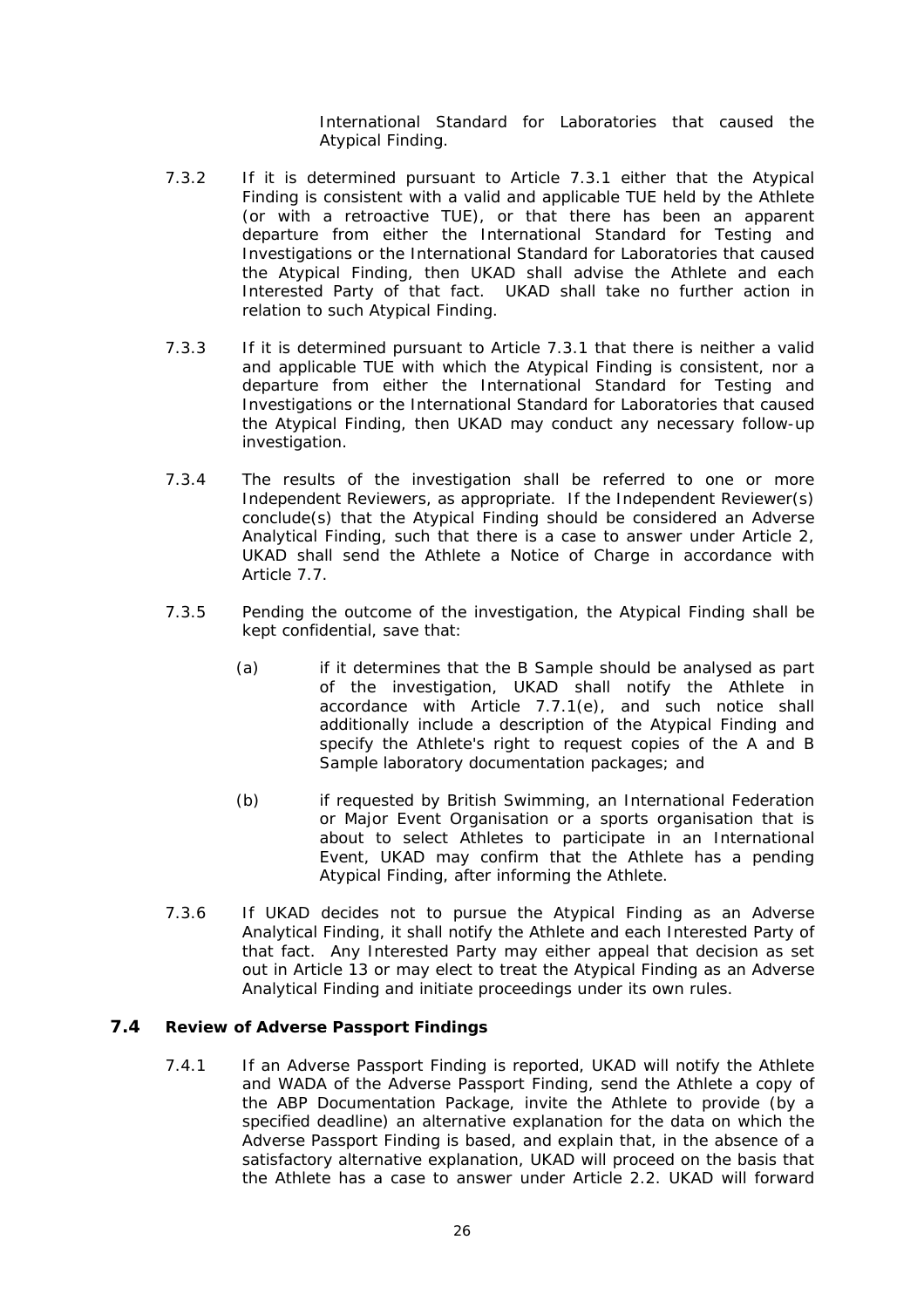International Standard for Laboratories that caused the Atypical Finding.

7.3.2 If it is determined pursuant to Article 7.3.1 either that the Atypical Finding is consistent with a valid and applicable TUE held by the Athlete (or with a retroactive TUE), or that there has been an apparent departure from either the International Standard for Testing and Investigations or the International Standard for Laboratories that caused the Atypical Finding, then UKAD shall advise the Athlete and each Interested Party of that fact. UKAD shall take no further action in relation to such Atypical Finding.

7.3.3 If it is determined pursuant to Article 7.3.1 that there is neither a valid and applicable TUE with which the Atypical Finding is consistent, nor a departure from either the International Standard for Testing and Investigations or the International Standard for Laboratories that caused the Atypical Finding, then UKAD may conduct any necessary follow-up investigation.

7.3.4 The results of the investigation shall be referred to one or more Independent Reviewers, as appropriate. If the Independent Reviewer(s) conclude(s) that the Atypical Finding should be considered an Adverse Analytical Finding, such that there is a case to answer under Article 2, UKAD shall send the Athlete a Notice of Charge in accordance with Article 7.7.

7.3.5 Pending the outcome of the investigation, the Atypical Finding shall be kept confidential, save that:

(a) if it determines that the B Sample should be analysed as part of the investigation, UKAD shall notify the Athlete in accordance with Article 7.7.1(e), and such notice shall additionally include a description of the Atypical Finding and specify the Athlete's right to request copies of the A and B Sample laboratory documentation packages; and

(b) if requested by British Swimming, an International Federation or Major Event Organisation or a sports organisation that is about to select Athletes to participate in an International Event, UKAD may confirm that the Athlete has a pending Atypical Finding, after informing the Athlete.

7.3.6 If UKAD decides not to pursue the Atypical Finding as an Adverse Analytical Finding, it shall notify the Athlete and each Interested Party of that fact. Any Interested Party may either appeal that decision as set out in Article 13 or may elect to treat the Atypical Finding as an Adverse Analytical Finding and initiate proceedings under its own rules.

### 7.4 Review of Adverse Passport Findings

7.4.1 If an Adverse Passport Finding is reported, UKAD will notify the Athlete and WADA of the Adverse Passport Finding, send the Athlete a copy of the ABP Documentation Package, invite the Athlete to provide (by a specified deadline) an alternative explanation for the data on which the Adverse Passport Finding is based, and explain that, in the absence of a satisfactory alternative explanation, UKAD will proceed on the basis that the Athlete has a case to answer under Article 2.2. UKAD will forward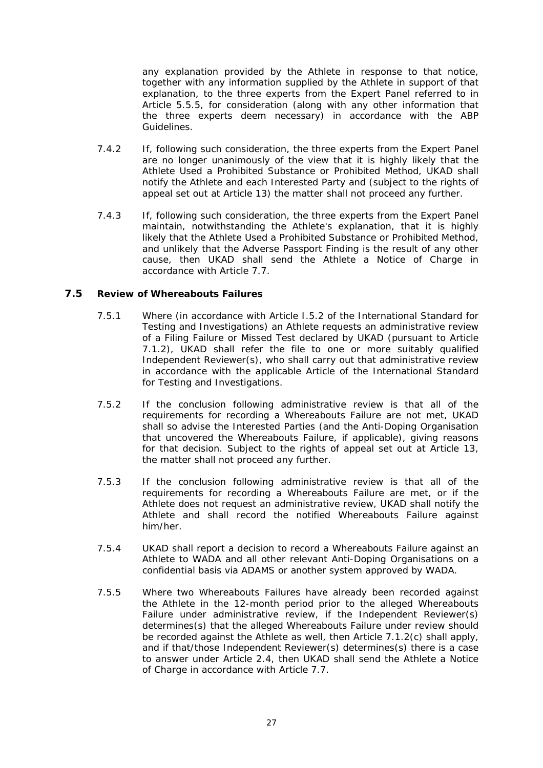any explanation provided by the Athlete in response to that notice, together with any information supplied by the Athlete in support of that explanation, to the three experts from the Expert Panel referred to in Article 5.5.5, for consideration (along with any other information that the three experts deem necessary) in accordance with the ABP Guidelines.

7.4.2 If, following such consideration, the three experts from the Expert Panel are no longer unanimously of the view that it is highly likely that the Athlete Used a Prohibited Substance or Prohibited Method, UKAD shall notify the Athlete and each Interested Party and (subject to the rights of appeal set out at Article 13) the matter shall not proceed any further.

7.4.3 If, following such consideration, the three experts from the Expert Panel maintain, notwithstanding the Athlete's explanation, that it is highly likely that the Athlete Used a Prohibited Substance or Prohibited Method, and unlikely that the Adverse Passport Finding is the result of any other cause, then UKAD shall send the Athlete a Notice of Charge in accordance with Article 7.7.

## 7.5 Review of Whereabouts Failures

7.5.1 Where (in accordance with Article I.5.2 of the International Standard for Testing and Investigations) an Athlete requests an administrative review of a Filing Failure or Missed Test declared by UKAD (pursuant to Article 7.1.2), UKAD shall refer the file to one or more suitably qualified Independent Reviewer(s), who shall carry out that administrative review in accordance with the applicable Article of the International Standard for Testing and Investigations.

7.5.2 If the conclusion following administrative review is that all of the requirements for recording a Whereabouts Failure are not met, UKAD shall so advise the Interested Parties (and the Anti-Doping Organisation that uncovered the Whereabouts Failure, if applicable), giving reasons for that decision. Subject to the rights of appeal set out at Article 13, the matter shall not proceed any further.

7.5.3 If the conclusion following administrative review is that all of the requirements for recording a Whereabouts Failure are met, or if the Athlete does not request an administrative review, UKAD shall notify the Athlete and shall record the notified Whereabouts Failure against him/her.

7.5.4 UKAD shall report a decision to record a Whereabouts Failure against an Athlete to WADA and all other relevant Anti-Doping Organisations on a confidential basis via ADAMS or another system approved by WADA.

7.5.5 Where two Whereabouts Failures have already been recorded against the Athlete in the 12-month period prior to the alleged Whereabouts Failure under administrative review, if the Independent Reviewer(s) determines(s) that the alleged Whereabouts Failure under review should be recorded against the Athlete as well, then Article 7.1.2(c) shall apply, and if that/those Independent Reviewer(s) determines(s) there is a case to answer under Article 2.4, then UKAD shall send the Athlete a Notice of Charge in accordance with Article 7.7.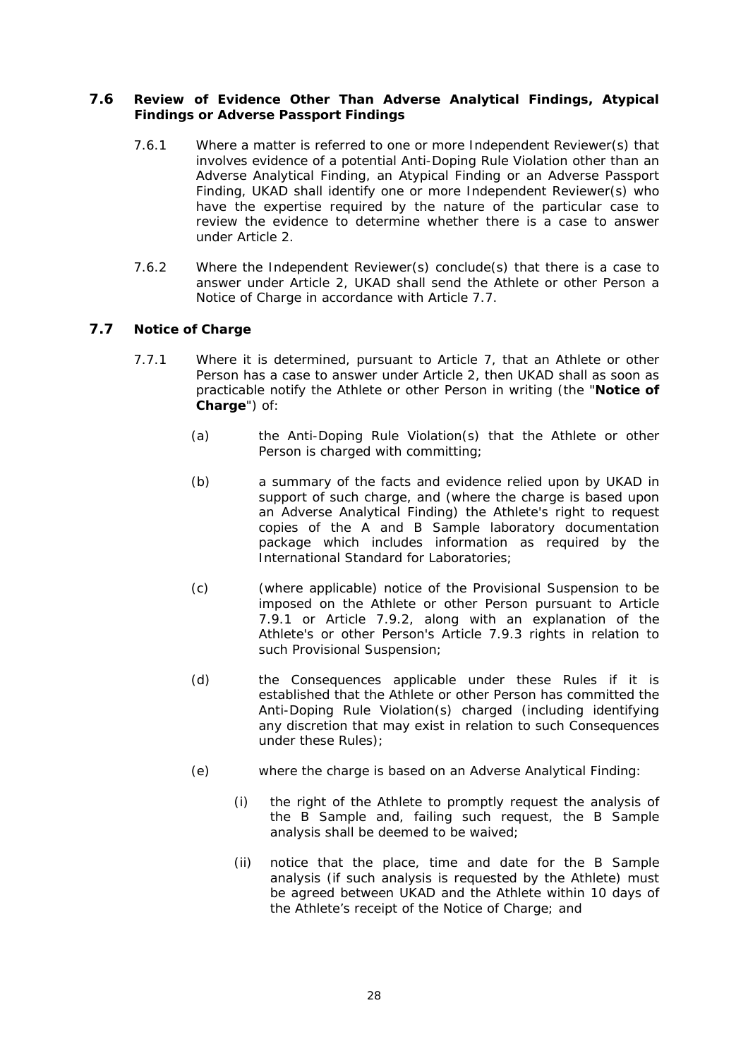### 7.6 Review of Evidence Other Than Adverse Analytical Findings, Atypical Findings or Adverse Passport Findings

7.6.1 Where a matter is referred to one or more Independent Reviewer(s) that involves evidence of a potential Anti-Doping Rule Violation other than an Adverse Analytical Finding, an Atypical Finding or an Adverse Passport Finding, UKAD shall identify one or more Independent Reviewer(s) who have the expertise required by the nature of the particular case to review the evidence to determine whether there is a case to answer under Article 2.

7.6.2 Where the Independent Reviewer(s) conclude(s) that there is a case to answer under Article 2, UKAD shall send the Athlete or other Person a Notice of Charge in accordance with Article 7.7.

### 7.7 Notice of Charge

7.7.1 Where it is determined, pursuant to Article 7, that an Athlete or other Person has a case to answer under Article 2, then UKAD shall as soon as practicable notify the Athlete or other Person in writing (the "**Notice of Charge**") of:

(a) the Anti-Doping Rule Violation(s) that the Athlete or other Person is charged with committing;

(b) a summary of the facts and evidence relied upon by UKAD in support of such charge, and (where the charge is based upon an Adverse Analytical Finding) the Athlete's right to request copies of the A and B Sample laboratory documentation package which includes information as required by the International Standard for Laboratories;

(c) (where applicable) notice of the Provisional Suspension to be imposed on the Athlete or other Person pursuant to Article 7.9.1 or Article 7.9.2, along with an explanation of the Athlete's or other Person's Article 7.9.3 rights in relation to such Provisional Suspension;

(d) the Consequences applicable under these Rules if it is established that the Athlete or other Person has committed the Anti-Doping Rule Violation(s) charged (including identifying any discretion that may exist in relation to such Consequences under these Rules);

(e) where the charge is based on an Adverse Analytical Finding:

(i) the right of the Athlete to promptly request the analysis of the B Sample and, failing such request, the B Sample analysis shall be deemed to be waived;

(ii) notice that the place, time and date for the B Sample analysis (if such analysis is requested by the Athlete) must be agreed between UKAD and the Athlete within 10 days of the Athlete's receipt of the Notice of Charge; and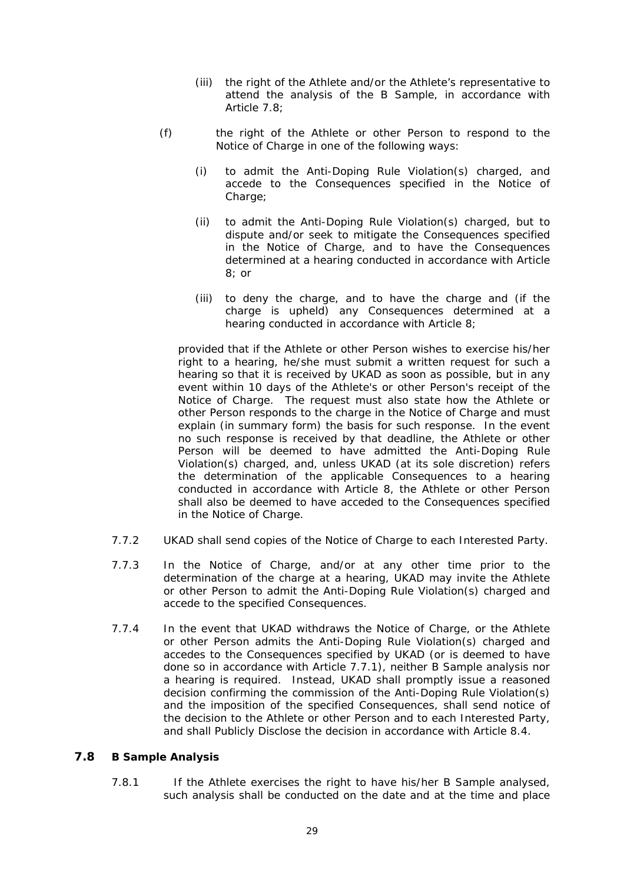(iii) the right of the Athlete and/or the Athlete's representative to attend the analysis of the B Sample, in accordance with Article 7.8;

(f) the right of the Athlete or other Person to respond to the Notice of Charge in one of the following ways:

(i) to admit the Anti-Doping Rule Violation(s) charged, and accede to the Consequences specified in the Notice of Charge;

(ii) to admit the Anti-Doping Rule Violation(s) charged, but to dispute and/or seek to mitigate the Consequences specified in the Notice of Charge, and to have the Consequences determined at a hearing conducted in accordance with Article 8; or

(iii) to deny the charge, and to have the charge and (if the charge is upheld) any Consequences determined at a hearing conducted in accordance with Article 8;

provided that if the Athlete or other Person wishes to exercise his/her right to a hearing, he/she must submit a written request for such a hearing so that it is received by UKAD as soon as possible, but in any event within 10 days of the Athlete's or other Person's receipt of the Notice of Charge. The request must also state how the Athlete or other Person responds to the charge in the Notice of Charge and must explain (in summary form) the basis for such response. In the event no such response is received by that deadline, the Athlete or other Person will be deemed to have admitted the Anti-Doping Rule Violation(s) charged, and, unless UKAD (at its sole discretion) refers the determination of the applicable Consequences to a hearing conducted in accordance with Article 8, the Athlete or other Person shall also be deemed to have acceded to the Consequences specified in the Notice of Charge.

7.7.2 UKAD shall send copies of the Notice of Charge to each Interested Party.

7.7.3 In the Notice of Charge, and/or at any other time prior to the determination of the charge at a hearing, UKAD may invite the Athlete or other Person to admit the Anti-Doping Rule Violation(s) charged and accede to the specified Consequences.

7.7.4 In the event that UKAD withdraws the Notice of Charge, or the Athlete or other Person admits the Anti-Doping Rule Violation(s) charged and accedes to the Consequences specified by UKAD (or is deemed to have done so in accordance with Article 7.7.1), neither B Sample analysis nor a hearing is required. Instead, UKAD shall promptly issue a reasoned decision confirming the commission of the Anti-Doping Rule Violation(s) and the imposition of the specified Consequences, shall send notice of the decision to the Athlete or other Person and to each Interested Party, and shall Publicly Disclose the decision in accordance with Article 8.4.

### 7.8 B Sample Analysis

7.8.1 If the Athlete exercises the right to have his/her B Sample analysed, such analysis shall be conducted on the date and at the time and place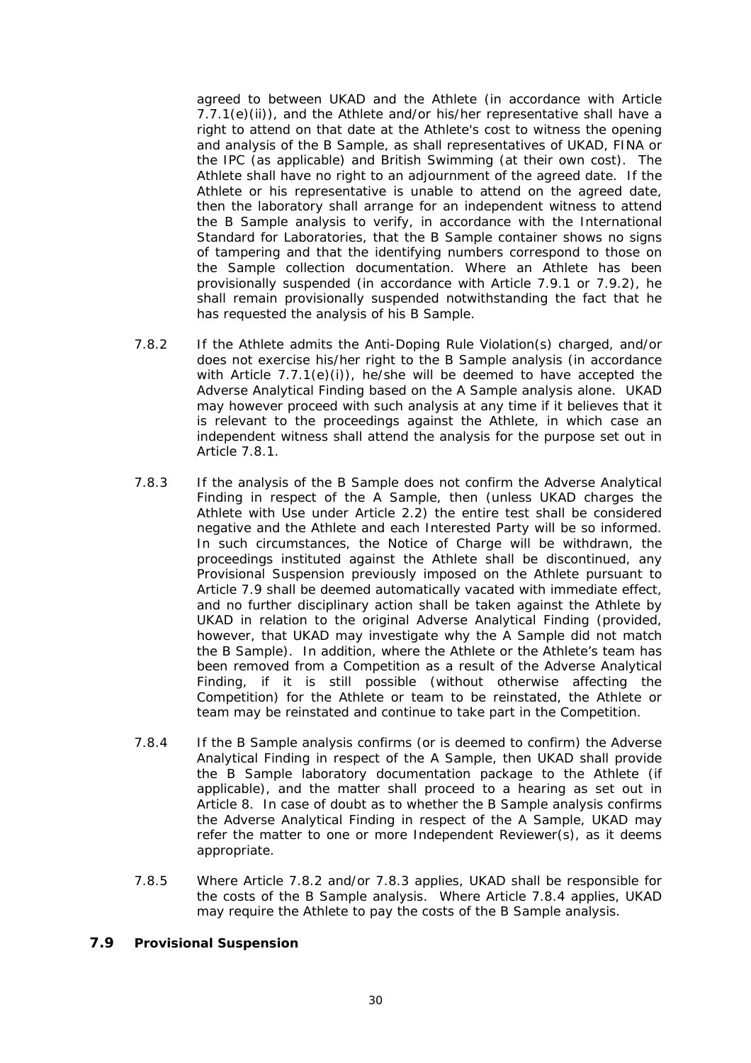agreed to between UKAD and the Athlete (in accordance with Article 7.7.1(e)(ii)), and the Athlete and/or his/her representative shall have a right to attend on that date at the Athlete's cost to witness the opening and analysis of the B Sample, as shall representatives of UKAD, FINA or the IPC (as applicable) and British Swimming (at their own cost). The Athlete shall have no right to an adjournment of the agreed date. If the Athlete or his representative is unable to attend on the agreed date, then the laboratory shall arrange for an independent witness to attend the B Sample analysis to verify, in accordance with the International Standard for Laboratories, that the B Sample container shows no signs of tampering and that the identifying numbers correspond to those on the Sample collection documentation. Where an Athlete has been provisionally suspended (in accordance with Article 7.9.1 or 7.9.2), he shall remain provisionally suspended notwithstanding the fact that he has requested the analysis of his B Sample.

7.8.2 If the Athlete admits the Anti-Doping Rule Violation(s) charged, and/or does not exercise his/her right to the B Sample analysis (in accordance with Article 7.7.1(e)(i)), he/she will be deemed to have accepted the Adverse Analytical Finding based on the A Sample analysis alone. UKAD may however proceed with such analysis at any time if it believes that it is relevant to the proceedings against the Athlete, in which case an independent witness shall attend the analysis for the purpose set out in Article 7.8.1.

7.8.3 If the analysis of the B Sample does not confirm the Adverse Analytical Finding in respect of the A Sample, then (unless UKAD charges the Athlete with Use under Article 2.2) the entire test shall be considered negative and the Athlete and each Interested Party will be so informed. In such circumstances, the Notice of Charge will be withdrawn, the proceedings instituted against the Athlete shall be discontinued, any Provisional Suspension previously imposed on the Athlete pursuant to Article 7.9 shall be deemed automatically vacated with immediate effect, and no further disciplinary action shall be taken against the Athlete by UKAD in relation to the original Adverse Analytical Finding (provided, however, that UKAD may investigate why the A Sample did not match the B Sample). In addition, where the Athlete or the Athlete's team has been removed from a Competition as a result of the Adverse Analytical Finding, if it is still possible (without otherwise affecting the Competition) for the Athlete or team to be reinstated, the Athlete or team may be reinstated and continue to take part in the Competition.

7.8.4 If the B Sample analysis confirms (or is deemed to confirm) the Adverse Analytical Finding in respect of the A Sample, then UKAD shall provide the B Sample laboratory documentation package to the Athlete (if applicable), and the matter shall proceed to a hearing as set out in Article 8. In case of doubt as to whether the B Sample analysis confirms the Adverse Analytical Finding in respect of the A Sample, UKAD may refer the matter to one or more Independent Reviewer(s), as it deems appropriate.

7.8.5 Where Article 7.8.2 and/or 7.8.3 applies, UKAD shall be responsible for the costs of the B Sample analysis. Where Article 7.8.4 applies, UKAD may require the Athlete to pay the costs of the B Sample analysis.

### 7.9 Provisional Suspension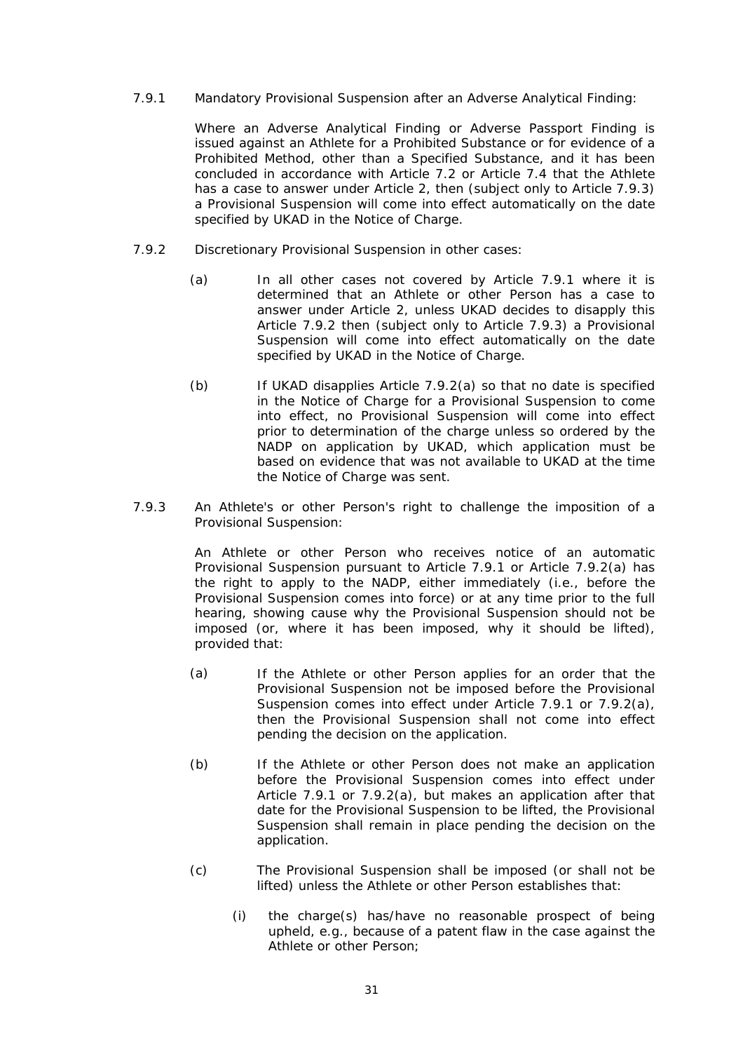7.9.1 Mandatory Provisional Suspension after an Adverse Analytical Finding:

Where an Adverse Analytical Finding or Adverse Passport Finding is issued against an Athlete for a Prohibited Substance or for evidence of a Prohibited Method, other than a Specified Substance, and it has been concluded in accordance with Article 7.2 or Article 7.4 that the Athlete has a case to answer under Article 2, then (subject only to Article 7.9.3) a Provisional Suspension will come into effect automatically on the date specified by UKAD in the Notice of Charge.

7.9.2 Discretionary Provisional Suspension in other cases:

(a) In all other cases not covered by Article 7.9.1 where it is determined that an Athlete or other Person has a case to answer under Article 2, unless UKAD decides to disapply this Article 7.9.2 then (subject only to Article 7.9.3) a Provisional Suspension will come into effect automatically on the date specified by UKAD in the Notice of Charge.

(b) If UKAD disapplies Article 7.9.2(a) so that no date is specified in the Notice of Charge for a Provisional Suspension to come into effect, no Provisional Suspension will come into effect prior to determination of the charge unless so ordered by the NADP on application by UKAD, which application must be based on evidence that was not available to UKAD at the time the Notice of Charge was sent.

7.9.3 An Athlete's or other Person's right to challenge the imposition of a Provisional Suspension:

An Athlete or other Person who receives notice of an automatic Provisional Suspension pursuant to Article 7.9.1 or Article 7.9.2(a) has the right to apply to the NADP, either immediately (i.e., before the Provisional Suspension comes into force) or at any time prior to the full hearing, showing cause why the Provisional Suspension should not be imposed (or, where it has been imposed, why it should be lifted), provided that:

(a) If the Athlete or other Person applies for an order that the Provisional Suspension not be imposed before the Provisional Suspension comes into effect under Article 7.9.1 or 7.9.2(a), then the Provisional Suspension shall not come into effect pending the decision on the application.

(b) If the Athlete or other Person does not make an application before the Provisional Suspension comes into effect under Article 7.9.1 or 7.9.2(a), but makes an application after that date for the Provisional Suspension to be lifted, the Provisional Suspension shall remain in place pending the decision on the application.

(c) The Provisional Suspension shall be imposed (or shall not be lifted) unless the Athlete or other Person establishes that:

(i) the charge(s) has/have no reasonable prospect of being upheld, e.g., because of a patent flaw in the case against the Athlete or other Person;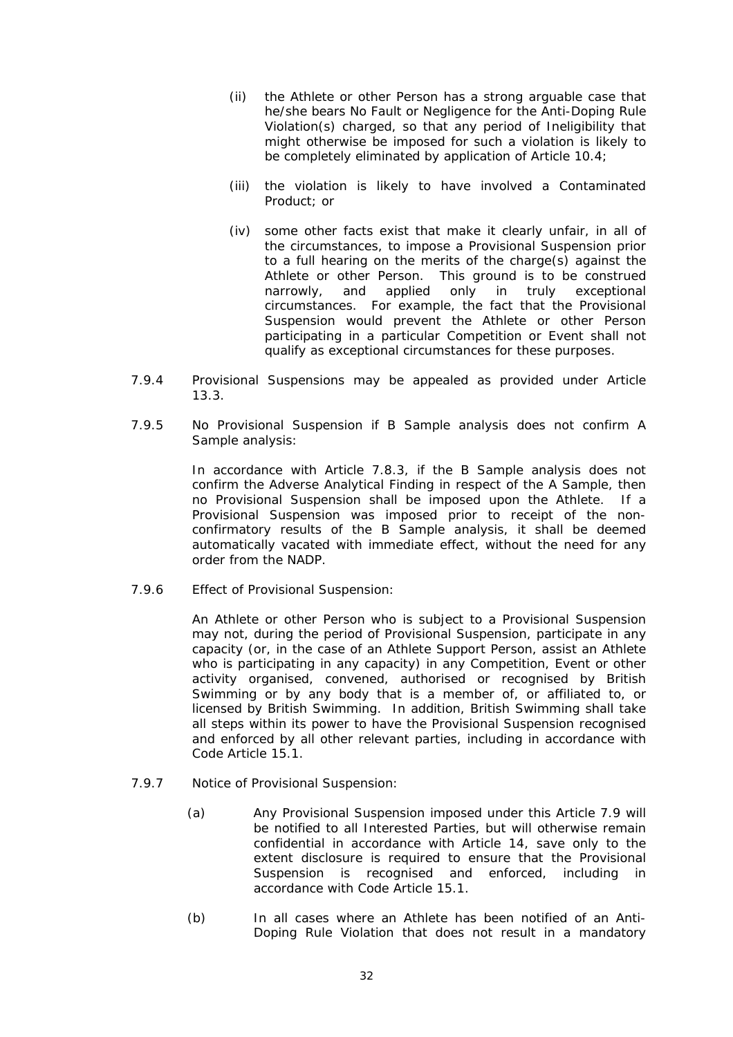(ii) the Athlete or other Person has a strong arguable case that he/she bears No Fault or Negligence for the Anti-Doping Rule Violation(s) charged, so that any period of Ineligibility that might otherwise be imposed for such a violation is likely to be completely eliminated by application of Article 10.4;

(iii) the violation is likely to have involved a Contaminated Product; or

(iv) some other facts exist that make it clearly unfair, in all of the circumstances, to impose a Provisional Suspension prior to a full hearing on the merits of the charge(s) against the Athlete or other Person. This ground is to be construed narrowly, and applied only in truly exceptional circumstances. For example, the fact that the Provisional Suspension would prevent the Athlete or other Person participating in a particular Competition or Event shall not qualify as exceptional circumstances for these purposes.

7.9.4 Provisional Suspensions may be appealed as provided under Article 13.3.

7.9.5 No Provisional Suspension if B Sample analysis does not confirm A Sample analysis:

In accordance with Article 7.8.3, if the B Sample analysis does not confirm the Adverse Analytical Finding in respect of the A Sample, then no Provisional Suspension shall be imposed upon the Athlete. If a Provisional Suspension was imposed prior to receipt of the non-confirmatory results of the B Sample analysis, it shall be deemed automatically vacated with immediate effect, without the need for any order from the NADP.

7.9.6 Effect of Provisional Suspension:

An Athlete or other Person who is subject to a Provisional Suspension may not, during the period of Provisional Suspension, participate in any capacity (or, in the case of an Athlete Support Person, assist an Athlete who is participating in any capacity) in any Competition, Event or other activity organised, convened, authorised or recognised by British Swimming or by any body that is a member of, or affiliated to, or licensed by British Swimming. In addition, British Swimming shall take all steps within its power to have the Provisional Suspension recognised and enforced by all other relevant parties, including in accordance with Code Article 15.1.

7.9.7 Notice of Provisional Suspension:

(a) Any Provisional Suspension imposed under this Article 7.9 will be notified to all Interested Parties, but will otherwise remain confidential in accordance with Article 14, save only to the extent disclosure is required to ensure that the Provisional Suspension is recognised and enforced, including in accordance with Code Article 15.1.

(b) In all cases where an Athlete has been notified of an Anti-Doping Rule Violation that does not result in a mandatory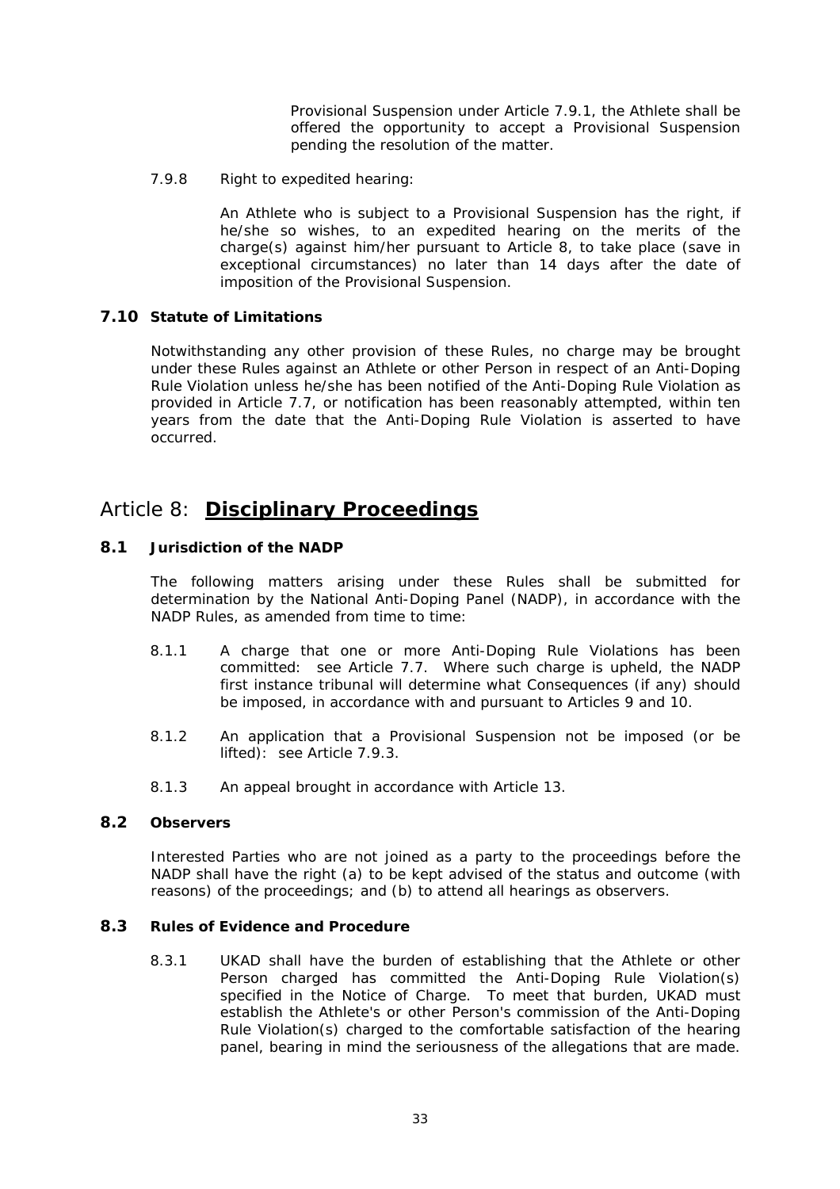Provisional Suspension under Article 7.9.1, the Athlete shall be offered the opportunity to accept a Provisional Suspension pending the resolution of the matter.

7.9.8 Right to expedited hearing:

An Athlete who is subject to a Provisional Suspension has the right, if he/she so wishes, to an expedited hearing on the merits of the charge(s) against him/her pursuant to Article 8, to take place (save in exceptional circumstances) no later than 14 days after the date of imposition of the Provisional Suspension.

### 7.10 Statute of Limitations

Notwithstanding any other provision of these Rules, no charge may be brought under these Rules against an Athlete or other Person in respect of an Anti-Doping Rule Violation unless he/she has been notified of the Anti-Doping Rule Violation as provided in Article 7.7, or notification has been reasonably attempted, within ten years from the date that the Anti-Doping Rule Violation is asserted to have occurred.

## Article 8: <u>**Disciplinary Proceedings**</u>

### 8.1 Jurisdiction of the NADP

The following matters arising under these Rules shall be submitted for determination by the National Anti-Doping Panel (NADP), in accordance with the NADP Rules, as amended from time to time:

8.1.1 A charge that one or more Anti-Doping Rule Violations has been committed: see Article 7.7. Where such charge is upheld, the NADP first instance tribunal will determine what Consequences (if any) should be imposed, in accordance with and pursuant to Articles 9 and 10.

8.1.2 An application that a Provisional Suspension not be imposed (or be lifted): see Article 7.9.3.

8.1.3 An appeal brought in accordance with Article 13.

### 8.2 Observers

Interested Parties who are not joined as a party to the proceedings before the NADP shall have the right (a) to be kept advised of the status and outcome (with reasons) of the proceedings; and (b) to attend all hearings as observers.

### 8.3 Rules of Evidence and Procedure

8.3.1 UKAD shall have the burden of establishing that the Athlete or other Person charged has committed the Anti-Doping Rule Violation(s) specified in the Notice of Charge. To meet that burden, UKAD must establish the Athlete's or other Person's commission of the Anti-Doping Rule Violation(s) charged to the comfortable satisfaction of the hearing panel, bearing in mind the seriousness of the allegations that are made.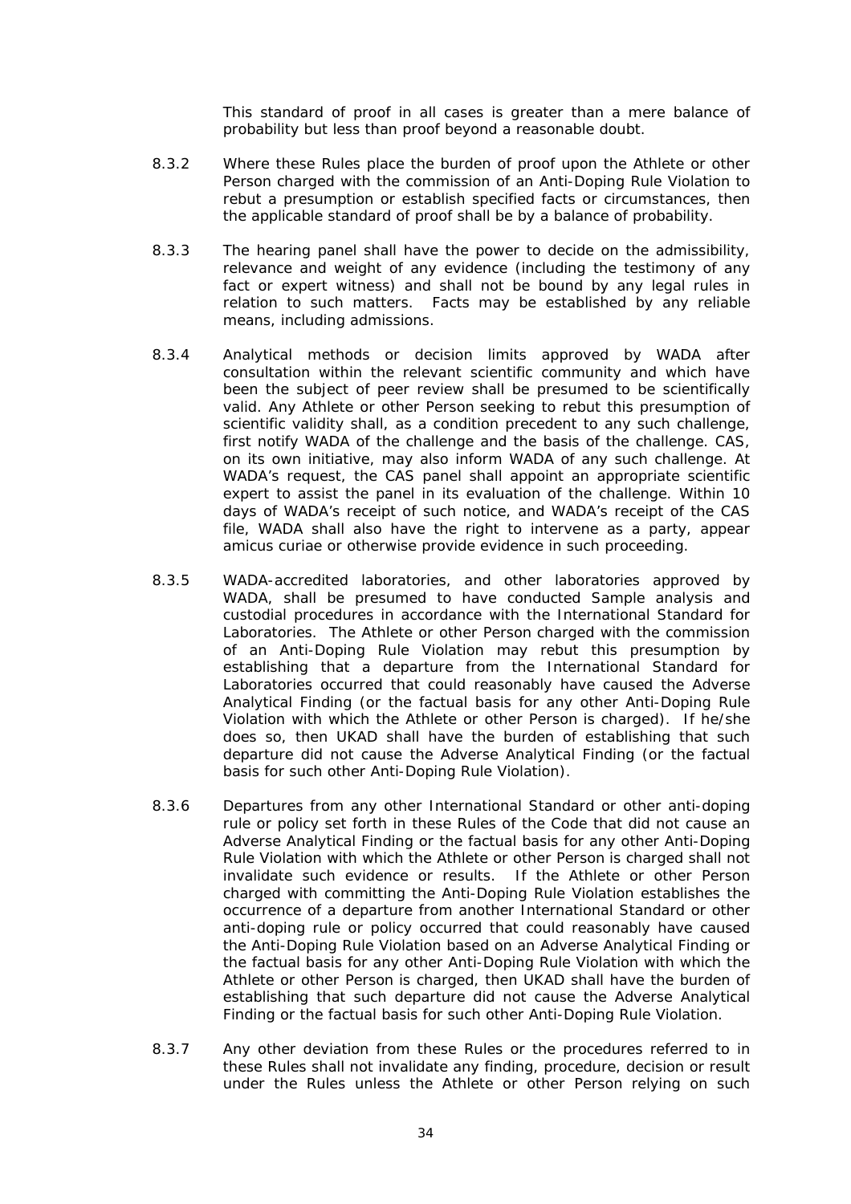This standard of proof in all cases is greater than a mere balance of probability but less than proof beyond a reasonable doubt.

8.3.2 Where these Rules place the burden of proof upon the Athlete or other Person charged with the commission of an Anti-Doping Rule Violation to rebut a presumption or establish specified facts or circumstances, then the applicable standard of proof shall be by a balance of probability.

8.3.3 The hearing panel shall have the power to decide on the admissibility, relevance and weight of any evidence (including the testimony of any fact or expert witness) and shall not be bound by any legal rules in relation to such matters. Facts may be established by any reliable means, including admissions.

8.3.4 Analytical methods or decision limits approved by WADA after consultation within the relevant scientific community and which have been the subject of peer review shall be presumed to be scientifically valid. Any Athlete or other Person seeking to rebut this presumption of scientific validity shall, as a condition precedent to any such challenge, first notify WADA of the challenge and the basis of the challenge. CAS, on its own initiative, may also inform WADA of any such challenge. At WADA's request, the CAS panel shall appoint an appropriate scientific expert to assist the panel in its evaluation of the challenge. Within 10 days of WADA's receipt of such notice, and WADA's receipt of the CAS file, WADA shall also have the right to intervene as a party, appear amicus curiae or otherwise provide evidence in such proceeding.

8.3.5 WADA-accredited laboratories, and other laboratories approved by WADA, shall be presumed to have conducted Sample analysis and custodial procedures in accordance with the International Standard for Laboratories. The Athlete or other Person charged with the commission of an Anti-Doping Rule Violation may rebut this presumption by establishing that a departure from the International Standard for Laboratories occurred that could reasonably have caused the Adverse Analytical Finding (or the factual basis for any other Anti-Doping Rule Violation with which the Athlete or other Person is charged). If he/she does so, then UKAD shall have the burden of establishing that such departure did not cause the Adverse Analytical Finding (or the factual basis for such other Anti-Doping Rule Violation).

8.3.6 Departures from any other International Standard or other anti-doping rule or policy set forth in these Rules of the Code that did not cause an Adverse Analytical Finding or the factual basis for any other Anti-Doping Rule Violation with which the Athlete or other Person is charged shall not invalidate such evidence or results. If the Athlete or other Person charged with committing the Anti-Doping Rule Violation establishes the occurrence of a departure from another International Standard or other anti-doping rule or policy occurred that could reasonably have caused the Anti-Doping Rule Violation based on an Adverse Analytical Finding or the factual basis for any other Anti-Doping Rule Violation with which the Athlete or other Person is charged, then UKAD shall have the burden of establishing that such departure did not cause the Adverse Analytical Finding or the factual basis for such other Anti-Doping Rule Violation.

8.3.7 Any other deviation from these Rules or the procedures referred to in these Rules shall not invalidate any finding, procedure, decision or result under the Rules unless the Athlete or other Person relying on such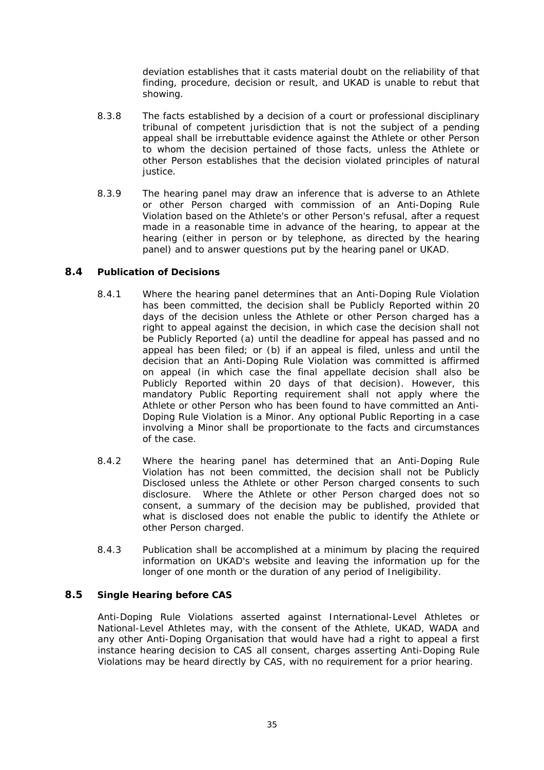deviation establishes that it casts material doubt on the reliability of that finding, procedure, decision or result, and UKAD is unable to rebut that showing.

8.3.8 The facts established by a decision of a court or professional disciplinary tribunal of competent jurisdiction that is not the subject of a pending appeal shall be irrebuttable evidence against the Athlete or other Person to whom the decision pertained of those facts, unless the Athlete or other Person establishes that the decision violated principles of natural justice.

8.3.9 The hearing panel may draw an inference that is adverse to an Athlete or other Person charged with commission of an Anti-Doping Rule Violation based on the Athlete's or other Person's refusal, after a request made in a reasonable time in advance of the hearing, to appear at the hearing (either in person or by telephone, as directed by the hearing panel) and to answer questions put by the hearing panel or UKAD.

### 8.4 Publication of Decisions

8.4.1 Where the hearing panel determines that an Anti-Doping Rule Violation has been committed, the decision shall be Publicly Reported within 20 days of the decision unless the Athlete or other Person charged has a right to appeal against the decision, in which case the decision shall not be Publicly Reported (a) until the deadline for appeal has passed and no appeal has been filed; or (b) if an appeal is filed, unless and until the decision that an Anti-Doping Rule Violation was committed is affirmed on appeal (in which case the final appellate decision shall also be Publicly Reported within 20 days of that decision). However, this mandatory Public Reporting requirement shall not apply where the Athlete or other Person who has been found to have committed an Anti-Doping Rule Violation is a Minor. Any optional Public Reporting in a case involving a Minor shall be proportionate to the facts and circumstances of the case.

8.4.2 Where the hearing panel has determined that an Anti-Doping Rule Violation has not been committed, the decision shall not be Publicly Disclosed unless the Athlete or other Person charged consents to such disclosure. Where the Athlete or other Person charged does not so consent, a summary of the decision may be published, provided that what is disclosed does not enable the public to identify the Athlete or other Person charged.

8.4.3 Publication shall be accomplished at a minimum by placing the required information on UKAD's website and leaving the information up for the longer of one month or the duration of any period of Ineligibility.

### 8.5 Single Hearing before CAS

Anti-Doping Rule Violations asserted against International-Level Athletes or National-Level Athletes may, with the consent of the Athlete, UKAD, WADA and any other Anti-Doping Organisation that would have had a right to appeal a first instance hearing decision to CAS all consent, charges asserting Anti-Doping Rule Violations may be heard directly by CAS, with no requirement for a prior hearing.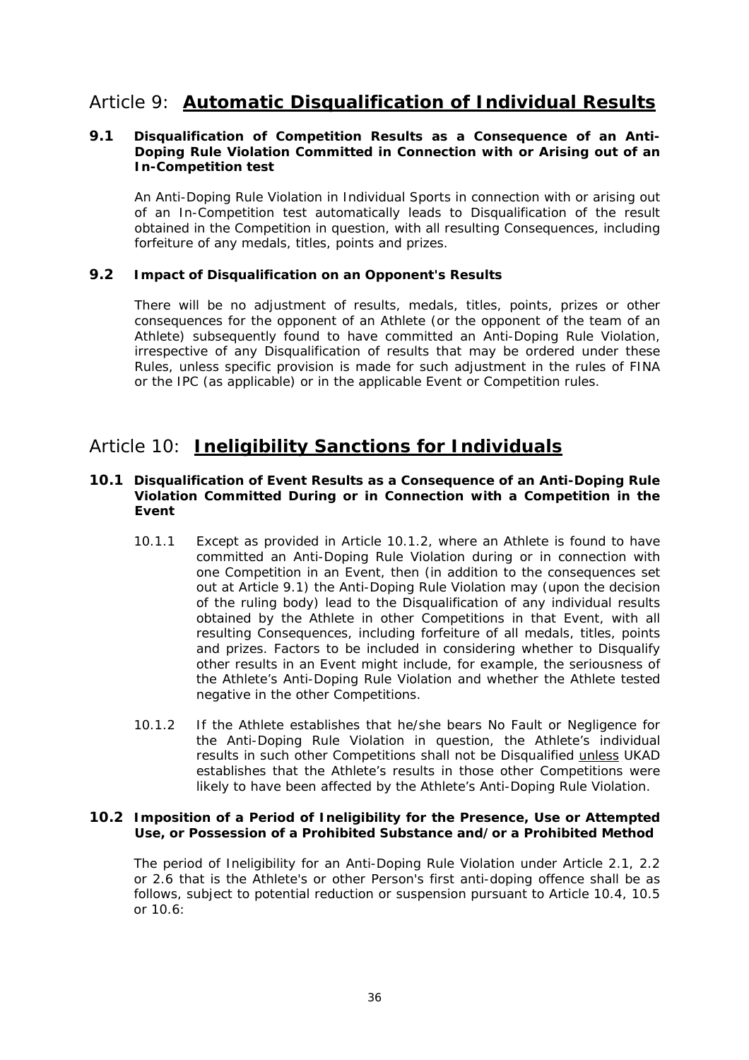# Article 9: **Automatic Disqualification of Individual Results**

**9.1 Disqualification of Competition Results as a Consequence of an Anti-Doping Rule Violation Committed in Connection with or Arising out of an In-Competition test**

An Anti-Doping Rule Violation in Individual Sports in connection with or arising out of an In-Competition test automatically leads to Disqualification of the result obtained in the Competition in question, with all resulting Consequences, including forfeiture of any medals, titles, points and prizes.

**9.2 Impact of Disqualification on an Opponent's Results**

There will be no adjustment of results, medals, titles, points, prizes or other consequences for the opponent of an Athlete (or the opponent of the team of an Athlete) subsequently found to have committed an Anti-Doping Rule Violation, irrespective of any Disqualification of results that may be ordered under these Rules, unless specific provision is made for such adjustment in the rules of FINA or the IPC (as applicable) or in the applicable Event or Competition rules.

# Article 10: **Ineligibility Sanctions for Individuals**

**10.1 Disqualification of Event Results as a Consequence of an Anti-Doping Rule Violation Committed During or in Connection with a Competition in the Event**

10.1.1 Except as provided in Article 10.1.2, where an Athlete is found to have committed an Anti-Doping Rule Violation during or in connection with one Competition in an Event, then (in addition to the consequences set out at Article 9.1) the Anti-Doping Rule Violation may (upon the decision of the ruling body) lead to the Disqualification of any individual results obtained by the Athlete in other Competitions in that Event, with all resulting Consequences, including forfeiture of all medals, titles, points and prizes. Factors to be included in considering whether to Disqualify other results in an Event might include, for example, the seriousness of the Athlete's Anti-Doping Rule Violation and whether the Athlete tested negative in the other Competitions.

10.1.2 If the Athlete establishes that he/she bears No Fault or Negligence for the Anti-Doping Rule Violation in question, the Athlete's individual results in such other Competitions shall not be Disqualified unless UKAD establishes that the Athlete's results in those other Competitions were likely to have been affected by the Athlete's Anti-Doping Rule Violation.

**10.2 Imposition of a Period of Ineligibility for the Presence, Use or Attempted Use, or Possession of a Prohibited Substance and/or a Prohibited Method**

The period of Ineligibility for an Anti-Doping Rule Violation under Article 2.1, 2.2 or 2.6 that is the Athlete's or other Person's first anti-doping offence shall be as follows, subject to potential reduction or suspension pursuant to Article 10.4, 10.5 or 10.6: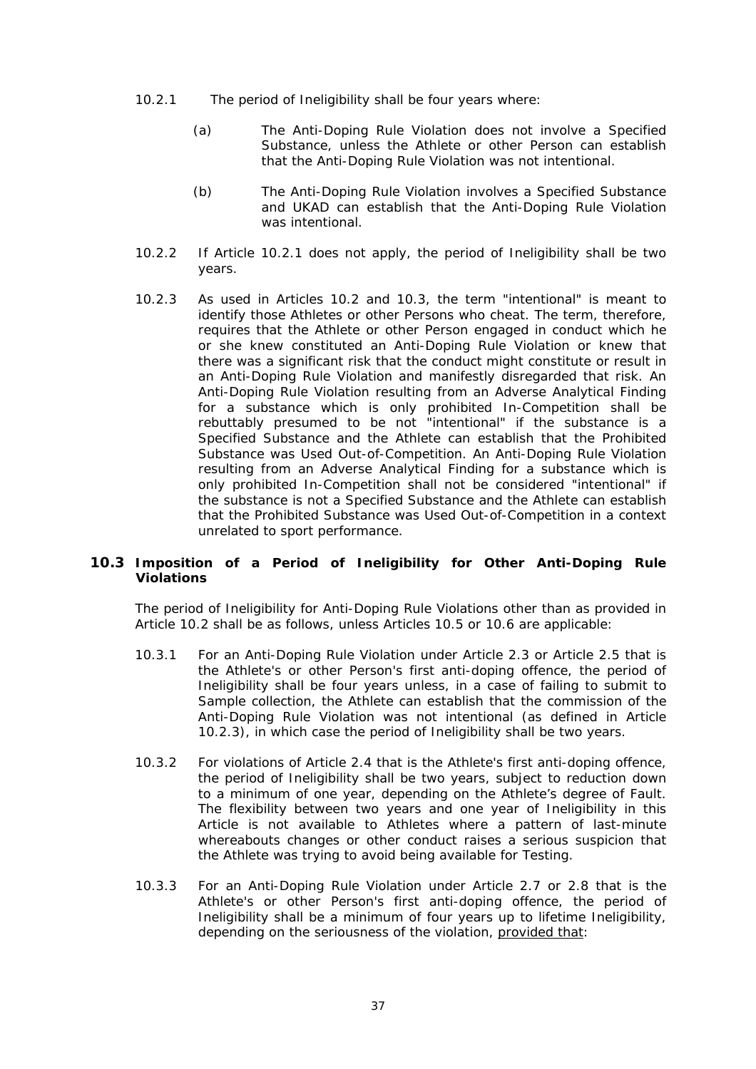10.2.1 The period of Ineligibility shall be four years where:

(a) The Anti-Doping Rule Violation does not involve a Specified Substance, unless the Athlete or other Person can establish that the Anti-Doping Rule Violation was not intentional.

(b) The Anti-Doping Rule Violation involves a Specified Substance and UKAD can establish that the Anti-Doping Rule Violation was intentional.

10.2.2 If Article 10.2.1 does not apply, the period of Ineligibility shall be two years.

10.2.3 As used in Articles 10.2 and 10.3, the term "intentional" is meant to identify those Athletes or other Persons who cheat. The term, therefore, requires that the Athlete or other Person engaged in conduct which he or she knew constituted an Anti-Doping Rule Violation or knew that there was a significant risk that the conduct might constitute or result in an Anti-Doping Rule Violation and manifestly disregarded that risk. An Anti-Doping Rule Violation resulting from an Adverse Analytical Finding for a substance which is only prohibited In-Competition shall be rebuttably presumed to be not "intentional" if the substance is a Specified Substance and the Athlete can establish that the Prohibited Substance was Used Out-of-Competition. An Anti-Doping Rule Violation resulting from an Adverse Analytical Finding for a substance which is only prohibited In-Competition shall not be considered "intentional" if the substance is not a Specified Substance and the Athlete can establish that the Prohibited Substance was Used Out-of-Competition in a context unrelated to sport performance.

## 10.3 Imposition of a Period of Ineligibility for Other Anti-Doping Rule Violations

The period of Ineligibility for Anti-Doping Rule Violations other than as provided in Article 10.2 shall be as follows, unless Articles 10.5 or 10.6 are applicable:

10.3.1 For an Anti-Doping Rule Violation under Article 2.3 or Article 2.5 that is the Athlete's or other Person's first anti-doping offence, the period of Ineligibility shall be four years unless, in a case of failing to submit to Sample collection, the Athlete can establish that the commission of the Anti-Doping Rule Violation was not intentional (as defined in Article 10.2.3), in which case the period of Ineligibility shall be two years.

10.3.2 For violations of Article 2.4 that is the Athlete's first anti-doping offence, the period of Ineligibility shall be two years, subject to reduction down to a minimum of one year, depending on the Athlete's degree of Fault. The flexibility between two years and one year of Ineligibility in this Article is not available to Athletes where a pattern of last-minute whereabouts changes or other conduct raises a serious suspicion that the Athlete was trying to avoid being available for Testing.

10.3.3 For an Anti-Doping Rule Violation under Article 2.7 or 2.8 that is the Athlete's or other Person's first anti-doping offence, the period of Ineligibility shall be a minimum of four years up to lifetime Ineligibility, depending on the seriousness of the violation, <u>provided that</u>: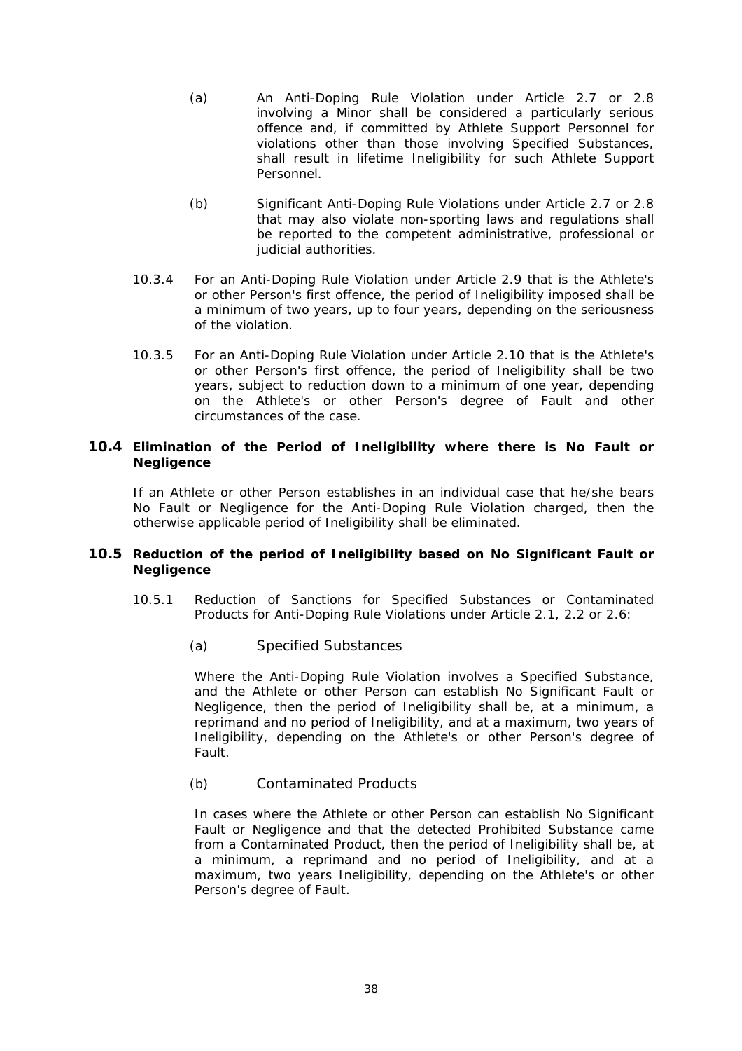(a) An Anti-Doping Rule Violation under Article 2.7 or 2.8 involving a Minor shall be considered a particularly serious offence and, if committed by Athlete Support Personnel for violations other than those involving Specified Substances, shall result in lifetime Ineligibility for such Athlete Support Personnel.

(b) Significant Anti-Doping Rule Violations under Article 2.7 or 2.8 that may also violate non-sporting laws and regulations shall be reported to the competent administrative, professional or judicial authorities.

10.3.4 For an Anti-Doping Rule Violation under Article 2.9 that is the Athlete's or other Person's first offence, the period of Ineligibility imposed shall be a minimum of two years, up to four years, depending on the seriousness of the violation.

10.3.5 For an Anti-Doping Rule Violation under Article 2.10 that is the Athlete's or other Person's first offence, the period of Ineligibility shall be two years, subject to reduction down to a minimum of one year, depending on the Athlete's or other Person's degree of Fault and other circumstances of the case.

### 10.4 Elimination of the Period of Ineligibility where there is No Fault or Negligence

If an Athlete or other Person establishes in an individual case that he/she bears No Fault or Negligence for the Anti-Doping Rule Violation charged, then the otherwise applicable period of Ineligibility shall be eliminated.

### 10.5 Reduction of the period of Ineligibility based on No Significant Fault or Negligence

10.5.1 Reduction of Sanctions for Specified Substances or Contaminated Products for Anti-Doping Rule Violations under Article 2.1, 2.2 or 2.6:

(a) Specified Substances

Where the Anti-Doping Rule Violation involves a Specified Substance, and the Athlete or other Person can establish No Significant Fault or Negligence, then the period of Ineligibility shall be, at a minimum, a reprimand and no period of Ineligibility, and at a maximum, two years of Ineligibility, depending on the Athlete's or other Person's degree of Fault.

(b) Contaminated Products

In cases where the Athlete or other Person can establish No Significant Fault or Negligence and that the detected Prohibited Substance came from a Contaminated Product, then the period of Ineligibility shall be, at a minimum, a reprimand and no period of Ineligibility, and at a maximum, two years Ineligibility, depending on the Athlete's or other Person's degree of Fault.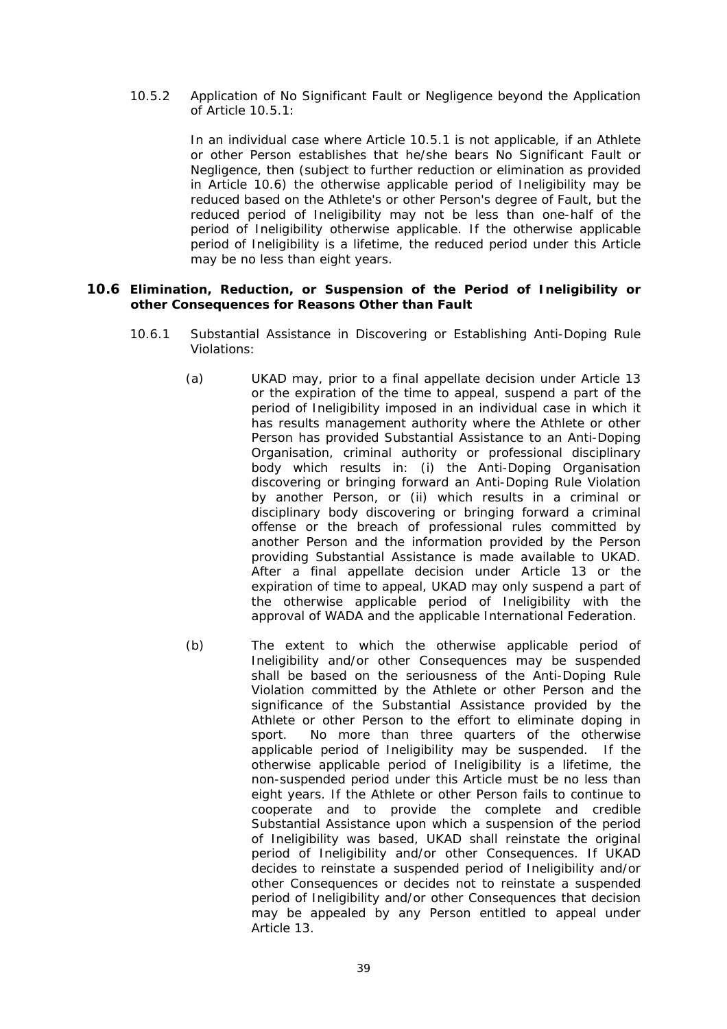10.5.2 Application of No Significant Fault or Negligence beyond the Application of Article 10.5.1:

In an individual case where Article 10.5.1 is not applicable, if an Athlete or other Person establishes that he/she bears No Significant Fault or Negligence, then (subject to further reduction or elimination as provided in Article 10.6) the otherwise applicable period of Ineligibility may be reduced based on the Athlete's or other Person's degree of Fault, but the reduced period of Ineligibility may not be less than one-half of the period of Ineligibility otherwise applicable. If the otherwise applicable period of Ineligibility is a lifetime, the reduced period under this Article may be no less than eight years.

## 10.6 Elimination, Reduction, or Suspension of the Period of Ineligibility or other Consequences for Reasons Other than Fault

10.6.1 Substantial Assistance in Discovering or Establishing Anti-Doping Rule Violations:

(a) UKAD may, prior to a final appellate decision under Article 13 or the expiration of the time to appeal, suspend a part of the period of Ineligibility imposed in an individual case in which it has results management authority where the Athlete or other Person has provided Substantial Assistance to an Anti-Doping Organisation, criminal authority or professional disciplinary body which results in: (i) the Anti-Doping Organisation discovering or bringing forward an Anti-Doping Rule Violation by another Person, or (ii) which results in a criminal or disciplinary body discovering or bringing forward a criminal offense or the breach of professional rules committed by another Person and the information provided by the Person providing Substantial Assistance is made available to UKAD. After a final appellate decision under Article 13 or the expiration of time to appeal, UKAD may only suspend a part of the otherwise applicable period of Ineligibility with the approval of WADA and the applicable International Federation.

(b) The extent to which the otherwise applicable period of Ineligibility and/or other Consequences may be suspended shall be based on the seriousness of the Anti-Doping Rule Violation committed by the Athlete or other Person and the significance of the Substantial Assistance provided by the Athlete or other Person to the effort to eliminate doping in sport. No more than three quarters of the otherwise applicable period of Ineligibility may be suspended. If the otherwise applicable period of Ineligibility is a lifetime, the non-suspended period under this Article must be no less than eight years. If the Athlete or other Person fails to continue to cooperate and to provide the complete and credible Substantial Assistance upon which a suspension of the period of Ineligibility was based, UKAD shall reinstate the original period of Ineligibility and/or other Consequences. If UKAD decides to reinstate a suspended period of Ineligibility and/or other Consequences or decides not to reinstate a suspended period of Ineligibility and/or other Consequences that decision may be appealed by any Person entitled to appeal under Article 13.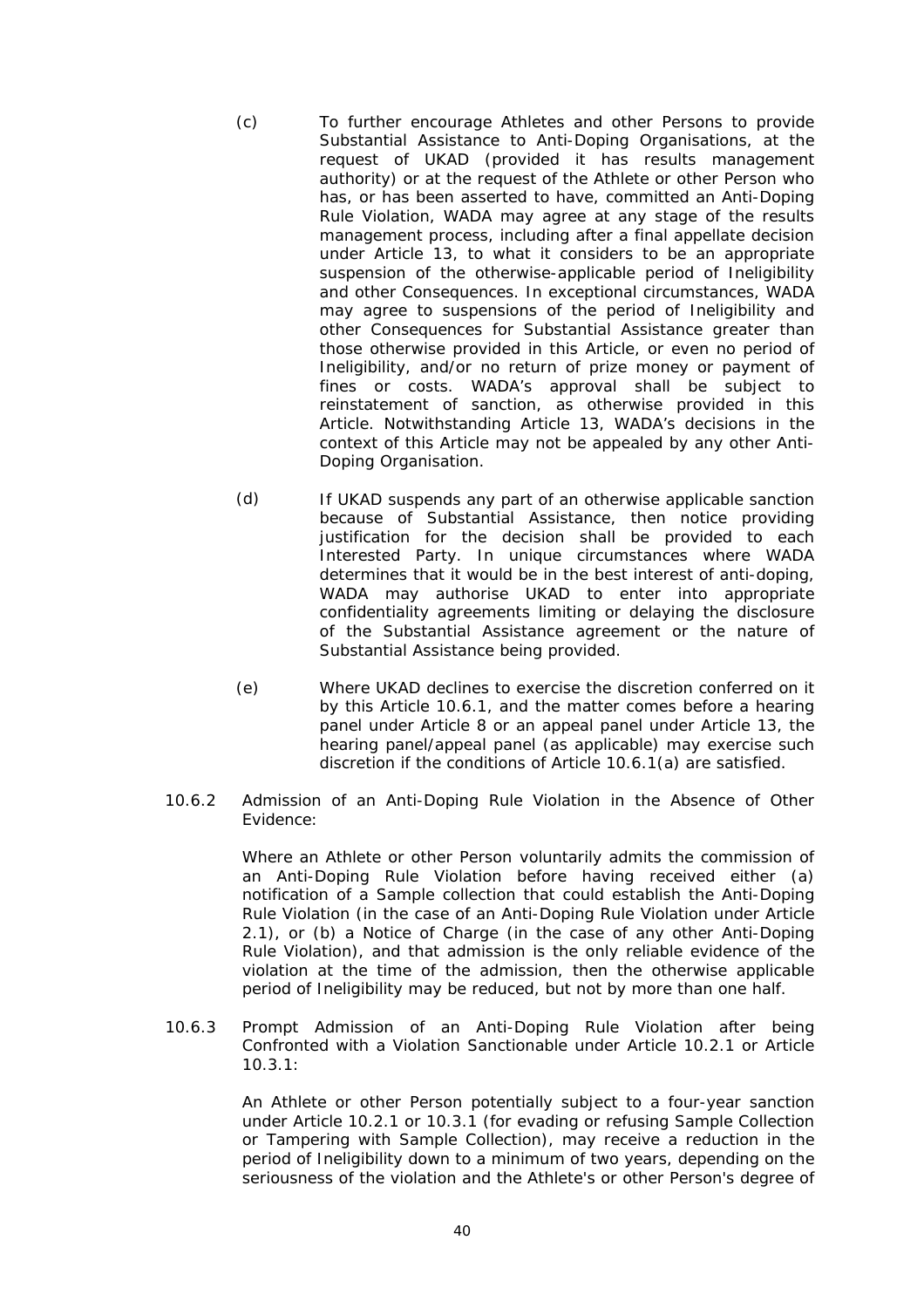(c) To further encourage Athletes and other Persons to provide Substantial Assistance to Anti-Doping Organisations, at the request of UKAD (provided it has results management authority) or at the request of the Athlete or other Person who has, or has been asserted to have, committed an Anti-Doping Rule Violation, WADA may agree at any stage of the results management process, including after a final appellate decision under Article 13, to what it considers to be an appropriate suspension of the otherwise-applicable period of Ineligibility and other Consequences. In exceptional circumstances, WADA may agree to suspensions of the period of Ineligibility and other Consequences for Substantial Assistance greater than those otherwise provided in this Article, or even no period of Ineligibility, and/or no return of prize money or payment of fines or costs. WADA's approval shall be subject to reinstatement of sanction, as otherwise provided in this Article. Notwithstanding Article 13, WADA's decisions in the context of this Article may not be appealed by any other Anti-Doping Organisation.

(d) If UKAD suspends any part of an otherwise applicable sanction because of Substantial Assistance, then notice providing justification for the decision shall be provided to each Interested Party. In unique circumstances where WADA determines that it would be in the best interest of anti-doping, WADA may authorise UKAD to enter into appropriate confidentiality agreements limiting or delaying the disclosure of the Substantial Assistance agreement or the nature of Substantial Assistance being provided.

(e) Where UKAD declines to exercise the discretion conferred on it by this Article 10.6.1, and the matter comes before a hearing panel under Article 8 or an appeal panel under Article 13, the hearing panel/appeal panel (as applicable) may exercise such discretion if the conditions of Article 10.6.1(a) are satisfied.

10.6.2 Admission of an Anti-Doping Rule Violation in the Absence of Other Evidence:

Where an Athlete or other Person voluntarily admits the commission of an Anti-Doping Rule Violation before having received either (a) notification of a Sample collection that could establish the Anti-Doping Rule Violation (in the case of an Anti-Doping Rule Violation under Article 2.1), or (b) a Notice of Charge (in the case of any other Anti-Doping Rule Violation), and that admission is the only reliable evidence of the violation at the time of the admission, then the otherwise applicable period of Ineligibility may be reduced, but not by more than one half.

10.6.3 Prompt Admission of an Anti-Doping Rule Violation after being Confronted with a Violation Sanctionable under Article 10.2.1 or Article 10.3.1:

An Athlete or other Person potentially subject to a four-year sanction under Article 10.2.1 or 10.3.1 (for evading or refusing Sample Collection or Tampering with Sample Collection), may receive a reduction in the period of Ineligibility down to a minimum of two years, depending on the seriousness of the violation and the Athlete's or other Person's degree of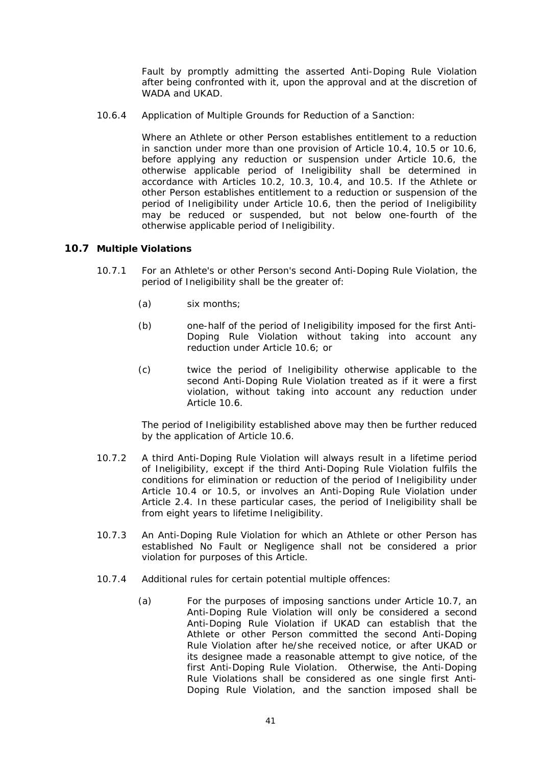Fault by promptly admitting the asserted Anti-Doping Rule Violation after being confronted with it, upon the approval and at the discretion of WADA and UKAD.

10.6.4 Application of Multiple Grounds for Reduction of a Sanction:

Where an Athlete or other Person establishes entitlement to a reduction in sanction under more than one provision of Article 10.4, 10.5 or 10.6, before applying any reduction or suspension under Article 10.6, the otherwise applicable period of Ineligibility shall be determined in accordance with Articles 10.2, 10.3, 10.4, and 10.5. If the Athlete or other Person establishes entitlement to a reduction or suspension of the period of Ineligibility under Article 10.6, then the period of Ineligibility may be reduced or suspended, but not below one-fourth of the otherwise applicable period of Ineligibility.

## 10.7 Multiple Violations

10.7.1 For an Athlete's or other Person's second Anti-Doping Rule Violation, the period of Ineligibility shall be the greater of:

(a) six months;

(b) one-half of the period of Ineligibility imposed for the first Anti-Doping Rule Violation without taking into account any reduction under Article 10.6; or

(c) twice the period of Ineligibility otherwise applicable to the second Anti-Doping Rule Violation treated as if it were a first violation, without taking into account any reduction under Article 10.6.

The period of Ineligibility established above may then be further reduced by the application of Article 10.6.

10.7.2 A third Anti-Doping Rule Violation will always result in a lifetime period of Ineligibility, except if the third Anti-Doping Rule Violation fulfils the conditions for elimination or reduction of the period of Ineligibility under Article 10.4 or 10.5, or involves an Anti-Doping Rule Violation under Article 2.4. In these particular cases, the period of Ineligibility shall be from eight years to lifetime Ineligibility.

10.7.3 An Anti-Doping Rule Violation for which an Athlete or other Person has established No Fault or Negligence shall not be considered a prior violation for purposes of this Article.

10.7.4 Additional rules for certain potential multiple offences:

(a) For the purposes of imposing sanctions under Article 10.7, an Anti-Doping Rule Violation will only be considered a second Anti-Doping Rule Violation if UKAD can establish that the Athlete or other Person committed the second Anti-Doping Rule Violation after he/she received notice, or after UKAD or its designee made a reasonable attempt to give notice, of the first Anti-Doping Rule Violation. Otherwise, the Anti-Doping Rule Violations shall be considered as one single first Anti-Doping Rule Violation, and the sanction imposed shall be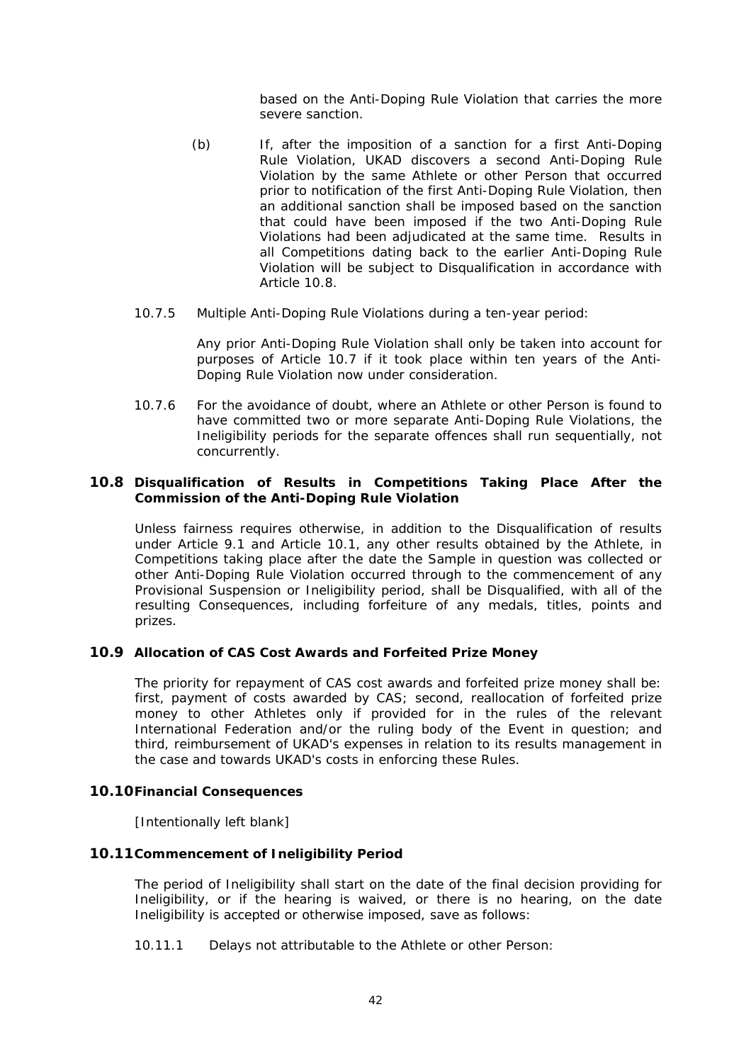based on the Anti-Doping Rule Violation that carries the more severe sanction.

(b) If, after the imposition of a sanction for a first Anti-Doping Rule Violation, UKAD discovers a second Anti-Doping Rule Violation by the same Athlete or other Person that occurred prior to notification of the first Anti-Doping Rule Violation, then an additional sanction shall be imposed based on the sanction that could have been imposed if the two Anti-Doping Rule Violations had been adjudicated at the same time. Results in all Competitions dating back to the earlier Anti-Doping Rule Violation will be subject to Disqualification in accordance with Article 10.8.

10.7.5 Multiple Anti-Doping Rule Violations during a ten-year period:

Any prior Anti-Doping Rule Violation shall only be taken into account for purposes of Article 10.7 if it took place within ten years of the Anti-Doping Rule Violation now under consideration.

10.7.6 For the avoidance of doubt, where an Athlete or other Person is found to have committed two or more separate Anti-Doping Rule Violations, the Ineligibility periods for the separate offences shall run sequentially, not concurrently.

## 10.8 Disqualification of Results in Competitions Taking Place After the Commission of the Anti-Doping Rule Violation

Unless fairness requires otherwise, in addition to the Disqualification of results under Article 9.1 and Article 10.1, any other results obtained by the Athlete, in Competitions taking place after the date the Sample in question was collected or other Anti-Doping Rule Violation occurred through to the commencement of any Provisional Suspension or Ineligibility period, shall be Disqualified, with all of the resulting Consequences, including forfeiture of any medals, titles, points and prizes.

## 10.9 Allocation of CAS Cost Awards and Forfeited Prize Money

The priority for repayment of CAS cost awards and forfeited prize money shall be: first, payment of costs awarded by CAS; second, reallocation of forfeited prize money to other Athletes only if provided for in the rules of the relevant International Federation and/or the ruling body of the Event in question; and third, reimbursement of UKAD's expenses in relation to its results management in the case and towards UKAD's costs in enforcing these Rules.

## 10.10 Financial Consequences

[Intentionally left blank]

## 10.11 Commencement of Ineligibility Period

The period of Ineligibility shall start on the date of the final decision providing for Ineligibility, or if the hearing is waived, or there is no hearing, on the date Ineligibility is accepted or otherwise imposed, save as follows:

10.11.1 Delays not attributable to the Athlete or other Person: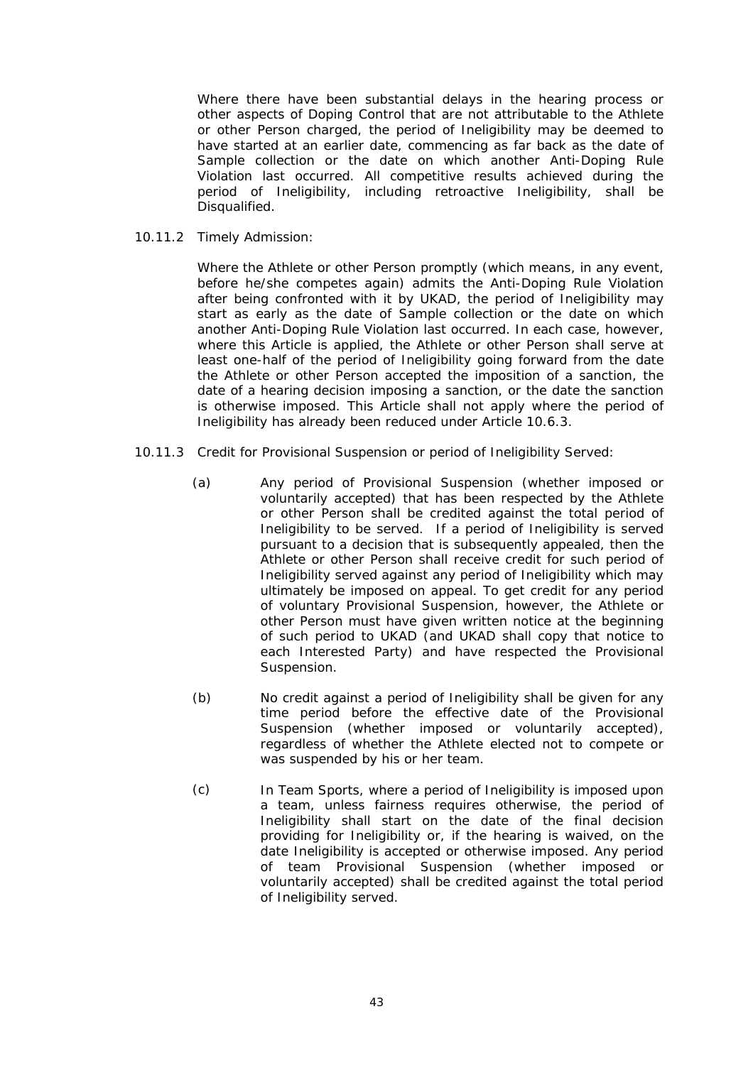Where there have been substantial delays in the hearing process or other aspects of Doping Control that are not attributable to the Athlete or other Person charged, the period of Ineligibility may be deemed to have started at an earlier date, commencing as far back as the date of Sample collection or the date on which another Anti-Doping Rule Violation last occurred. All competitive results achieved during the period of Ineligibility, including retroactive Ineligibility, shall be Disqualified.

10.11.2 Timely Admission:

Where the Athlete or other Person promptly (which means, in any event, before he/she competes again) admits the Anti-Doping Rule Violation after being confronted with it by UKAD, the period of Ineligibility may start as early as the date of Sample collection or the date on which another Anti-Doping Rule Violation last occurred. In each case, however, where this Article is applied, the Athlete or other Person shall serve at least one-half of the period of Ineligibility going forward from the date the Athlete or other Person accepted the imposition of a sanction, the date of a hearing decision imposing a sanction, or the date the sanction is otherwise imposed. This Article shall not apply where the period of Ineligibility has already been reduced under Article 10.6.3.

10.11.3 Credit for Provisional Suspension or period of Ineligibility Served:

(a) Any period of Provisional Suspension (whether imposed or voluntarily accepted) that has been respected by the Athlete or other Person shall be credited against the total period of Ineligibility to be served. If a period of Ineligibility is served pursuant to a decision that is subsequently appealed, then the Athlete or other Person shall receive credit for such period of Ineligibility served against any period of Ineligibility which may ultimately be imposed on appeal. To get credit for any period of voluntary Provisional Suspension, however, the Athlete or other Person must have given written notice at the beginning of such period to UKAD (and UKAD shall copy that notice to each Interested Party) and have respected the Provisional Suspension.

(b) No credit against a period of Ineligibility shall be given for any time period before the effective date of the Provisional Suspension (whether imposed or voluntarily accepted), regardless of whether the Athlete elected not to compete or was suspended by his or her team.

(c) In Team Sports, where a period of Ineligibility is imposed upon a team, unless fairness requires otherwise, the period of Ineligibility shall start on the date of the final decision providing for Ineligibility or, if the hearing is waived, on the date Ineligibility is accepted or otherwise imposed. Any period of team Provisional Suspension (whether imposed or voluntarily accepted) shall be credited against the total period of Ineligibility served.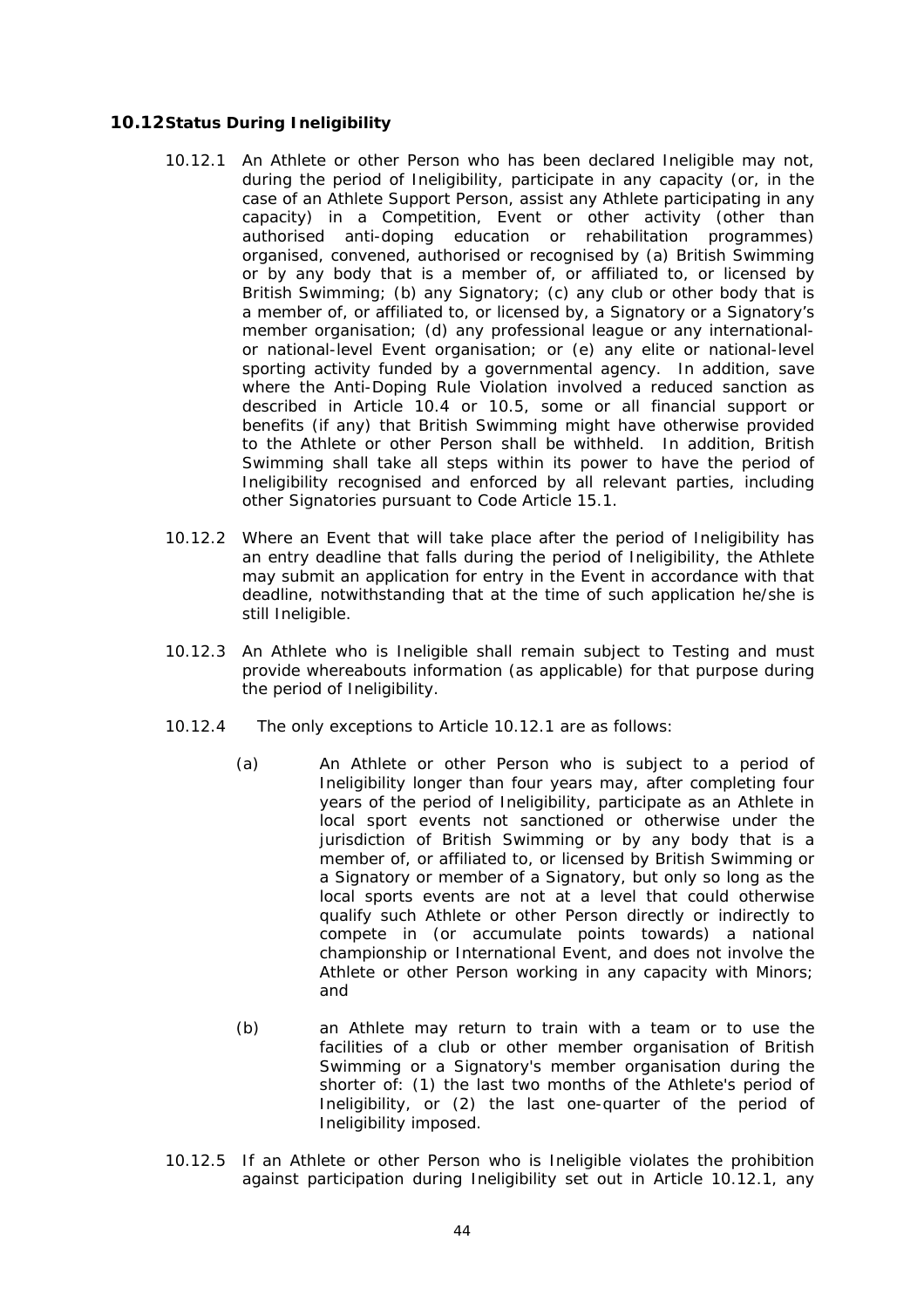### 10.12 Status During Ineligibility

10.12.1 An Athlete or other Person who has been declared Ineligible may not, during the period of Ineligibility, participate in any capacity (or, in the case of an Athlete Support Person, assist any Athlete participating in any capacity) in a Competition, Event or other activity (other than authorised anti-doping education or rehabilitation programmes) organised, convened, authorised or recognised by (a) British Swimming or by any body that is a member of, or affiliated to, or licensed by British Swimming; (b) any Signatory; (c) any club or other body that is a member of, or affiliated to, or licensed by, a Signatory or a Signatory's member organisation; (d) any professional league or any international- or national-level Event organisation; or (e) any elite or national-level sporting activity funded by a governmental agency. In addition, save where the Anti-Doping Rule Violation involved a reduced sanction as described in Article 10.4 or 10.5, some or all financial support or benefits (if any) that British Swimming might have otherwise provided to the Athlete or other Person shall be withheld. In addition, British Swimming shall take all steps within its power to have the period of Ineligibility recognised and enforced by all relevant parties, including other Signatories pursuant to Code Article 15.1.

10.12.2 Where an Event that will take place after the period of Ineligibility has an entry deadline that falls during the period of Ineligibility, the Athlete may submit an application for entry in the Event in accordance with that deadline, notwithstanding that at the time of such application he/she is still Ineligible.

10.12.3 An Athlete who is Ineligible shall remain subject to Testing and must provide whereabouts information (as applicable) for that purpose during the period of Ineligibility.

10.12.4 The only exceptions to Article 10.12.1 are as follows:

(a) An Athlete or other Person who is subject to a period of Ineligibility longer than four years may, after completing four years of the period of Ineligibility, participate as an Athlete in local sport events not sanctioned or otherwise under the jurisdiction of British Swimming or by any body that is a member of, or affiliated to, or licensed by British Swimming or a Signatory or member of a Signatory, but only so long as the local sports events are not at a level that could otherwise qualify such Athlete or other Person directly or indirectly to compete in (or accumulate points towards) a national championship or International Event, and does not involve the Athlete or other Person working in any capacity with Minors; and

(b) an Athlete may return to train with a team or to use the facilities of a club or other member organisation of British Swimming or a Signatory's member organisation during the shorter of: (1) the last two months of the Athlete's period of Ineligibility, or (2) the last one-quarter of the period of Ineligibility imposed.

10.12.5 If an Athlete or other Person who is Ineligible violates the prohibition against participation during Ineligibility set out in Article 10.12.1, any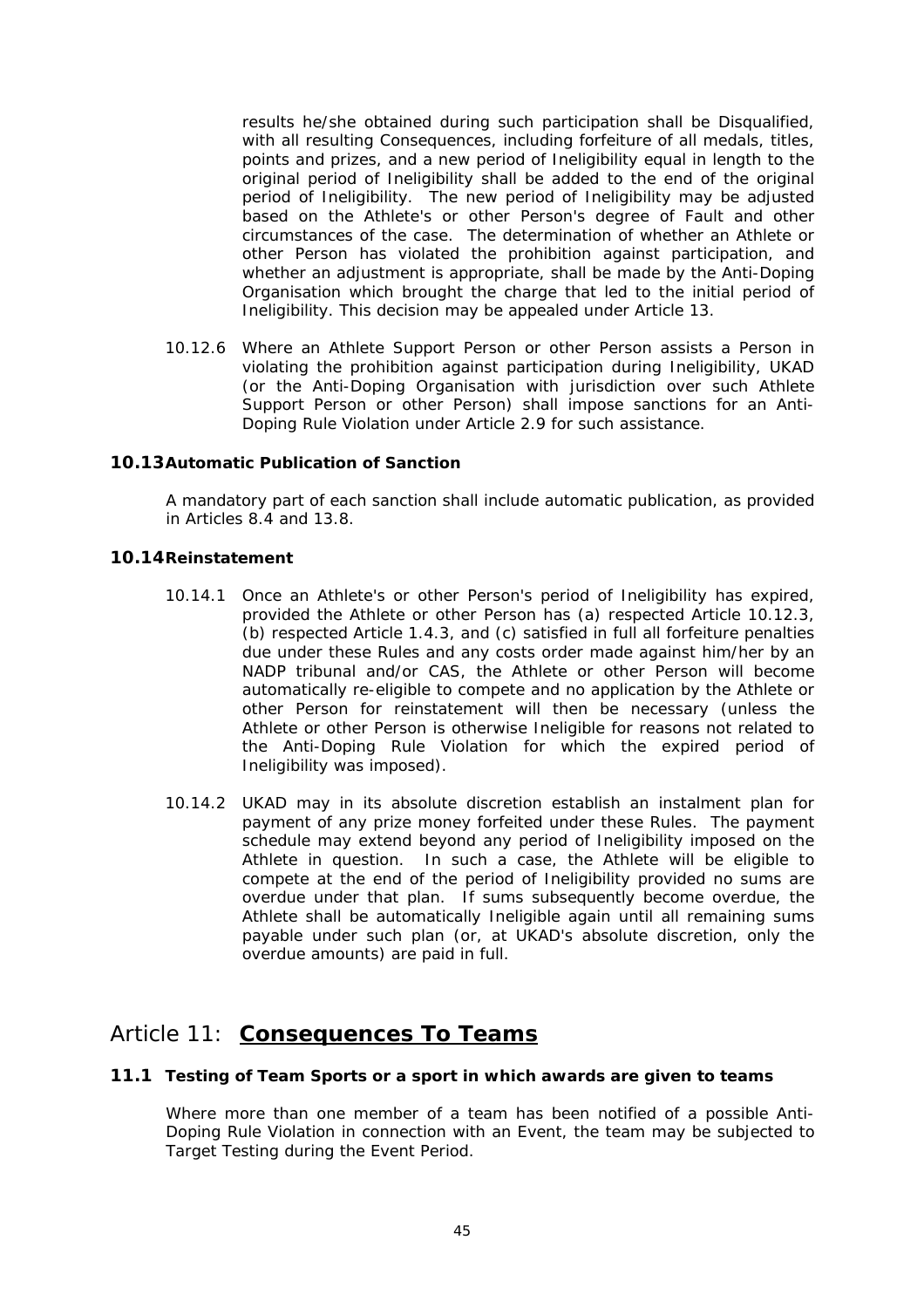results he/she obtained during such participation shall be Disqualified, with all resulting Consequences, including forfeiture of all medals, titles, points and prizes, and a new period of Ineligibility equal in length to the original period of Ineligibility shall be added to the end of the original period of Ineligibility. The new period of Ineligibility may be adjusted based on the Athlete's or other Person's degree of Fault and other circumstances of the case. The determination of whether an Athlete or other Person has violated the prohibition against participation, and whether an adjustment is appropriate, shall be made by the Anti-Doping Organisation which brought the charge that led to the initial period of Ineligibility. This decision may be appealed under Article 13.

10.12.6 Where an Athlete Support Person or other Person assists a Person in violating the prohibition against participation during Ineligibility, UKAD (or the Anti-Doping Organisation with jurisdiction over such Athlete Support Person or other Person) shall impose sanctions for an Anti-Doping Rule Violation under Article 2.9 for such assistance.

### 10.13 Automatic Publication of Sanction

A mandatory part of each sanction shall include automatic publication, as provided in Articles 8.4 and 13.8.

### 10.14 Reinstatement

10.14.1 Once an Athlete's or other Person's period of Ineligibility has expired, provided the Athlete or other Person has (a) respected Article 10.12.3, (b) respected Article 1.4.3, and (c) satisfied in full all forfeiture penalties due under these Rules and any costs order made against him/her by an NADP tribunal and/or CAS, the Athlete or other Person will become automatically re-eligible to compete and no application by the Athlete or other Person for reinstatement will then be necessary (unless the Athlete or other Person is otherwise Ineligible for reasons not related to the Anti-Doping Rule Violation for which the expired period of Ineligibility was imposed).

10.14.2 UKAD may in its absolute discretion establish an instalment plan for payment of any prize money forfeited under these Rules. The payment schedule may extend beyond any period of Ineligibility imposed on the Athlete in question. In such a case, the Athlete will be eligible to compete at the end of the period of Ineligibility provided no sums are overdue under that plan. If sums subsequently become overdue, the Athlete shall be automatically Ineligible again until all remaining sums payable under such plan (or, at UKAD's absolute discretion, only the overdue amounts) are paid in full.

## Article 11: **Consequences To Teams**

### 11.1 Testing of Team Sports or a sport in which awards are given to teams

Where more than one member of a team has been notified of a possible Anti-Doping Rule Violation in connection with an Event, the team may be subjected to Target Testing during the Event Period.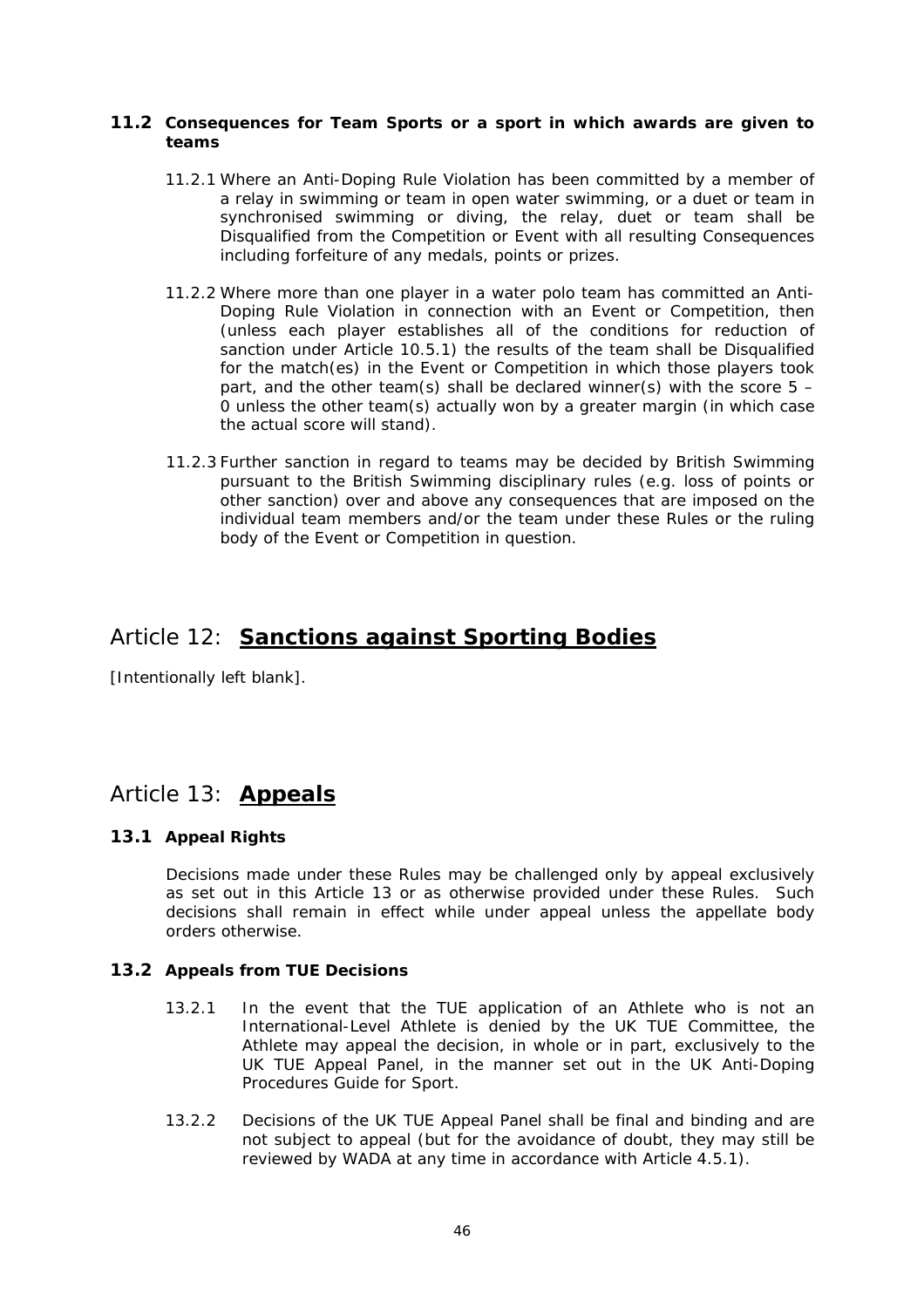### 11.2 Consequences for Team Sports or a sport in which awards are given to teams

11.2.1 Where an Anti-Doping Rule Violation has been committed by a member of a relay in swimming or team in open water swimming, or a duet or team in synchronised swimming or diving, the relay, duet or team shall be Disqualified from the Competition or Event with all resulting Consequences including forfeiture of any medals, points or prizes.

11.2.2 Where more than one player in a water polo team has committed an Anti-Doping Rule Violation in connection with an Event or Competition, then (unless each player establishes all of the conditions for reduction of sanction under Article 10.5.1) the results of the team shall be Disqualified for the match(es) in the Event or Competition in which those players took part, and the other team(s) shall be declared winner(s) with the score 5 – 0 unless the other team(s) actually won by a greater margin (in which case the actual score will stand).

11.2.3 Further sanction in regard to teams may be decided by British Swimming pursuant to the British Swimming disciplinary rules (e.g. loss of points or other sanction) over and above any consequences that are imposed on the individual team members and/or the team under these Rules or the ruling body of the Event or Competition in question.

## Article 12: **Sanctions against Sporting Bodies**

[Intentionally left blank].

## Article 13: **Appeals**

### 13.1 Appeal Rights

Decisions made under these Rules may be challenged only by appeal exclusively as set out in this Article 13 or as otherwise provided under these Rules. Such decisions shall remain in effect while under appeal unless the appellate body orders otherwise.

### 13.2 Appeals from TUE Decisions

13.2.1 In the event that the TUE application of an Athlete who is not an International-Level Athlete is denied by the UK TUE Committee, the Athlete may appeal the decision, in whole or in part, exclusively to the UK TUE Appeal Panel, in the manner set out in the UK Anti-Doping Procedures Guide for Sport.

13.2.2 Decisions of the UK TUE Appeal Panel shall be final and binding and are not subject to appeal (but for the avoidance of doubt, they may still be reviewed by WADA at any time in accordance with Article 4.5.1).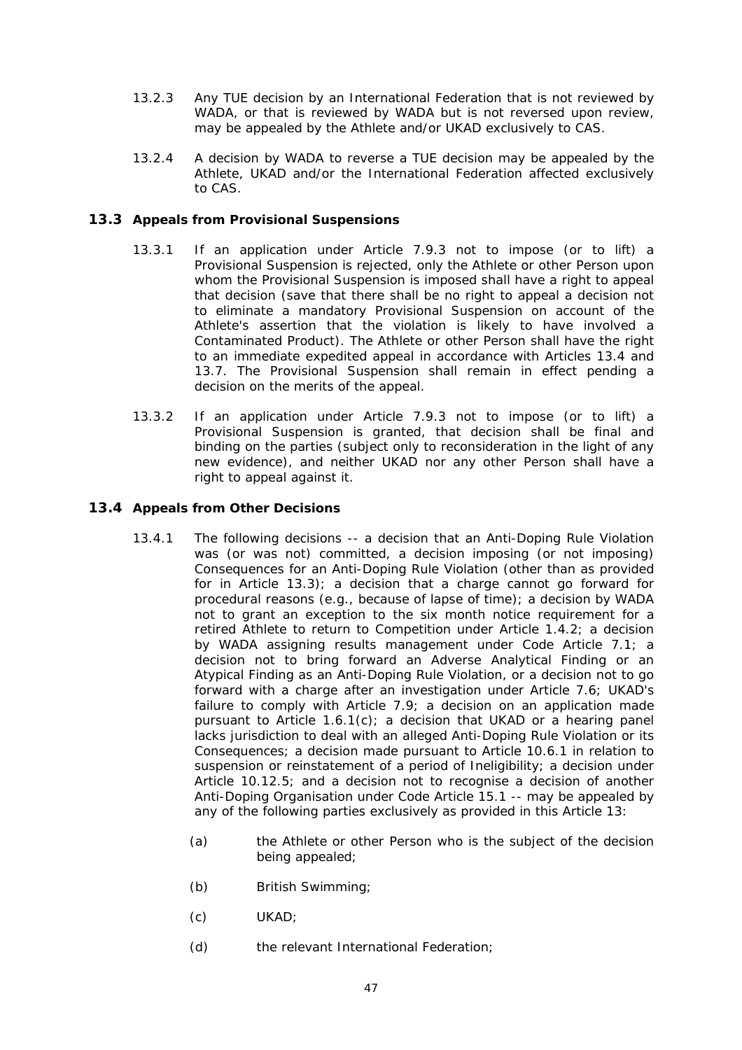13.2.3 Any TUE decision by an International Federation that is not reviewed by WADA, or that is reviewed by WADA but is not reversed upon review, may be appealed by the Athlete and/or UKAD exclusively to CAS.

13.2.4 A decision by WADA to reverse a TUE decision may be appealed by the Athlete, UKAD and/or the International Federation affected exclusively to CAS.

## 13.3 Appeals from Provisional Suspensions

13.3.1 If an application under Article 7.9.3 not to impose (or to lift) a Provisional Suspension is rejected, only the Athlete or other Person upon whom the Provisional Suspension is imposed shall have a right to appeal that decision (save that there shall be no right to appeal a decision not to eliminate a mandatory Provisional Suspension on account of the Athlete's assertion that the violation is likely to have involved a Contaminated Product). The Athlete or other Person shall have the right to an immediate expedited appeal in accordance with Articles 13.4 and 13.7. The Provisional Suspension shall remain in effect pending a decision on the merits of the appeal.

13.3.2 If an application under Article 7.9.3 not to impose (or to lift) a Provisional Suspension is granted, that decision shall be final and binding on the parties (subject only to reconsideration in the light of any new evidence), and neither UKAD nor any other Person shall have a right to appeal against it.

## 13.4 Appeals from Other Decisions

13.4.1 The following decisions -- a decision that an Anti-Doping Rule Violation was (or was not) committed, a decision imposing (or not imposing) Consequences for an Anti-Doping Rule Violation (other than as provided for in Article 13.3); a decision that a charge cannot go forward for procedural reasons (e.g., because of lapse of time); a decision by WADA not to grant an exception to the six month notice requirement for a retired Athlete to return to Competition under Article 1.4.2; a decision by WADA assigning results management under Code Article 7.1; a decision not to bring forward an Adverse Analytical Finding or an Atypical Finding as an Anti-Doping Rule Violation, or a decision not to go forward with a charge after an investigation under Article 7.6; UKAD's failure to comply with Article 7.9; a decision on an application made pursuant to Article 1.6.1(c); a decision that UKAD or a hearing panel lacks jurisdiction to deal with an alleged Anti-Doping Rule Violation or its Consequences; a decision made pursuant to Article 10.6.1 in relation to suspension or reinstatement of a period of Ineligibility; a decision under Article 10.12.5; and a decision not to recognise a decision of another Anti-Doping Organisation under Code Article 15.1 -- may be appealed by any of the following parties exclusively as provided in this Article 13:

(a) the Athlete or other Person who is the subject of the decision being appealed;

(b) British Swimming;

(c) UKAD;

(d) the relevant International Federation;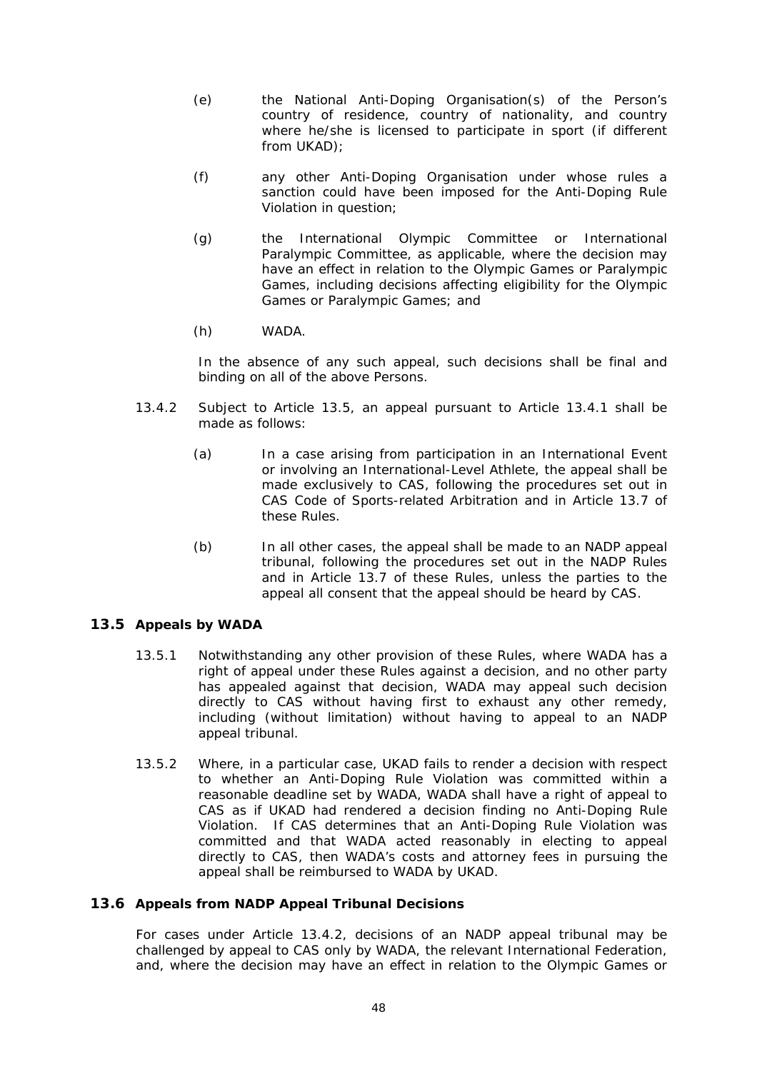(e) the National Anti-Doping Organisation(s) of the Person's country of residence, country of nationality, and country where he/she is licensed to participate in sport (if different from UKAD);

(f) any other Anti-Doping Organisation under whose rules a sanction could have been imposed for the Anti-Doping Rule Violation in question;

(g) the International Olympic Committee or International Paralympic Committee, as applicable, where the decision may have an effect in relation to the Olympic Games or Paralympic Games, including decisions affecting eligibility for the Olympic Games or Paralympic Games; and

(h) WADA.

In the absence of any such appeal, such decisions shall be final and binding on all of the above Persons.

13.4.2 Subject to Article 13.5, an appeal pursuant to Article 13.4.1 shall be made as follows:

(a) In a case arising from participation in an International Event or involving an International-Level Athlete, the appeal shall be made exclusively to CAS, following the procedures set out in CAS Code of Sports-related Arbitration and in Article 13.7 of these Rules.

(b) In all other cases, the appeal shall be made to an NADP appeal tribunal, following the procedures set out in the NADP Rules and in Article 13.7 of these Rules, unless the parties to the appeal all consent that the appeal should be heard by CAS.

### 13.5 Appeals by WADA

13.5.1 Notwithstanding any other provision of these Rules, where WADA has a right of appeal under these Rules against a decision, and no other party has appealed against that decision, WADA may appeal such decision directly to CAS without having first to exhaust any other remedy, including (without limitation) without having to appeal to an NADP appeal tribunal.

13.5.2 Where, in a particular case, UKAD fails to render a decision with respect to whether an Anti-Doping Rule Violation was committed within a reasonable deadline set by WADA, WADA shall have a right of appeal to CAS as if UKAD had rendered a decision finding no Anti-Doping Rule Violation. If CAS determines that an Anti-Doping Rule Violation was committed and that WADA acted reasonably in electing to appeal directly to CAS, then WADA's costs and attorney fees in pursuing the appeal shall be reimbursed to WADA by UKAD.

### 13.6 Appeals from NADP Appeal Tribunal Decisions

For cases under Article 13.4.2, decisions of an NADP appeal tribunal may be challenged by appeal to CAS only by WADA, the relevant International Federation, and, where the decision may have an effect in relation to the Olympic Games or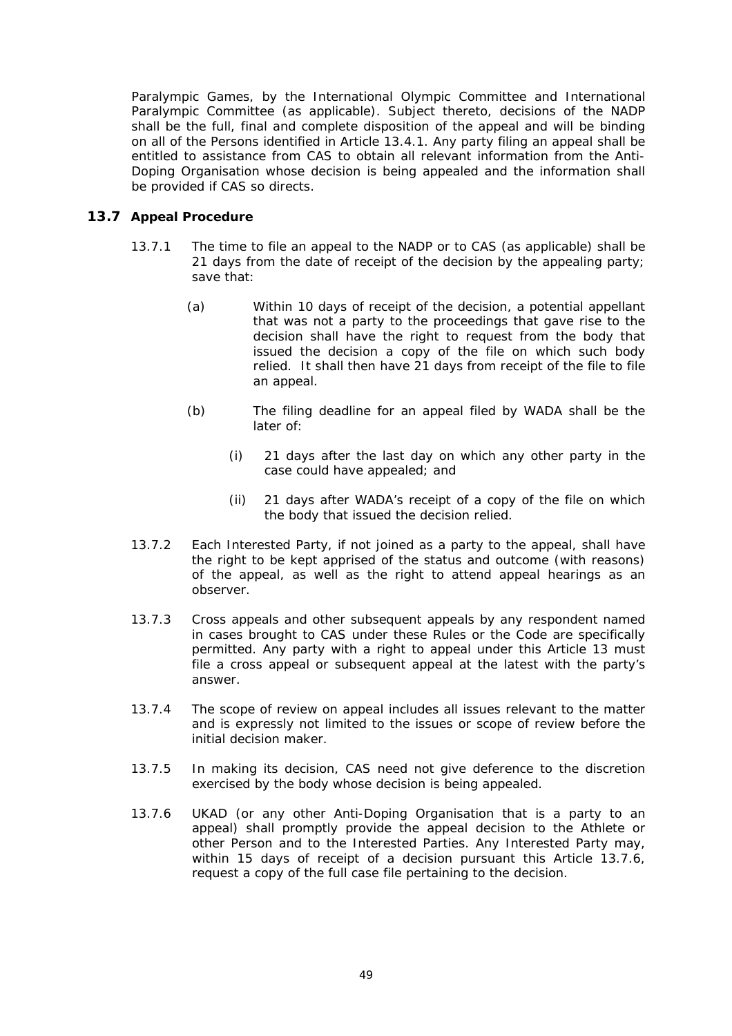Paralympic Games, by the International Olympic Committee and International Paralympic Committee (as applicable). Subject thereto, decisions of the NADP shall be the full, final and complete disposition of the appeal and will be binding on all of the Persons identified in Article 13.4.1. Any party filing an appeal shall be entitled to assistance from CAS to obtain all relevant information from the Anti-Doping Organisation whose decision is being appealed and the information shall be provided if CAS so directs.

### 13.7 Appeal Procedure

13.7.1 The time to file an appeal to the NADP or to CAS (as applicable) shall be 21 days from the date of receipt of the decision by the appealing party; save that:

(a) Within 10 days of receipt of the decision, a potential appellant that was not a party to the proceedings that gave rise to the decision shall have the right to request from the body that issued the decision a copy of the file on which such body relied. It shall then have 21 days from receipt of the file to file an appeal.

(b) The filing deadline for an appeal filed by WADA shall be the later of:

(i) 21 days after the last day on which any other party in the case could have appealed; and

(ii) 21 days after WADA's receipt of a copy of the file on which the body that issued the decision relied.

13.7.2 Each Interested Party, if not joined as a party to the appeal, shall have the right to be kept apprised of the status and outcome (with reasons) of the appeal, as well as the right to attend appeal hearings as an observer.

13.7.3 Cross appeals and other subsequent appeals by any respondent named in cases brought to CAS under these Rules or the Code are specifically permitted. Any party with a right to appeal under this Article 13 must file a cross appeal or subsequent appeal at the latest with the party's answer.

13.7.4 The scope of review on appeal includes all issues relevant to the matter and is expressly not limited to the issues or scope of review before the initial decision maker.

13.7.5 In making its decision, CAS need not give deference to the discretion exercised by the body whose decision is being appealed.

13.7.6 UKAD (or any other Anti-Doping Organisation that is a party to an appeal) shall promptly provide the appeal decision to the Athlete or other Person and to the Interested Parties. Any Interested Party may, within 15 days of receipt of a decision pursuant this Article 13.7.6, request a copy of the full case file pertaining to the decision.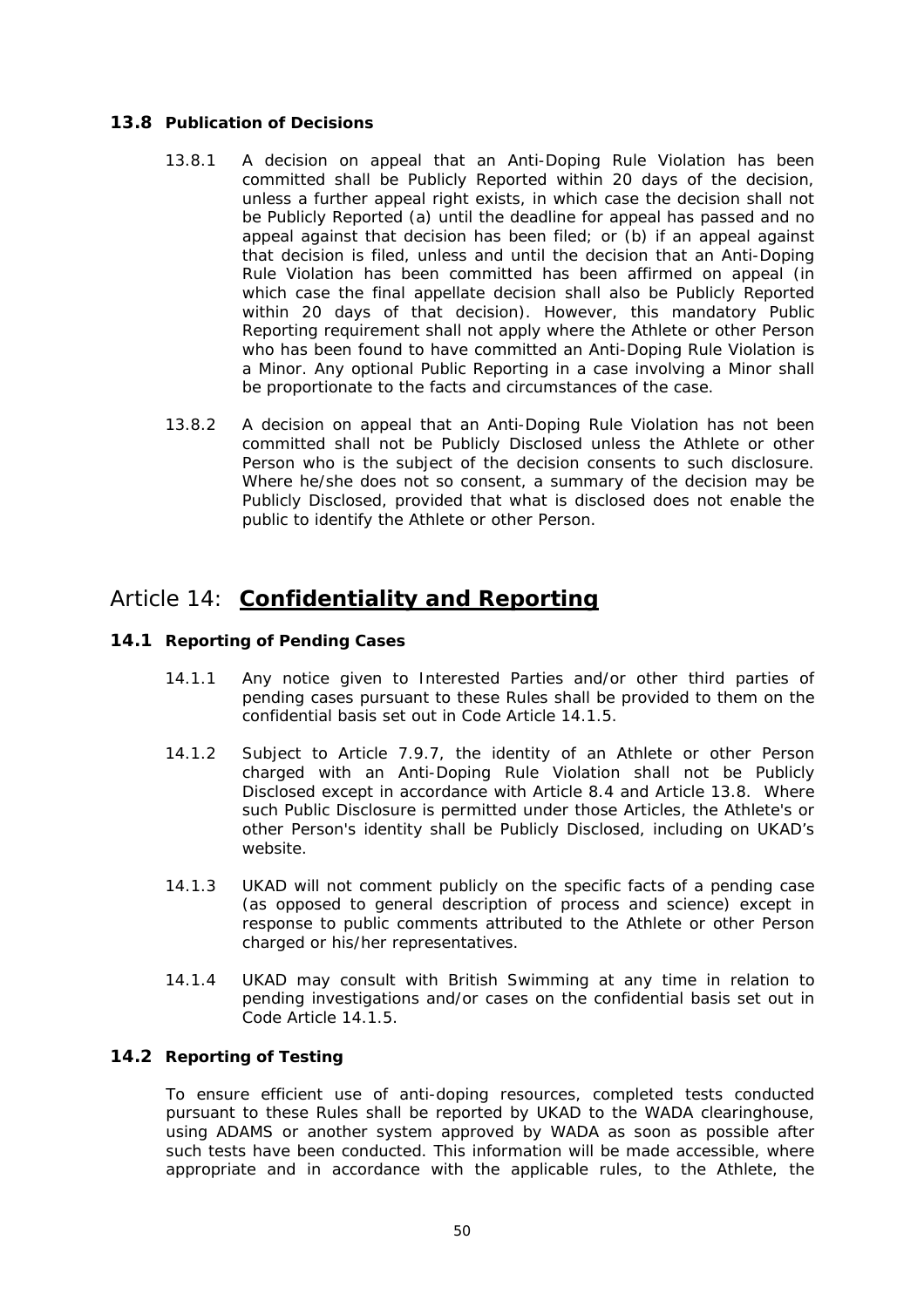### 13.8 Publication of Decisions

13.8.1 A decision on appeal that an Anti-Doping Rule Violation has been committed shall be Publicly Reported within 20 days of the decision, unless a further appeal right exists, in which case the decision shall not be Publicly Reported (a) until the deadline for appeal has passed and no appeal against that decision has been filed; or (b) if an appeal against that decision is filed, unless and until the decision that an Anti-Doping Rule Violation has been committed has been affirmed on appeal (in which case the final appellate decision shall also be Publicly Reported within 20 days of that decision). However, this mandatory Public Reporting requirement shall not apply where the Athlete or other Person who has been found to have committed an Anti-Doping Rule Violation is a Minor. Any optional Public Reporting in a case involving a Minor shall be proportionate to the facts and circumstances of the case.

13.8.2 A decision on appeal that an Anti-Doping Rule Violation has not been committed shall not be Publicly Disclosed unless the Athlete or other Person who is the subject of the decision consents to such disclosure. Where he/she does not so consent, a summary of the decision may be Publicly Disclosed, provided that what is disclosed does not enable the public to identify the Athlete or other Person.

## Article 14: **Confidentiality and Reporting**

### 14.1 Reporting of Pending Cases

14.1.1 Any notice given to Interested Parties and/or other third parties of pending cases pursuant to these Rules shall be provided to them on the confidential basis set out in Code Article 14.1.5.

14.1.2 Subject to Article 7.9.7, the identity of an Athlete or other Person charged with an Anti-Doping Rule Violation shall not be Publicly Disclosed except in accordance with Article 8.4 and Article 13.8. Where such Public Disclosure is permitted under those Articles, the Athlete's or other Person's identity shall be Publicly Disclosed, including on UKAD's website.

14.1.3 UKAD will not comment publicly on the specific facts of a pending case (as opposed to general description of process and science) except in response to public comments attributed to the Athlete or other Person charged or his/her representatives.

14.1.4 UKAD may consult with British Swimming at any time in relation to pending investigations and/or cases on the confidential basis set out in Code Article 14.1.5.

### 14.2 Reporting of Testing

To ensure efficient use of anti-doping resources, completed tests conducted pursuant to these Rules shall be reported by UKAD to the WADA clearinghouse, using ADAMS or another system approved by WADA as soon as possible after such tests have been conducted. This information will be made accessible, where appropriate and in accordance with the applicable rules, to the Athlete, the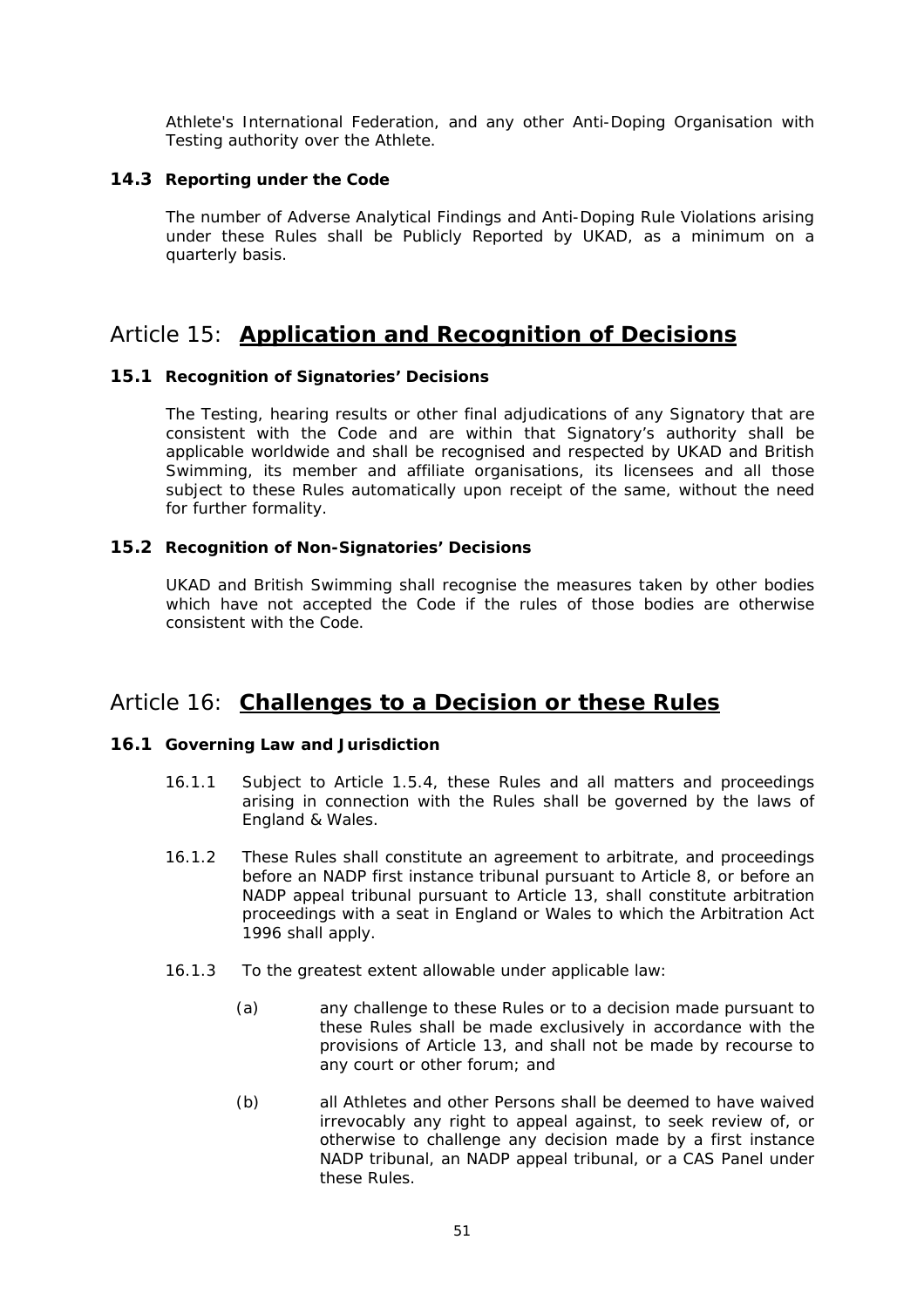Athlete's International Federation, and any other Anti-Doping Organisation with Testing authority over the Athlete.

### 14.3 Reporting under the Code

The number of Adverse Analytical Findings and Anti-Doping Rule Violations arising under these Rules shall be Publicly Reported by UKAD, as a minimum on a quarterly basis.

## Article 15: **Application and Recognition of Decisions**

### 15.1 Recognition of Signatories' Decisions

The Testing, hearing results or other final adjudications of any Signatory that are consistent with the Code and are within that Signatory's authority shall be applicable worldwide and shall be recognised and respected by UKAD and British Swimming, its member and affiliate organisations, its licensees and all those subject to these Rules automatically upon receipt of the same, without the need for further formality.

### 15.2 Recognition of Non-Signatories' Decisions

UKAD and British Swimming shall recognise the measures taken by other bodies which have not accepted the Code if the rules of those bodies are otherwise consistent with the Code.

## Article 16: **Challenges to a Decision or these Rules**

### 16.1 Governing Law and Jurisdiction

16.1.1 Subject to Article 1.5.4, these Rules and all matters and proceedings arising in connection with the Rules shall be governed by the laws of England & Wales.

16.1.2 These Rules shall constitute an agreement to arbitrate, and proceedings before an NADP first instance tribunal pursuant to Article 8, or before an NADP appeal tribunal pursuant to Article 13, shall constitute arbitration proceedings with a seat in England or Wales to which the Arbitration Act 1996 shall apply.

16.1.3 To the greatest extent allowable under applicable law:

(a) any challenge to these Rules or to a decision made pursuant to these Rules shall be made exclusively in accordance with the provisions of Article 13, and shall not be made by recourse to any court or other forum; and

(b) all Athletes and other Persons shall be deemed to have waived irrevocably any right to appeal against, to seek review of, or otherwise to challenge any decision made by a first instance NADP tribunal, an NADP appeal tribunal, or a CAS Panel under these Rules.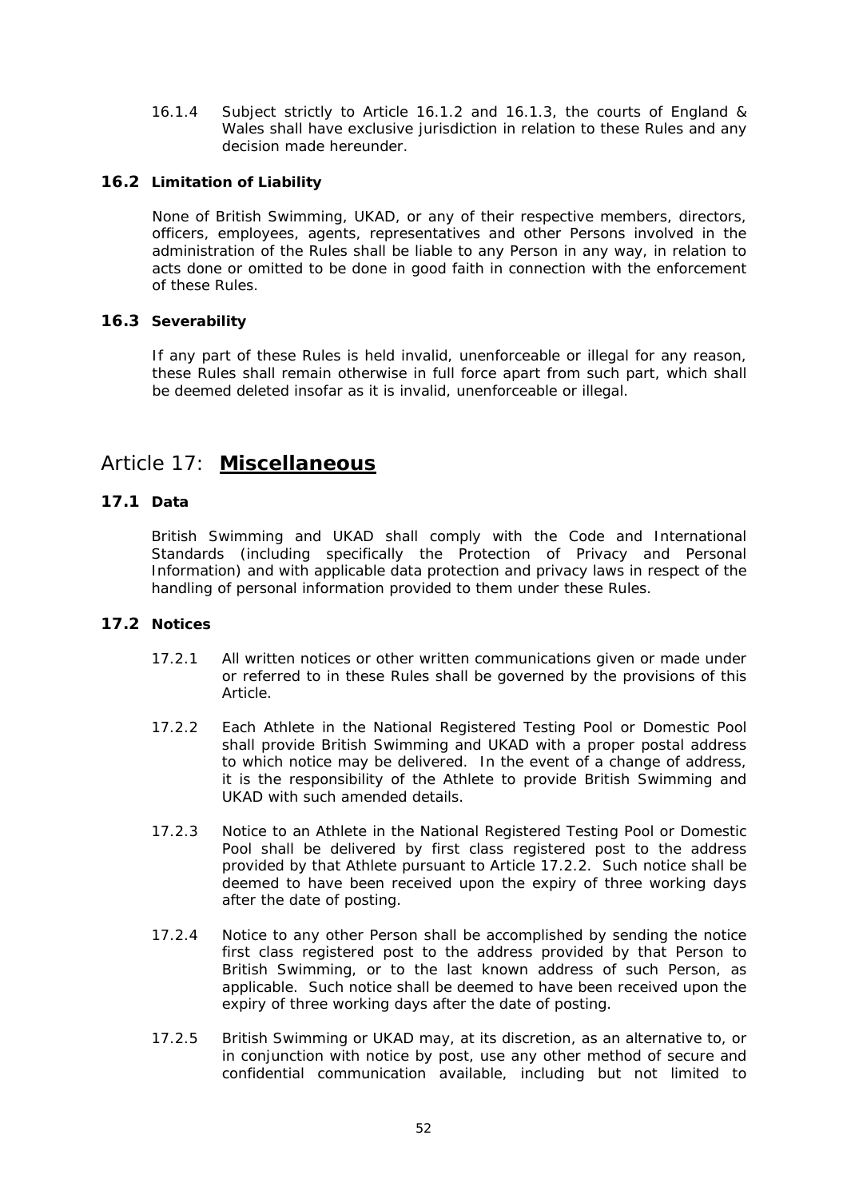16.1.4 Subject strictly to Article 16.1.2 and 16.1.3, the courts of England & Wales shall have exclusive jurisdiction in relation to these Rules and any decision made hereunder.

### 16.2 Limitation of Liability

None of British Swimming, UKAD, or any of their respective members, directors, officers, employees, agents, representatives and other Persons involved in the administration of the Rules shall be liable to any Person in any way, in relation to acts done or omitted to be done in good faith in connection with the enforcement of these Rules.

### 16.3 Severability

If any part of these Rules is held invalid, unenforceable or illegal for any reason, these Rules shall remain otherwise in full force apart from such part, which shall be deemed deleted insofar as it is invalid, unenforceable or illegal.

## Article 17: **Miscellaneous**

### 17.1 Data

British Swimming and UKAD shall comply with the Code and International Standards (including specifically the Protection of Privacy and Personal Information) and with applicable data protection and privacy laws in respect of the handling of personal information provided to them under these Rules.

### 17.2 Notices

17.2.1 All written notices or other written communications given or made under or referred to in these Rules shall be governed by the provisions of this Article.

17.2.2 Each Athlete in the National Registered Testing Pool or Domestic Pool shall provide British Swimming and UKAD with a proper postal address to which notice may be delivered. In the event of a change of address, it is the responsibility of the Athlete to provide British Swimming and UKAD with such amended details.

17.2.3 Notice to an Athlete in the National Registered Testing Pool or Domestic Pool shall be delivered by first class registered post to the address provided by that Athlete pursuant to Article 17.2.2. Such notice shall be deemed to have been received upon the expiry of three working days after the date of posting.

17.2.4 Notice to any other Person shall be accomplished by sending the notice first class registered post to the address provided by that Person to British Swimming, or to the last known address of such Person, as applicable. Such notice shall be deemed to have been received upon the expiry of three working days after the date of posting.

17.2.5 British Swimming or UKAD may, at its discretion, as an alternative to, or in conjunction with notice by post, use any other method of secure and confidential communication available, including but not limited to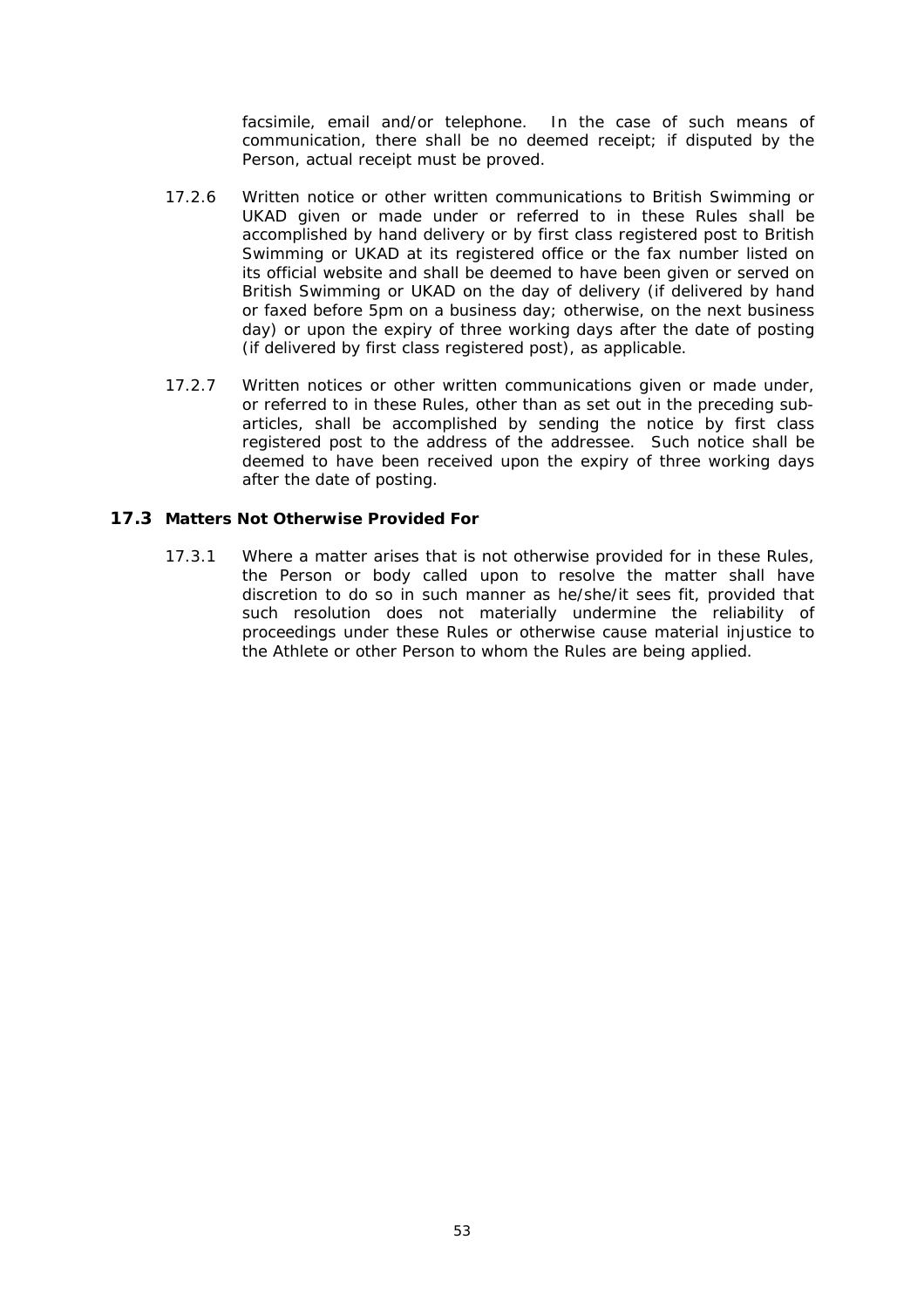facsimile, email and/or telephone. In the case of such means of communication, there shall be no deemed receipt; if disputed by the Person, actual receipt must be proved.

17.2.6 Written notice or other written communications to British Swimming or UKAD given or made under or referred to in these Rules shall be accomplished by hand delivery or by first class registered post to British Swimming or UKAD at its registered office or the fax number listed on its official website and shall be deemed to have been given or served on British Swimming or UKAD on the day of delivery (if delivered by hand or faxed before 5pm on a business day; otherwise, on the next business day) or upon the expiry of three working days after the date of posting (if delivered by first class registered post), as applicable.

17.2.7 Written notices or other written communications given or made under, or referred to in these Rules, other than as set out in the preceding sub-articles, shall be accomplished by sending the notice by first class registered post to the address of the addressee. Such notice shall be deemed to have been received upon the expiry of three working days after the date of posting.

## 17.3 Matters Not Otherwise Provided For

17.3.1 Where a matter arises that is not otherwise provided for in these Rules, the Person or body called upon to resolve the matter shall have discretion to do so in such manner as he/she/it sees fit, provided that such resolution does not materially undermine the reliability of proceedings under these Rules or otherwise cause material injustice to the Athlete or other Person to whom the Rules are being applied.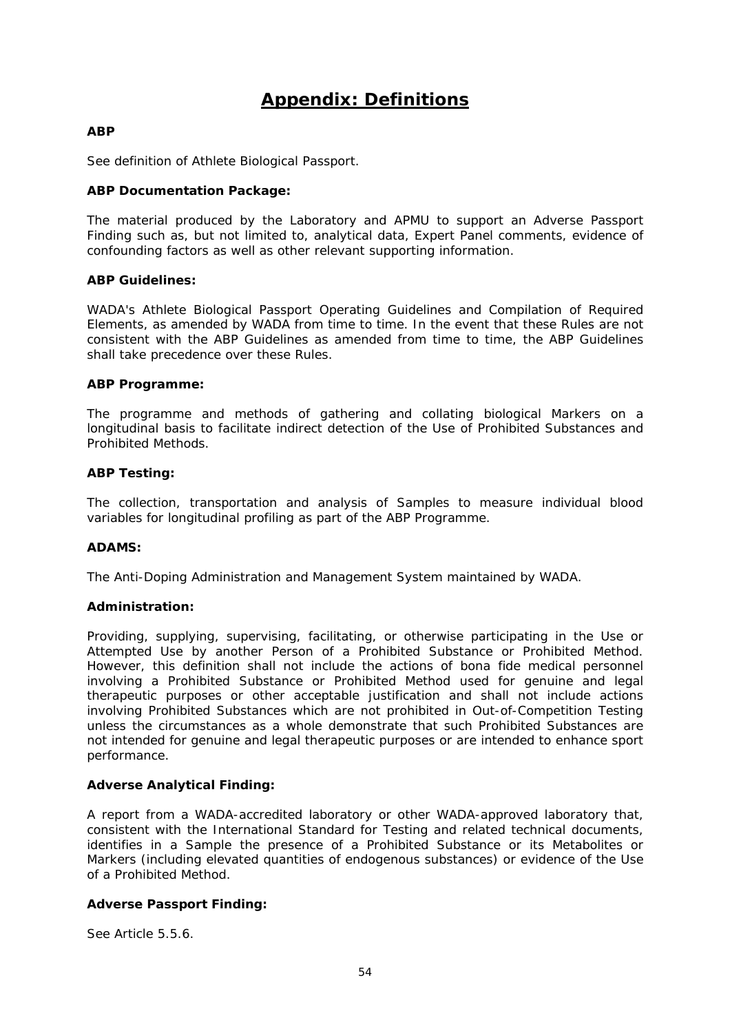# Appendix: Definitions

**ABP**

See definition of Athlete Biological Passport.

**ABP Documentation Package:**

The material produced by the Laboratory and APMU to support an Adverse Passport Finding such as, but not limited to, analytical data, Expert Panel comments, evidence of confounding factors as well as other relevant supporting information.

**ABP Guidelines:**

WADA's Athlete Biological Passport Operating Guidelines and Compilation of Required Elements, as amended by WADA from time to time. In the event that these Rules are not consistent with the ABP Guidelines as amended from time to time, the ABP Guidelines shall take precedence over these Rules.

**ABP Programme:**

The programme and methods of gathering and collating biological Markers on a longitudinal basis to facilitate indirect detection of the Use of Prohibited Substances and Prohibited Methods.

**ABP Testing:**

The collection, transportation and analysis of Samples to measure individual blood variables for longitudinal profiling as part of the ABP Programme.

**ADAMS:**

The Anti-Doping Administration and Management System maintained by WADA.

**Administration:**

Providing, supplying, supervising, facilitating, or otherwise participating in the Use or Attempted Use by another Person of a Prohibited Substance or Prohibited Method. However, this definition shall not include the actions of bona fide medical personnel involving a Prohibited Substance or Prohibited Method used for genuine and legal therapeutic purposes or other acceptable justification and shall not include actions involving Prohibited Substances which are not prohibited in Out-of-Competition Testing unless the circumstances as a whole demonstrate that such Prohibited Substances are not intended for genuine and legal therapeutic purposes or are intended to enhance sport performance.

**Adverse Analytical Finding:**

A report from a WADA-accredited laboratory or other WADA-approved laboratory that, consistent with the International Standard for Testing and related technical documents, identifies in a Sample the presence of a Prohibited Substance or its Metabolites or Markers (including elevated quantities of endogenous substances) or evidence of the Use of a Prohibited Method.

**Adverse Passport Finding:**

See Article 5.5.6.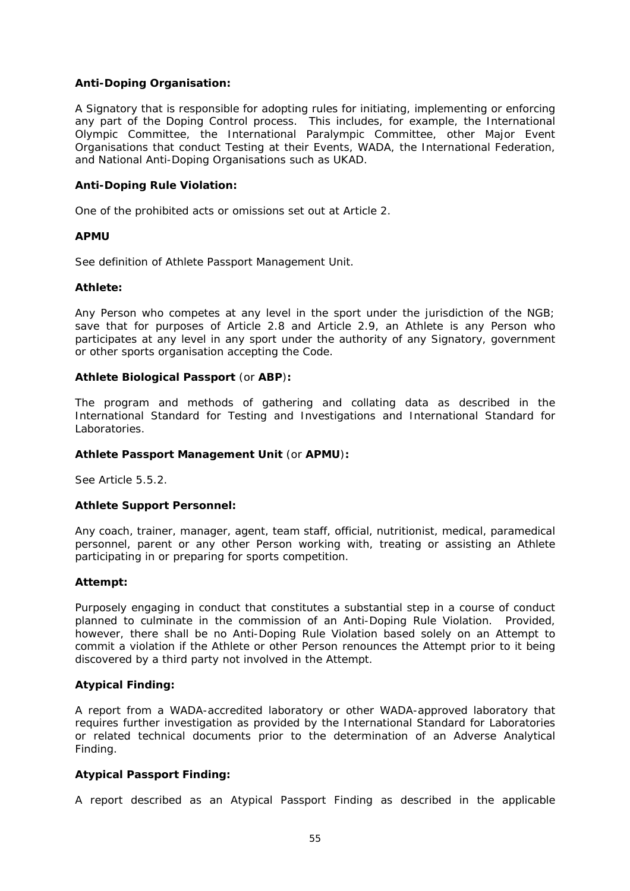**Anti-Doping Organisation:**

A Signatory that is responsible for adopting rules for initiating, implementing or enforcing any part of the Doping Control process. This includes, for example, the International Olympic Committee, the International Paralympic Committee, other Major Event Organisations that conduct Testing at their Events, WADA, the International Federation, and National Anti-Doping Organisations such as UKAD.

**Anti-Doping Rule Violation:**

One of the prohibited acts or omissions set out at Article 2.

**APMU**

See definition of Athlete Passport Management Unit.

**Athlete:**

Any Person who competes at any level in the sport under the jurisdiction of the NGB; save that for purposes of Article 2.8 and Article 2.9, an Athlete is any Person who participates at any level in any sport under the authority of any Signatory, government or other sports organisation accepting the Code.

**Athlete Biological Passport** (or **ABP**)**:**

The program and methods of gathering and collating data as described in the International Standard for Testing and Investigations and International Standard for Laboratories.

**Athlete Passport Management Unit** (or **APMU**)**:**

See Article 5.5.2.

**Athlete Support Personnel:**

Any coach, trainer, manager, agent, team staff, official, nutritionist, medical, paramedical personnel, parent or any other Person working with, treating or assisting an Athlete participating in or preparing for sports competition.

**Attempt:**

Purposely engaging in conduct that constitutes a substantial step in a course of conduct planned to culminate in the commission of an Anti-Doping Rule Violation. Provided, however, there shall be no Anti-Doping Rule Violation based solely on an Attempt to commit a violation if the Athlete or other Person renounces the Attempt prior to it being discovered by a third party not involved in the Attempt.

**Atypical Finding:**

A report from a WADA-accredited laboratory or other WADA-approved laboratory that requires further investigation as provided by the International Standard for Laboratories or related technical documents prior to the determination of an Adverse Analytical Finding.

**Atypical Passport Finding:**

A report described as an Atypical Passport Finding as described in the applicable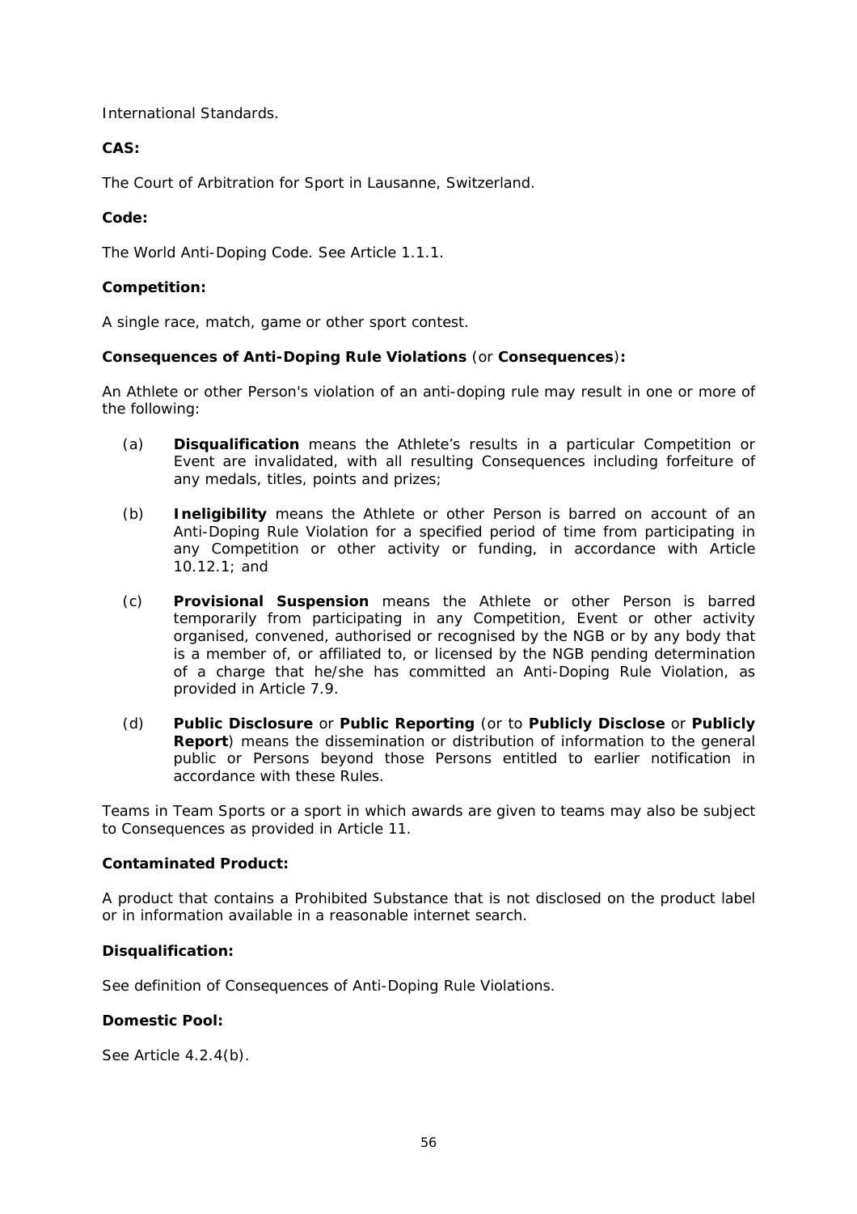International Standards.

**CAS:**

The Court of Arbitration for Sport in Lausanne, Switzerland.

**Code:**

The World Anti-Doping Code. See Article 1.1.1.

**Competition:**

A single race, match, game or other sport contest.

**Consequences of Anti-Doping Rule Violations** (or **Consequences**)**:**

An Athlete or other Person's violation of an anti-doping rule may result in one or more of the following:

(a) **Disqualification** means the Athlete's results in a particular Competition or Event are invalidated, with all resulting Consequences including forfeiture of any medals, titles, points and prizes;

(b) **Ineligibility** means the Athlete or other Person is barred on account of an Anti-Doping Rule Violation for a specified period of time from participating in any Competition or other activity or funding, in accordance with Article 10.12.1; and

(c) **Provisional Suspension** means the Athlete or other Person is barred temporarily from participating in any Competition, Event or other activity organised, convened, authorised or recognised by the NGB or by any body that is a member of, or affiliated to, or licensed by the NGB pending determination of a charge that he/she has committed an Anti-Doping Rule Violation, as provided in Article 7.9.

(d) **Public Disclosure** or **Public Reporting** (or to **Publicly Disclose** or **Publicly Report**) means the dissemination or distribution of information to the general public or Persons beyond those Persons entitled to earlier notification in accordance with these Rules.

Teams in Team Sports or a sport in which awards are given to teams may also be subject to Consequences as provided in Article 11.

**Contaminated Product:**

A product that contains a Prohibited Substance that is not disclosed on the product label or in information available in a reasonable internet search.

**Disqualification:**

See definition of Consequences of Anti-Doping Rule Violations.

**Domestic Pool:**

See Article 4.2.4(b).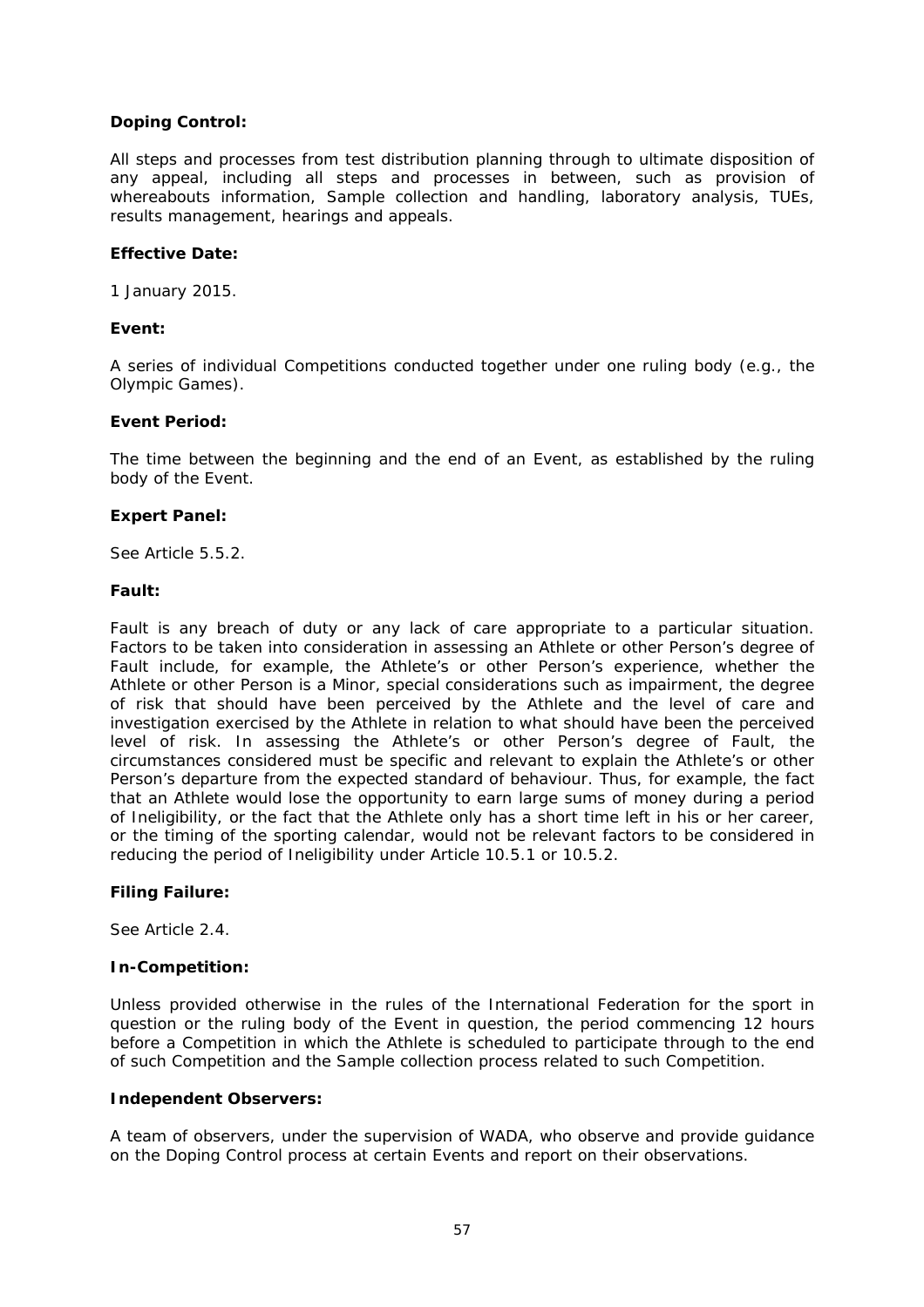**Doping Control:**

All steps and processes from test distribution planning through to ultimate disposition of any appeal, including all steps and processes in between, such as provision of whereabouts information, Sample collection and handling, laboratory analysis, TUEs, results management, hearings and appeals.

**Effective Date:**

1 January 2015.

**Event:**

A series of individual Competitions conducted together under one ruling body (e.g., the Olympic Games).

**Event Period:**

The time between the beginning and the end of an Event, as established by the ruling body of the Event.

**Expert Panel:**

See Article 5.5.2.

**Fault:**

Fault is any breach of duty or any lack of care appropriate to a particular situation. Factors to be taken into consideration in assessing an Athlete or other Person's degree of Fault include, for example, the Athlete's or other Person's experience, whether the Athlete or other Person is a Minor, special considerations such as impairment, the degree of risk that should have been perceived by the Athlete and the level of care and investigation exercised by the Athlete in relation to what should have been the perceived level of risk. In assessing the Athlete's or other Person's degree of Fault, the circumstances considered must be specific and relevant to explain the Athlete's or other Person's departure from the expected standard of behaviour. Thus, for example, the fact that an Athlete would lose the opportunity to earn large sums of money during a period of Ineligibility, or the fact that the Athlete only has a short time left in his or her career, or the timing of the sporting calendar, would not be relevant factors to be considered in reducing the period of Ineligibility under Article 10.5.1 or 10.5.2.

**Filing Failure:**

See Article 2.4.

**In-Competition:**

Unless provided otherwise in the rules of the International Federation for the sport in question or the ruling body of the Event in question, the period commencing 12 hours before a Competition in which the Athlete is scheduled to participate through to the end of such Competition and the Sample collection process related to such Competition.

**Independent Observers:**

A team of observers, under the supervision of WADA, who observe and provide guidance on the Doping Control process at certain Events and report on their observations.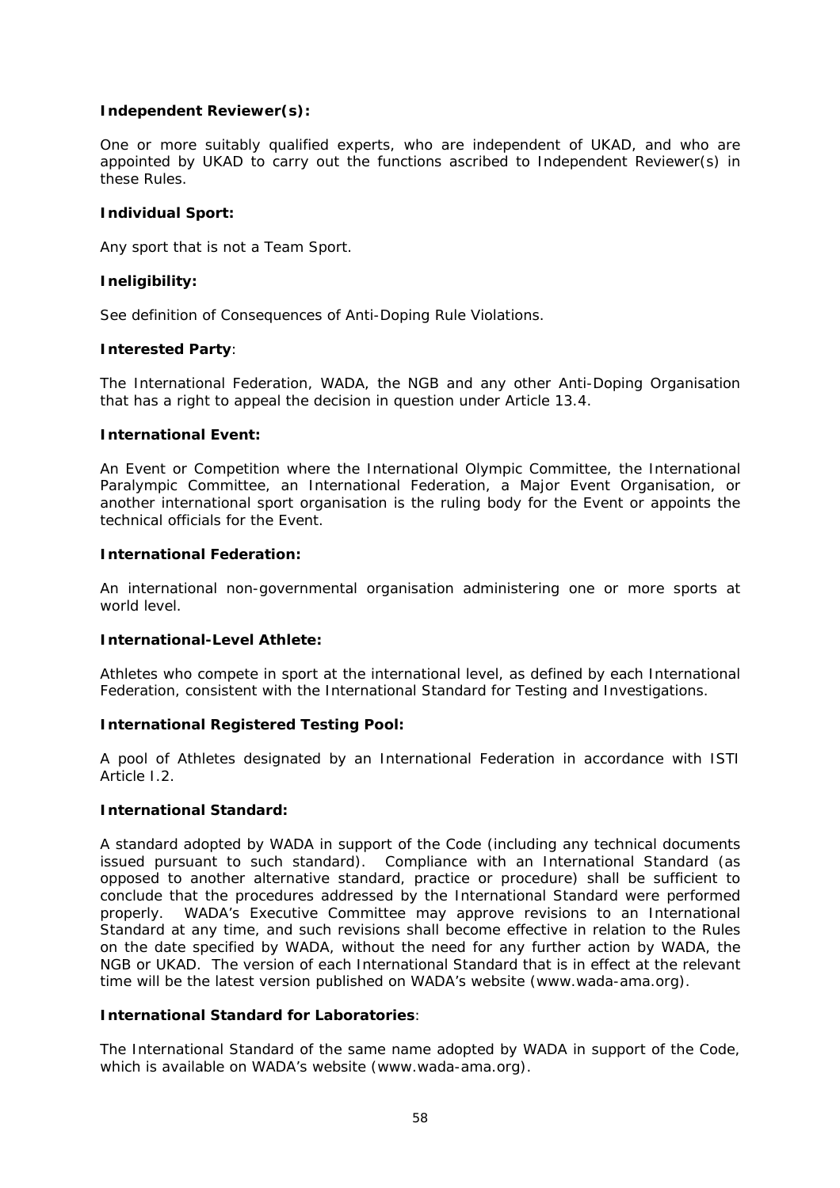**Independent Reviewer(s):**

One or more suitably qualified experts, who are independent of UKAD, and who are appointed by UKAD to carry out the functions ascribed to Independent Reviewer(s) in these Rules.

**Individual Sport:**

Any sport that is not a Team Sport.

**Ineligibility:**

See definition of Consequences of Anti-Doping Rule Violations.

**Interested Party**:

The International Federation, WADA, the NGB and any other Anti-Doping Organisation that has a right to appeal the decision in question under Article 13.4.

**International Event:**

An Event or Competition where the International Olympic Committee, the International Paralympic Committee, an International Federation, a Major Event Organisation, or another international sport organisation is the ruling body for the Event or appoints the technical officials for the Event.

**International Federation:**

An international non-governmental organisation administering one or more sports at world level.

**International-Level Athlete:**

Athletes who compete in sport at the international level, as defined by each International Federation, consistent with the International Standard for Testing and Investigations.

**International Registered Testing Pool:**

A pool of Athletes designated by an International Federation in accordance with ISTI Article I.2.

**International Standard:**

A standard adopted by WADA in support of the Code (including any technical documents issued pursuant to such standard). Compliance with an International Standard (as opposed to another alternative standard, practice or procedure) shall be sufficient to conclude that the procedures addressed by the International Standard were performed properly. WADA's Executive Committee may approve revisions to an International Standard at any time, and such revisions shall become effective in relation to the Rules on the date specified by WADA, without the need for any further action by WADA, the NGB or UKAD. The version of each International Standard that is in effect at the relevant time will be the latest version published on WADA's website (www.wada-ama.org).

**International Standard for Laboratories**:

The International Standard of the same name adopted by WADA in support of the Code, which is available on WADA's website (www.wada-ama.org).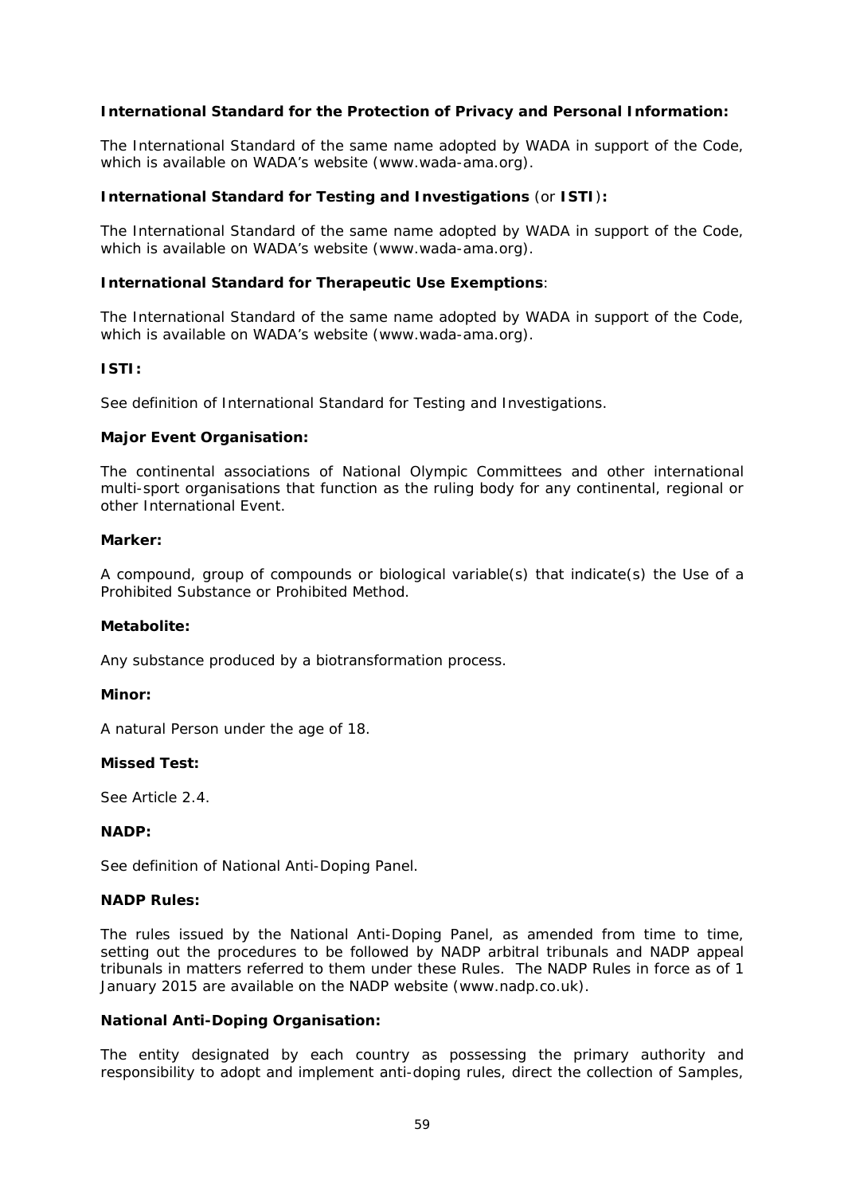**International Standard for the Protection of Privacy and Personal Information:**

The International Standard of the same name adopted by WADA in support of the Code, which is available on WADA's website (www.wada-ama.org).

**International Standard for Testing and Investigations** (or **ISTI**)**:**

The International Standard of the same name adopted by WADA in support of the Code, which is available on WADA's website (www.wada-ama.org).

**International Standard for Therapeutic Use Exemptions**:

The International Standard of the same name adopted by WADA in support of the Code, which is available on WADA's website (www.wada-ama.org).

**ISTI:**

See definition of International Standard for Testing and Investigations.

**Major Event Organisation:**

The continental associations of National Olympic Committees and other international multi-sport organisations that function as the ruling body for any continental, regional or other International Event.

**Marker:**

A compound, group of compounds or biological variable(s) that indicate(s) the Use of a Prohibited Substance or Prohibited Method.

**Metabolite:**

Any substance produced by a biotransformation process.

**Minor:**

A natural Person under the age of 18.

**Missed Test:**

See Article 2.4.

**NADP:**

See definition of National Anti-Doping Panel.

**NADP Rules:**

The rules issued by the National Anti-Doping Panel, as amended from time to time, setting out the procedures to be followed by NADP arbitral tribunals and NADP appeal tribunals in matters referred to them under these Rules. The NADP Rules in force as of 1 January 2015 are available on the NADP website (www.nadp.co.uk).

**National Anti-Doping Organisation:**

The entity designated by each country as possessing the primary authority and responsibility to adopt and implement anti-doping rules, direct the collection of Samples,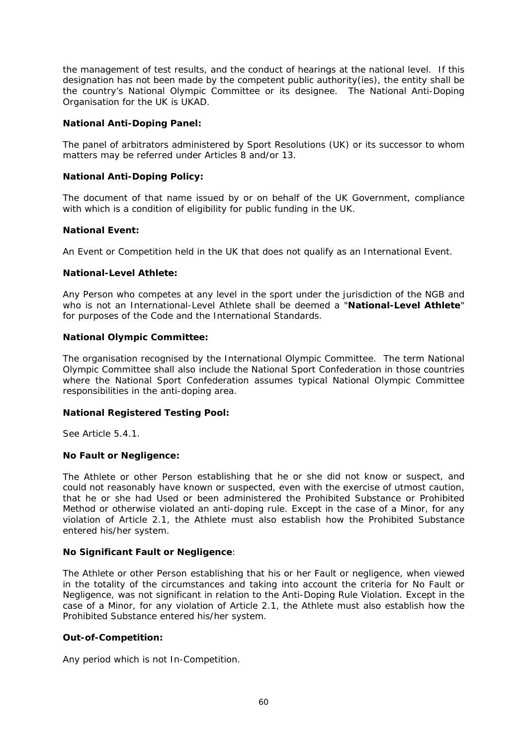the management of test results, and the conduct of hearings at the national level. If this designation has not been made by the competent public authority(ies), the entity shall be the country's National Olympic Committee or its designee. The National Anti-Doping Organisation for the UK is UKAD.

**National Anti-Doping Panel:**

The panel of arbitrators administered by Sport Resolutions (UK) or its successor to whom matters may be referred under Articles 8 and/or 13.

**National Anti-Doping Policy:**

The document of that name issued by or on behalf of the UK Government, compliance with which is a condition of eligibility for public funding in the UK.

**National Event:**

An Event or Competition held in the UK that does not qualify as an International Event.

**National-Level Athlete:**

Any Person who competes at any level in the sport under the jurisdiction of the NGB and who is not an International-Level Athlete shall be deemed a "**National-Level Athlete**" for purposes of the Code and the International Standards.

**National Olympic Committee:**

The organisation recognised by the International Olympic Committee. The term National Olympic Committee shall also include the National Sport Confederation in those countries where the National Sport Confederation assumes typical National Olympic Committee responsibilities in the anti-doping area.

**National Registered Testing Pool:**

See Article 5.4.1.

**No Fault or Negligence:**

The Athlete or other Person establishing that he or she did not know or suspect, and could not reasonably have known or suspected, even with the exercise of utmost caution, that he or she had Used or been administered the Prohibited Substance or Prohibited Method or otherwise violated an anti-doping rule. Except in the case of a Minor, for any violation of Article 2.1, the Athlete must also establish how the Prohibited Substance entered his/her system.

**No Significant Fault or Negligence**:

The Athlete or other Person establishing that his or her Fault or negligence, when viewed in the totality of the circumstances and taking into account the criteria for No Fault or Negligence, was not significant in relation to the Anti-Doping Rule Violation. Except in the case of a Minor, for any violation of Article 2.1, the Athlete must also establish how the Prohibited Substance entered his/her system.

**Out-of-Competition:**

Any period which is not In-Competition.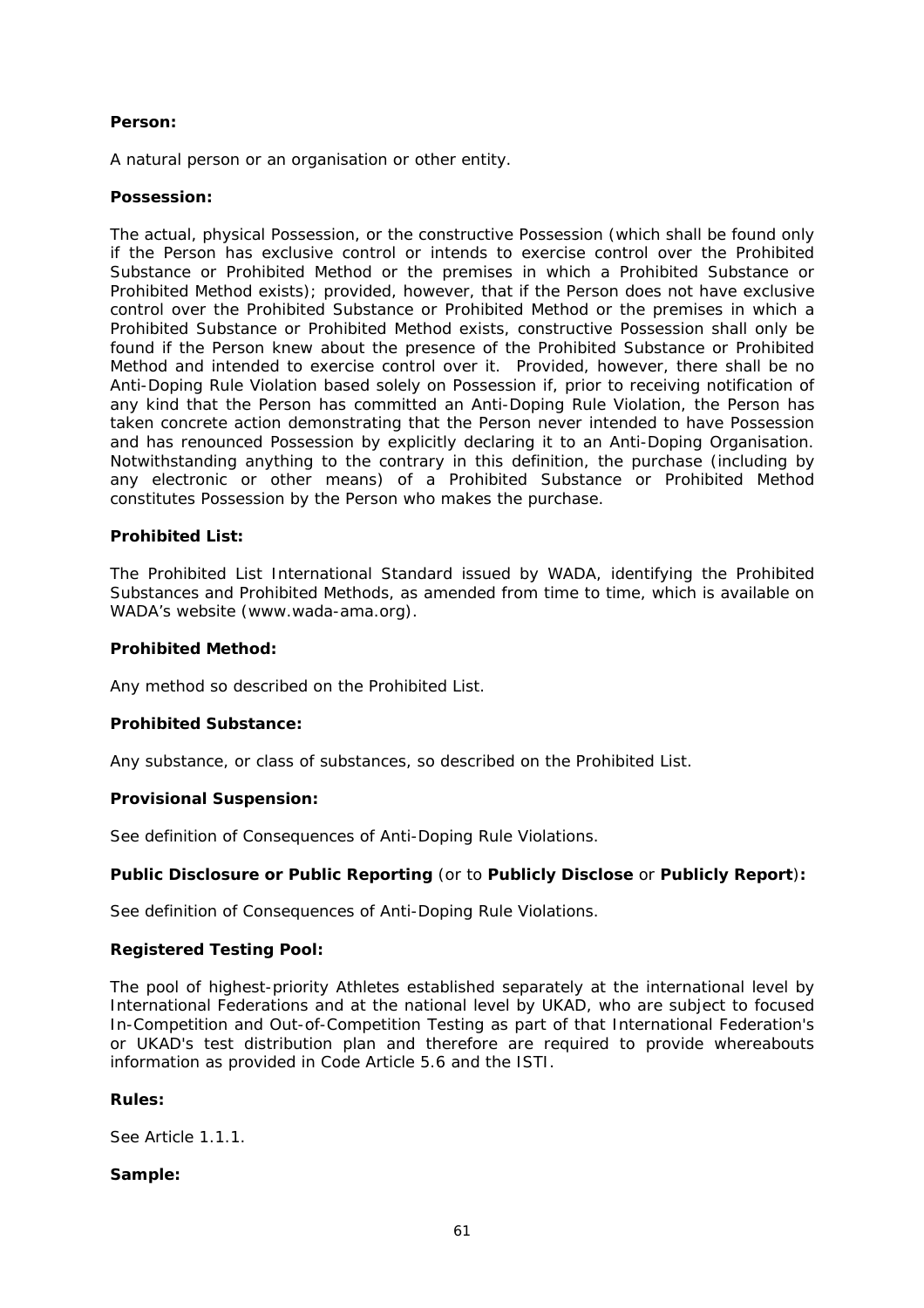**Person:**

A natural person or an organisation or other entity.

**Possession:**

The actual, physical Possession, or the constructive Possession (which shall be found only if the Person has exclusive control or intends to exercise control over the Prohibited Substance or Prohibited Method or the premises in which a Prohibited Substance or Prohibited Method exists); provided, however, that if the Person does not have exclusive control over the Prohibited Substance or Prohibited Method or the premises in which a Prohibited Substance or Prohibited Method exists, constructive Possession shall only be found if the Person knew about the presence of the Prohibited Substance or Prohibited Method and intended to exercise control over it. Provided, however, there shall be no Anti-Doping Rule Violation based solely on Possession if, prior to receiving notification of any kind that the Person has committed an Anti-Doping Rule Violation, the Person has taken concrete action demonstrating that the Person never intended to have Possession and has renounced Possession by explicitly declaring it to an Anti-Doping Organisation. Notwithstanding anything to the contrary in this definition, the purchase (including by any electronic or other means) of a Prohibited Substance or Prohibited Method constitutes Possession by the Person who makes the purchase.

**Prohibited List:**

The Prohibited List International Standard issued by WADA, identifying the Prohibited Substances and Prohibited Methods, as amended from time to time, which is available on WADA's website (www.wada-ama.org).

**Prohibited Method:**

Any method so described on the Prohibited List.

**Prohibited Substance:**

Any substance, or class of substances, so described on the Prohibited List.

**Provisional Suspension:**

See definition of Consequences of Anti-Doping Rule Violations.

**Public Disclosure or Public Reporting** (or to **Publicly Disclose** or **Publicly Report**)**:**

See definition of Consequences of Anti-Doping Rule Violations.

**Registered Testing Pool:**

The pool of highest-priority Athletes established separately at the international level by International Federations and at the national level by UKAD, who are subject to focused In-Competition and Out-of-Competition Testing as part of that International Federation's or UKAD's test distribution plan and therefore are required to provide whereabouts information as provided in Code Article 5.6 and the ISTI.

**Rules:**

See Article 1.1.1.

**Sample:**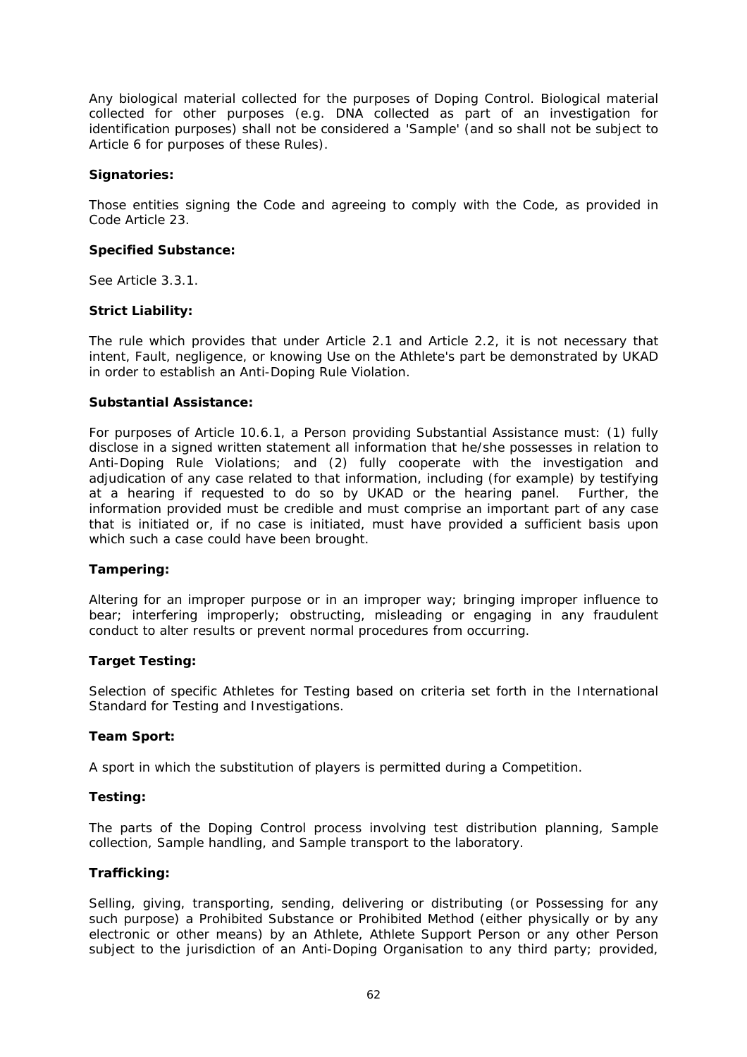Any biological material collected for the purposes of Doping Control. Biological material collected for other purposes (e.g. DNA collected as part of an investigation for identification purposes) shall not be considered a 'Sample' (and so shall not be subject to Article 6 for purposes of these Rules).

**Signatories:**

Those entities signing the Code and agreeing to comply with the Code, as provided in Code Article 23.

**Specified Substance:**

See Article 3.3.1.

**Strict Liability:**

The rule which provides that under Article 2.1 and Article 2.2, it is not necessary that intent, Fault, negligence, or knowing Use on the Athlete's part be demonstrated by UKAD in order to establish an Anti-Doping Rule Violation.

**Substantial Assistance:**

For purposes of Article 10.6.1, a Person providing Substantial Assistance must: (1) fully disclose in a signed written statement all information that he/she possesses in relation to Anti-Doping Rule Violations; and (2) fully cooperate with the investigation and adjudication of any case related to that information, including (for example) by testifying at a hearing if requested to do so by UKAD or the hearing panel. Further, the information provided must be credible and must comprise an important part of any case that is initiated or, if no case is initiated, must have provided a sufficient basis upon which such a case could have been brought.

**Tampering:**

Altering for an improper purpose or in an improper way; bringing improper influence to bear; interfering improperly; obstructing, misleading or engaging in any fraudulent conduct to alter results or prevent normal procedures from occurring.

**Target Testing:**

Selection of specific Athletes for Testing based on criteria set forth in the International Standard for Testing and Investigations.

**Team Sport:**

A sport in which the substitution of players is permitted during a Competition.

**Testing:**

The parts of the Doping Control process involving test distribution planning, Sample collection, Sample handling, and Sample transport to the laboratory.

**Trafficking:**

Selling, giving, transporting, sending, delivering or distributing (or Possessing for any such purpose) a Prohibited Substance or Prohibited Method (either physically or by any electronic or other means) by an Athlete, Athlete Support Person or any other Person subject to the jurisdiction of an Anti-Doping Organisation to any third party; provided,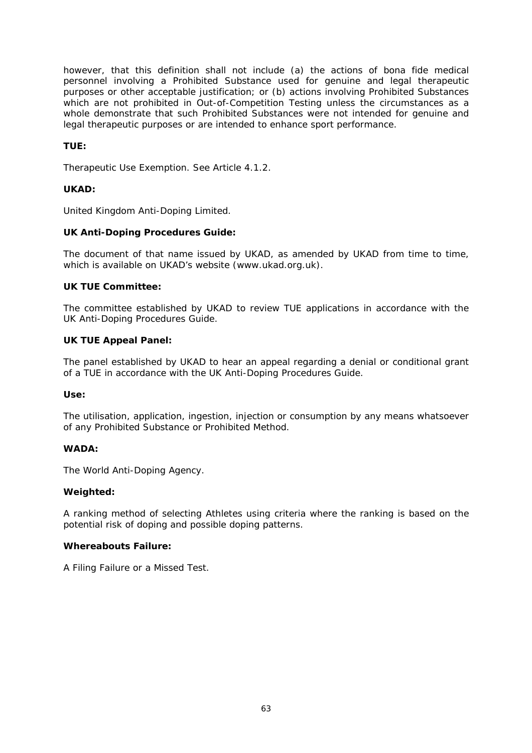however, that this definition shall not include (a) the actions of bona fide medical personnel involving a Prohibited Substance used for genuine and legal therapeutic purposes or other acceptable justification; or (b) actions involving Prohibited Substances which are not prohibited in Out-of-Competition Testing unless the circumstances as a whole demonstrate that such Prohibited Substances were not intended for genuine and legal therapeutic purposes or are intended to enhance sport performance.

**TUE:**

Therapeutic Use Exemption. See Article 4.1.2.

**UKAD:**

United Kingdom Anti-Doping Limited.

**UK Anti-Doping Procedures Guide:**

The document of that name issued by UKAD, as amended by UKAD from time to time, which is available on UKAD's website (www.ukad.org.uk).

**UK TUE Committee:**

The committee established by UKAD to review TUE applications in accordance with the UK Anti-Doping Procedures Guide.

**UK TUE Appeal Panel:**

The panel established by UKAD to hear an appeal regarding a denial or conditional grant of a TUE in accordance with the UK Anti-Doping Procedures Guide.

**Use:**

The utilisation, application, ingestion, injection or consumption by any means whatsoever of any Prohibited Substance or Prohibited Method.

**WADA:**

The World Anti-Doping Agency.

**Weighted:**

A ranking method of selecting Athletes using criteria where the ranking is based on the potential risk of doping and possible doping patterns.

**Whereabouts Failure:**

A Filing Failure or a Missed Test.